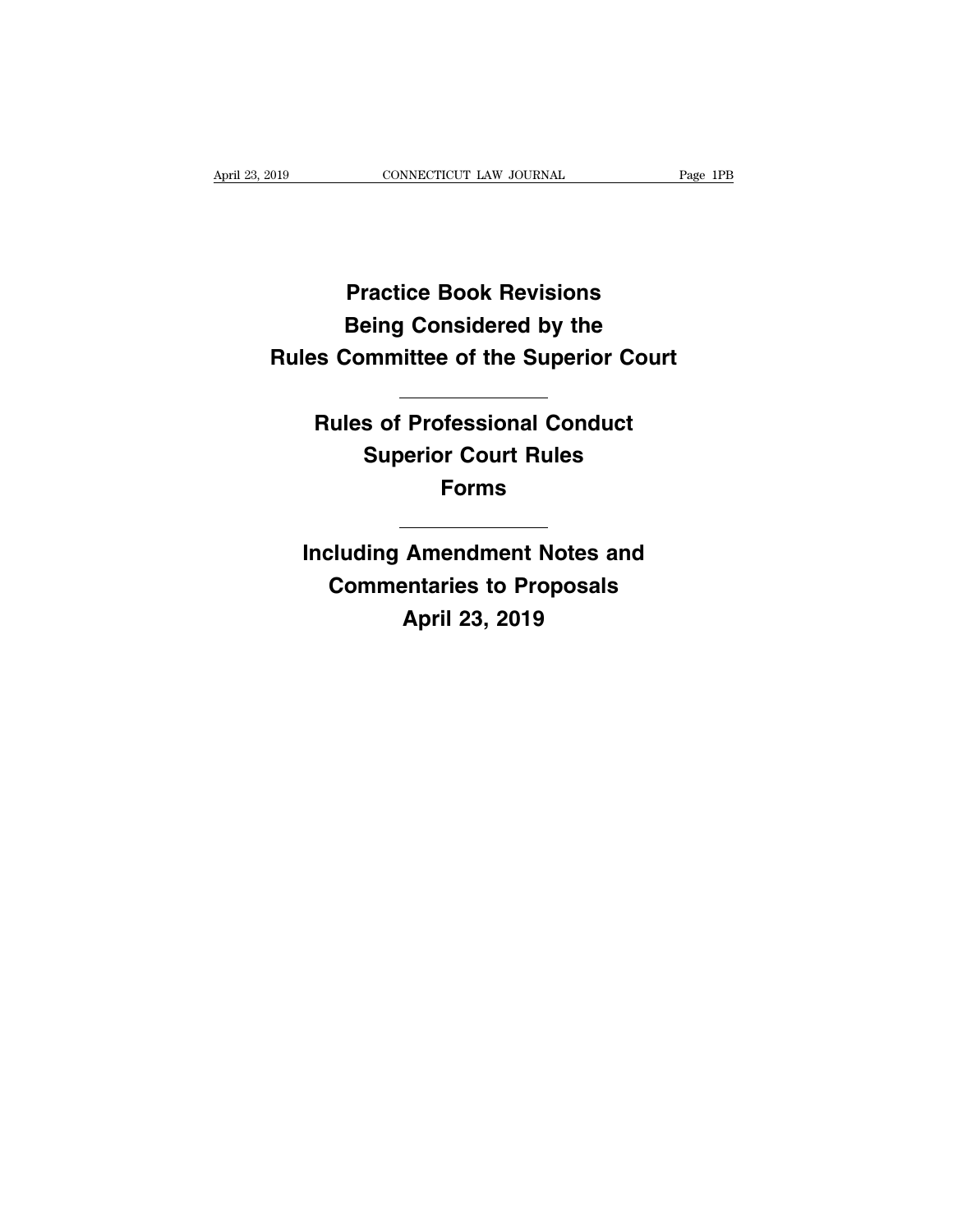# Practice Book Revisions Being Considered by the Rules Committee of the Superior Court

---

## Rules of Professional Conduct
## Superior Court Rules
## Forms

---

## Including Amendment Notes and Commentaries to Proposals
## April 23, 2019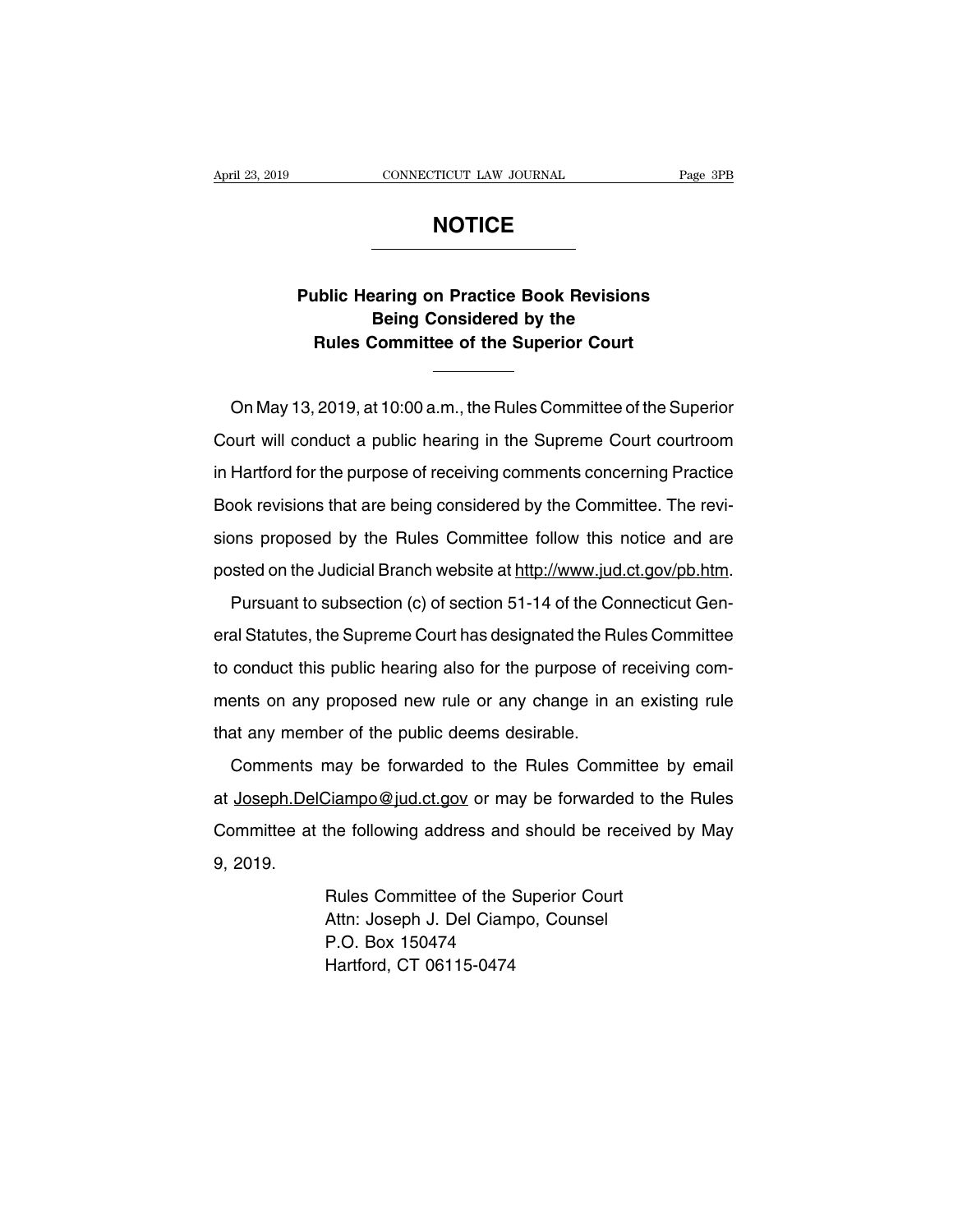# NOTICE

## Public Hearing on Practice Book Revisions Being Considered by the Rules Committee of the Superior Court

On May 13, 2019, at 10:00 a.m., the Rules Committee of the Superior Court will conduct a public hearing in the Supreme Court courtroom in Hartford for the purpose of receiving comments concerning Practice Book revisions that are being considered by the Committee. The revisions proposed by the Rules Committee follow this notice and are posted on the Judicial Branch website at http://www.jud.ct.gov/pb.htm.

Pursuant to subsection (c) of section 51-14 of the Connecticut General Statutes, the Supreme Court has designated the Rules Committee to conduct this public hearing also for the purpose of receiving comments on any proposed new rule or any change in an existing rule that any member of the public deems desirable.

Comments may be forwarded to the Rules Committee by email at Joseph.DelCiampo@jud.ct.gov or may be forwarded to the Rules Committee at the following address and should be received by May 9, 2019.

Rules Committee of the Superior Court
Attn: Joseph J. Del Ciampo, Counsel
P.O. Box 150474
Hartford, CT 06115-0474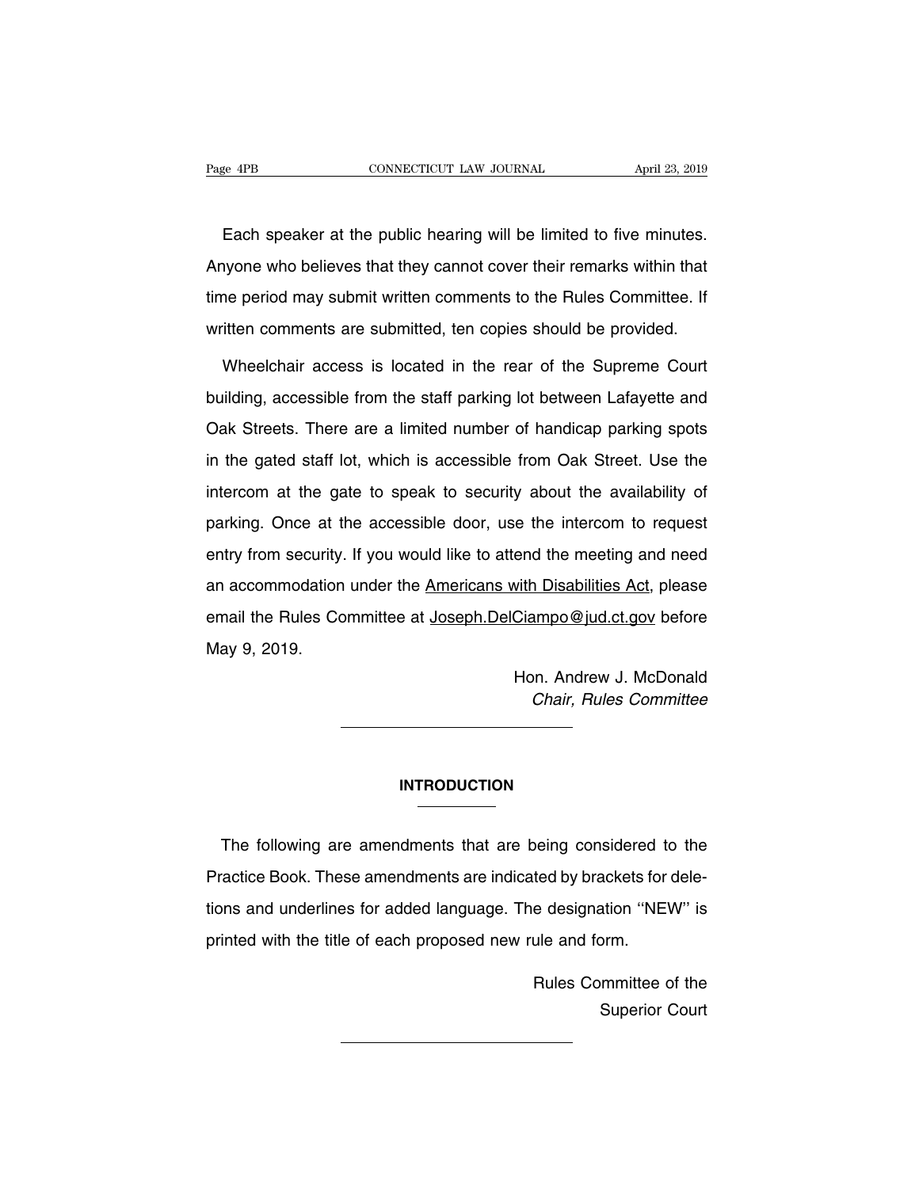Each speaker at the public hearing will be limited to five minutes. Anyone who believes that they cannot cover their remarks within that time period may submit written comments to the Rules Committee. If written comments are submitted, ten copies should be provided.

Wheelchair access is located in the rear of the Supreme Court building, accessible from the staff parking lot between Lafayette and Oak Streets. There are a limited number of handicap parking spots in the gated staff lot, which is accessible from Oak Street. Use the intercom at the gate to speak to security about the availability of parking. Once at the accessible door, use the intercom to request entry from security. If you would like to attend the meeting and need an accommodation under the Americans with Disabilities Act, please email the Rules Committee at Joseph.DelCiampo@jud.ct.gov before May 9, 2019.

Hon. Andrew J. McDonald
*Chair, Rules Committee*

---

## INTRODUCTION

The following are amendments that are being considered to the Practice Book. These amendments are indicated by brackets for deletions and underlines for added language. The designation ''NEW'' is printed with the title of each proposed new rule and form.

Rules Committee of the
Superior Court

---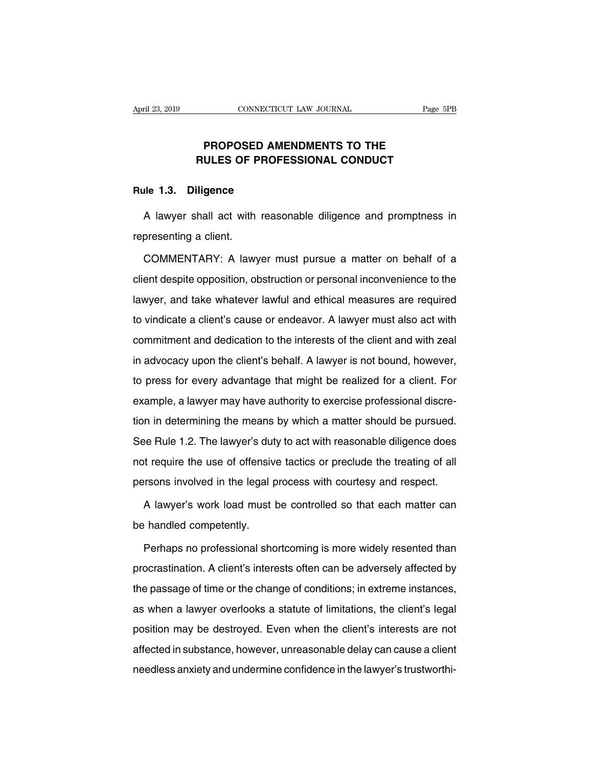# PROPOSED AMENDMENTS TO THE RULES OF PROFESSIONAL CONDUCT

## Rule 1.3. Diligence

A lawyer shall act with reasonable diligence and promptness in representing a client.

COMMENTARY: A lawyer must pursue a matter on behalf of a client despite opposition, obstruction or personal inconvenience to the lawyer, and take whatever lawful and ethical measures are required to vindicate a client's cause or endeavor. A lawyer must also act with commitment and dedication to the interests of the client and with zeal in advocacy upon the client's behalf. A lawyer is not bound, however, to press for every advantage that might be realized for a client. For example, a lawyer may have authority to exercise professional discretion in determining the means by which a matter should be pursued. See Rule 1.2. The lawyer's duty to act with reasonable diligence does not require the use of offensive tactics or preclude the treating of all persons involved in the legal process with courtesy and respect.

A lawyer's work load must be controlled so that each matter can be handled competently.

Perhaps no professional shortcoming is more widely resented than procrastination. A client's interests often can be adversely affected by the passage of time or the change of conditions; in extreme instances, as when a lawyer overlooks a statute of limitations, the client's legal position may be destroyed. Even when the client's interests are not affected in substance, however, unreasonable delay can cause a client needless anxiety and undermine confidence in the lawyer's trustworthi-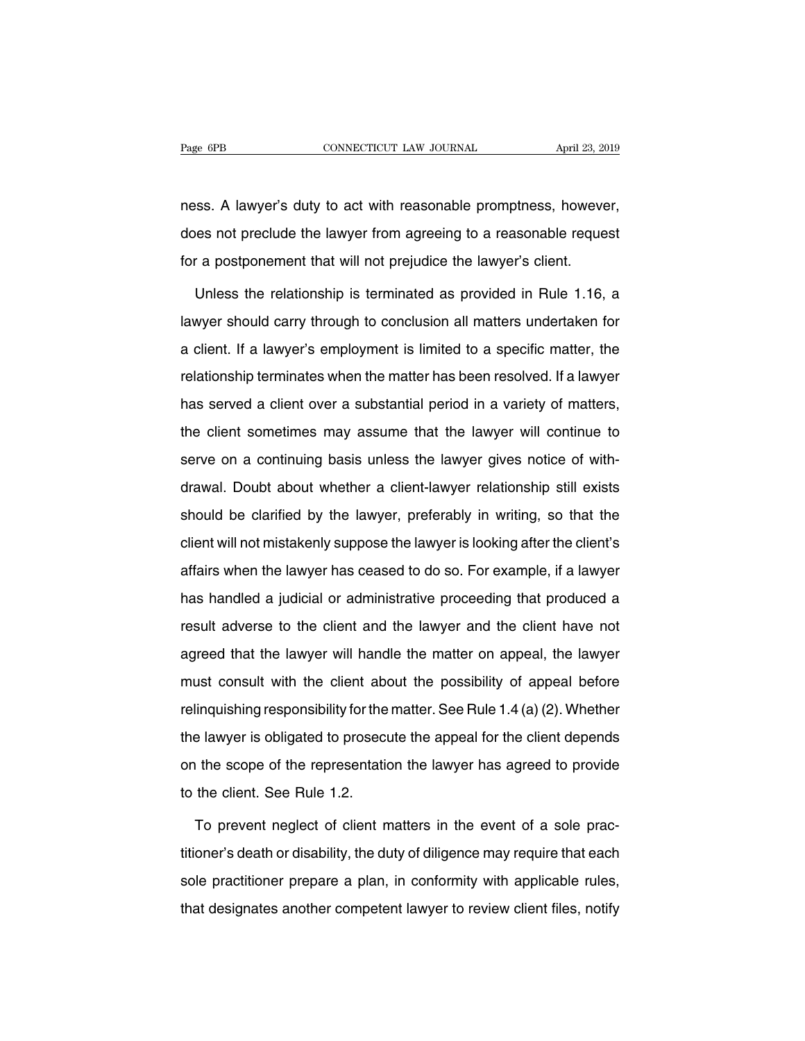ness. A lawyer's duty to act with reasonable promptness, however, does not preclude the lawyer from agreeing to a reasonable request for a postponement that will not prejudice the lawyer's client.

Unless the relationship is terminated as provided in Rule 1.16, a lawyer should carry through to conclusion all matters undertaken for a client. If a lawyer's employment is limited to a specific matter, the relationship terminates when the matter has been resolved. If a lawyer has served a client over a substantial period in a variety of matters, the client sometimes may assume that the lawyer will continue to serve on a continuing basis unless the lawyer gives notice of withdrawal. Doubt about whether a client-lawyer relationship still exists should be clarified by the lawyer, preferably in writing, so that the client will not mistakenly suppose the lawyer is looking after the client's affairs when the lawyer has ceased to do so. For example, if a lawyer has handled a judicial or administrative proceeding that produced a result adverse to the client and the lawyer and the client have not agreed that the lawyer will handle the matter on appeal, the lawyer must consult with the client about the possibility of appeal before relinquishing responsibility for the matter. See Rule 1.4 (a) (2). Whether the lawyer is obligated to prosecute the appeal for the client depends on the scope of the representation the lawyer has agreed to provide to the client. See Rule 1.2.

To prevent neglect of client matters in the event of a sole practitioner's death or disability, the duty of diligence may require that each sole practitioner prepare a plan, in conformity with applicable rules, that designates another competent lawyer to review client files, notify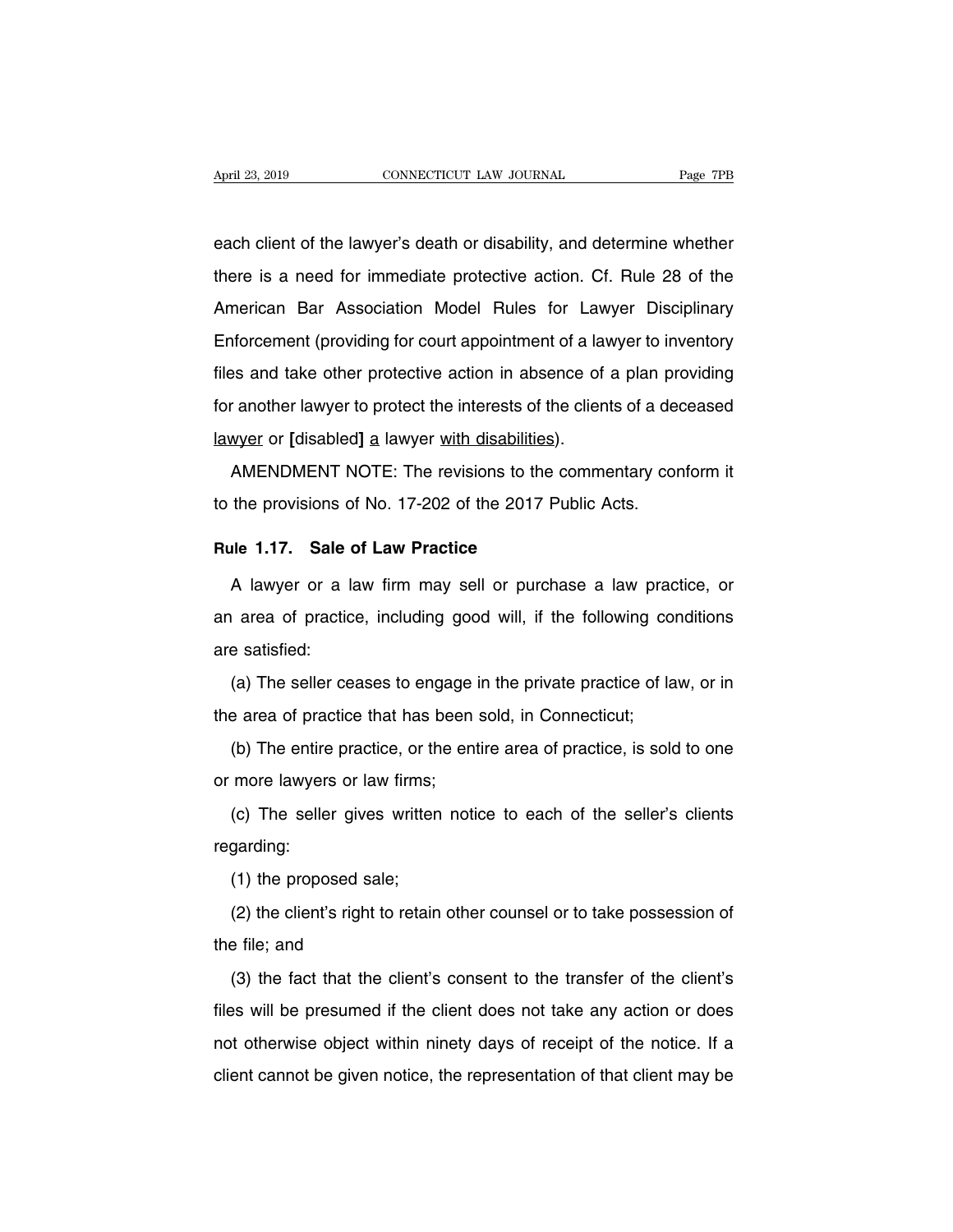each client of the lawyer's death or disability, and determine whether there is a need for immediate protective action. Cf. Rule 28 of the American Bar Association Model Rules for Lawyer Disciplinary Enforcement (providing for court appointment of a lawyer to inventory files and take other protective action in absence of a plan providing for another lawyer to protect the interests of the clients of a deceased lawyer or [disabled] a lawyer with disabilities).

AMENDMENT NOTE: The revisions to the commentary conform it to the provisions of No. 17-202 of the 2017 Public Acts.

## Rule 1.17. Sale of Law Practice

A lawyer or a law firm may sell or purchase a law practice, or an area of practice, including good will, if the following conditions are satisfied:

(a) The seller ceases to engage in the private practice of law, or in the area of practice that has been sold, in Connecticut;

(b) The entire practice, or the entire area of practice, is sold to one or more lawyers or law firms;

(c) The seller gives written notice to each of the seller's clients regarding:

(1) the proposed sale;

(2) the client's right to retain other counsel or to take possession of the file; and

(3) the fact that the client's consent to the transfer of the client's files will be presumed if the client does not take any action or does not otherwise object within ninety days of receipt of the notice. If a client cannot be given notice, the representation of that client may be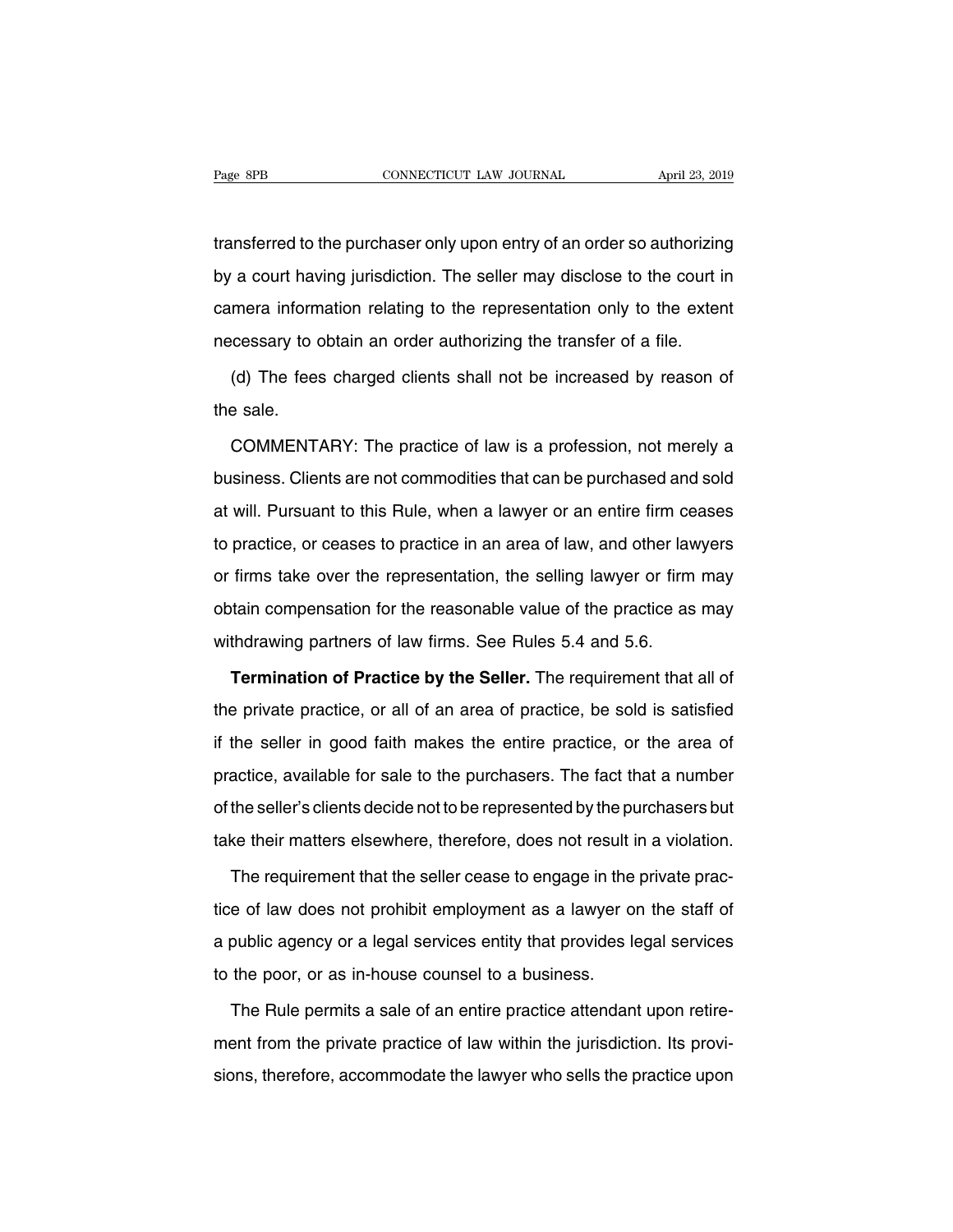transferred to the purchaser only upon entry of an order so authorizing by a court having jurisdiction. The seller may disclose to the court in camera information relating to the representation only to the extent necessary to obtain an order authorizing the transfer of a file.

(d) The fees charged clients shall not be increased by reason of the sale.

COMMENTARY: The practice of law is a profession, not merely a business. Clients are not commodities that can be purchased and sold at will. Pursuant to this Rule, when a lawyer or an entire firm ceases to practice, or ceases to practice in an area of law, and other lawyers or firms take over the representation, the selling lawyer or firm may obtain compensation for the reasonable value of the practice as may withdrawing partners of law firms. See Rules 5.4 and 5.6.

**Termination of Practice by the Seller.** The requirement that all of the private practice, or all of an area of practice, be sold is satisfied if the seller in good faith makes the entire practice, or the area of practice, available for sale to the purchasers. The fact that a number of the seller's clients decide not to be represented by the purchasers but take their matters elsewhere, therefore, does not result in a violation.

The requirement that the seller cease to engage in the private practice of law does not prohibit employment as a lawyer on the staff of a public agency or a legal services entity that provides legal services to the poor, or as in-house counsel to a business.

The Rule permits a sale of an entire practice attendant upon retirement from the private practice of law within the jurisdiction. Its provisions, therefore, accommodate the lawyer who sells the practice upon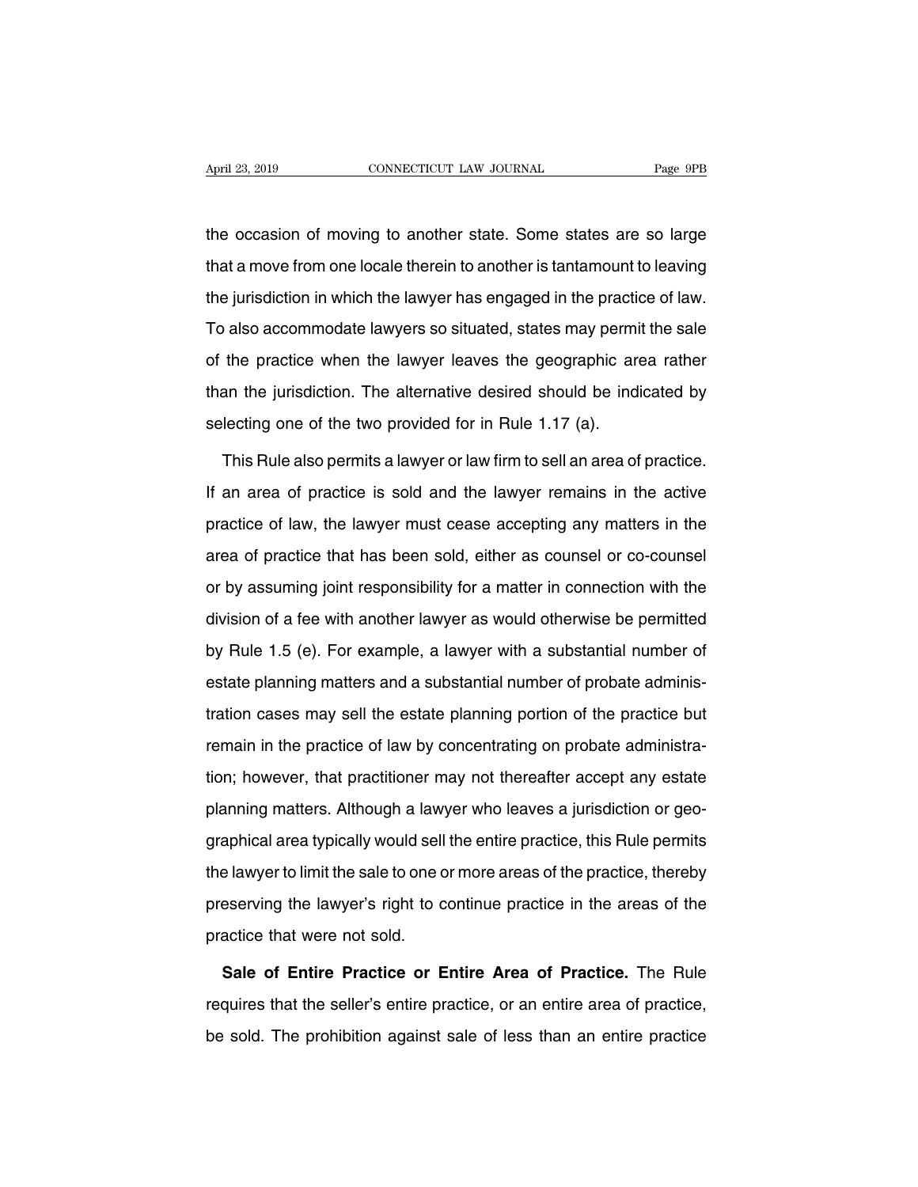the occasion of moving to another state. Some states are so large that a move from one locale therein to another is tantamount to leaving the jurisdiction in which the lawyer has engaged in the practice of law. To also accommodate lawyers so situated, states may permit the sale of the practice when the lawyer leaves the geographic area rather than the jurisdiction. The alternative desired should be indicated by selecting one of the two provided for in Rule 1.17 (a).

This Rule also permits a lawyer or law firm to sell an area of practice. If an area of practice is sold and the lawyer remains in the active practice of law, the lawyer must cease accepting any matters in the area of practice that has been sold, either as counsel or co-counsel or by assuming joint responsibility for a matter in connection with the division of a fee with another lawyer as would otherwise be permitted by Rule 1.5 (e). For example, a lawyer with a substantial number of estate planning matters and a substantial number of probate administration cases may sell the estate planning portion of the practice but remain in the practice of law by concentrating on probate administration; however, that practitioner may not thereafter accept any estate planning matters. Although a lawyer who leaves a jurisdiction or geographical area typically would sell the entire practice, this Rule permits the lawyer to limit the sale to one or more areas of the practice, thereby preserving the lawyer's right to continue practice in the areas of the practice that were not sold.

**Sale of Entire Practice or Entire Area of Practice.** The Rule requires that the seller's entire practice, or an entire area of practice, be sold. The prohibition against sale of less than an entire practice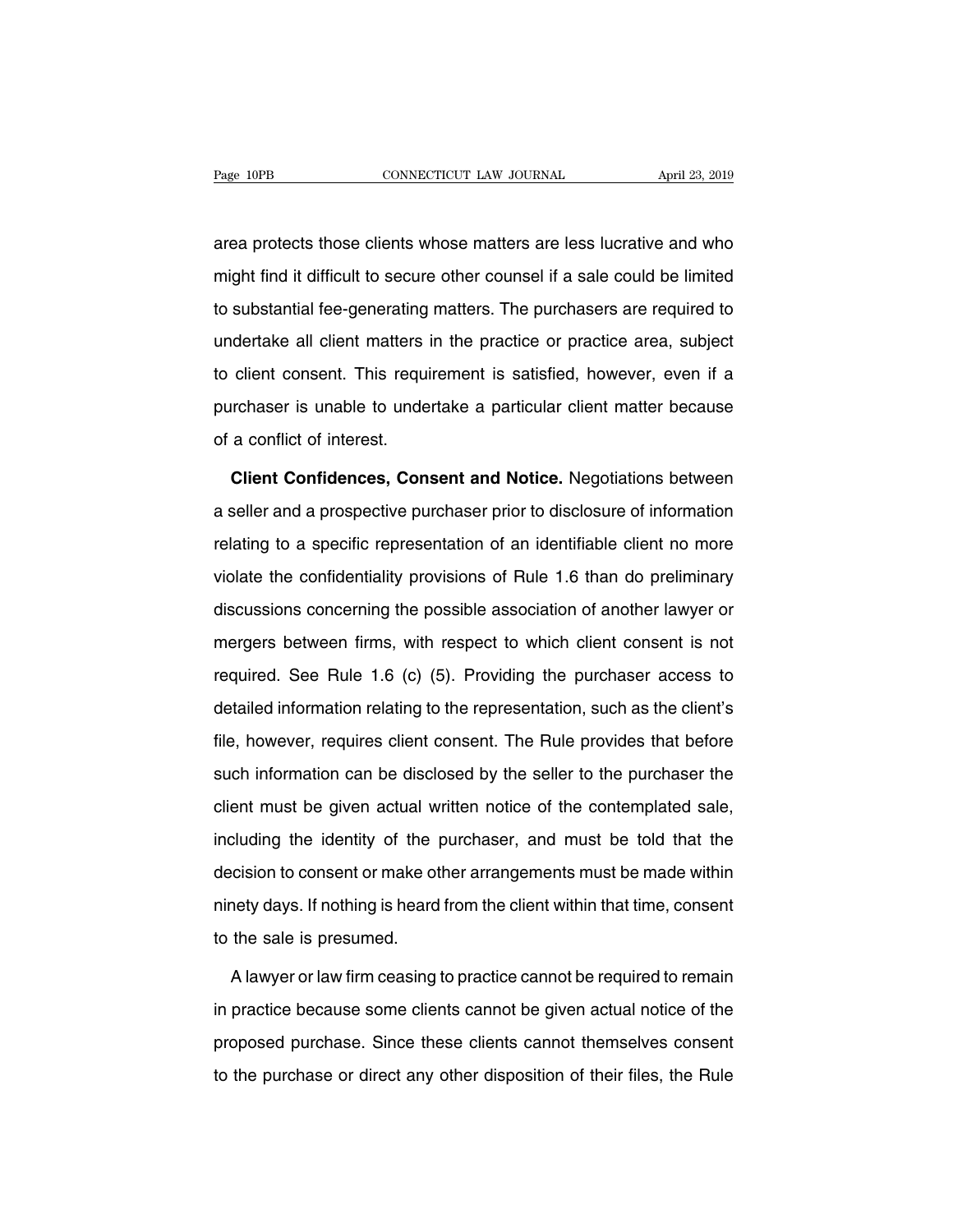area protects those clients whose matters are less lucrative and who might find it difficult to secure other counsel if a sale could be limited to substantial fee-generating matters. The purchasers are required to undertake all client matters in the practice or practice area, subject to client consent. This requirement is satisfied, however, even if a purchaser is unable to undertake a particular client matter because of a conflict of interest.

**Client Confidences, Consent and Notice.** Negotiations between a seller and a prospective purchaser prior to disclosure of information relating to a specific representation of an identifiable client no more violate the confidentiality provisions of Rule 1.6 than do preliminary discussions concerning the possible association of another lawyer or mergers between firms, with respect to which client consent is not required. See Rule 1.6 (c) (5). Providing the purchaser access to detailed information relating to the representation, such as the client's file, however, requires client consent. The Rule provides that before such information can be disclosed by the seller to the purchaser the client must be given actual written notice of the contemplated sale, including the identity of the purchaser, and must be told that the decision to consent or make other arrangements must be made within ninety days. If nothing is heard from the client within that time, consent to the sale is presumed.

A lawyer or law firm ceasing to practice cannot be required to remain in practice because some clients cannot be given actual notice of the proposed purchase. Since these clients cannot themselves consent to the purchase or direct any other disposition of their files, the Rule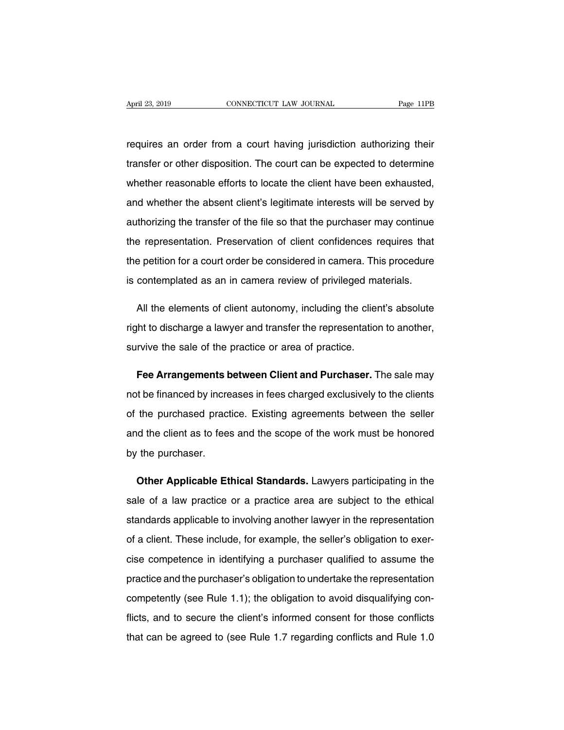requires an order from a court having jurisdiction authorizing their transfer or other disposition. The court can be expected to determine whether reasonable efforts to locate the client have been exhausted, and whether the absent client's legitimate interests will be served by authorizing the transfer of the file so that the purchaser may continue the representation. Preservation of client confidences requires that the petition for a court order be considered in camera. This procedure is contemplated as an in camera review of privileged materials.

All the elements of client autonomy, including the client's absolute right to discharge a lawyer and transfer the representation to another, survive the sale of the practice or area of practice.

**Fee Arrangements between Client and Purchaser.** The sale may not be financed by increases in fees charged exclusively to the clients of the purchased practice. Existing agreements between the seller and the client as to fees and the scope of the work must be honored by the purchaser.

**Other Applicable Ethical Standards.** Lawyers participating in the sale of a law practice or a practice area are subject to the ethical standards applicable to involving another lawyer in the representation of a client. These include, for example, the seller's obligation to exercise competence in identifying a purchaser qualified to assume the practice and the purchaser's obligation to undertake the representation competently (see Rule 1.1); the obligation to avoid disqualifying conflicts, and to secure the client's informed consent for those conflicts that can be agreed to (see Rule 1.7 regarding conflicts and Rule 1.0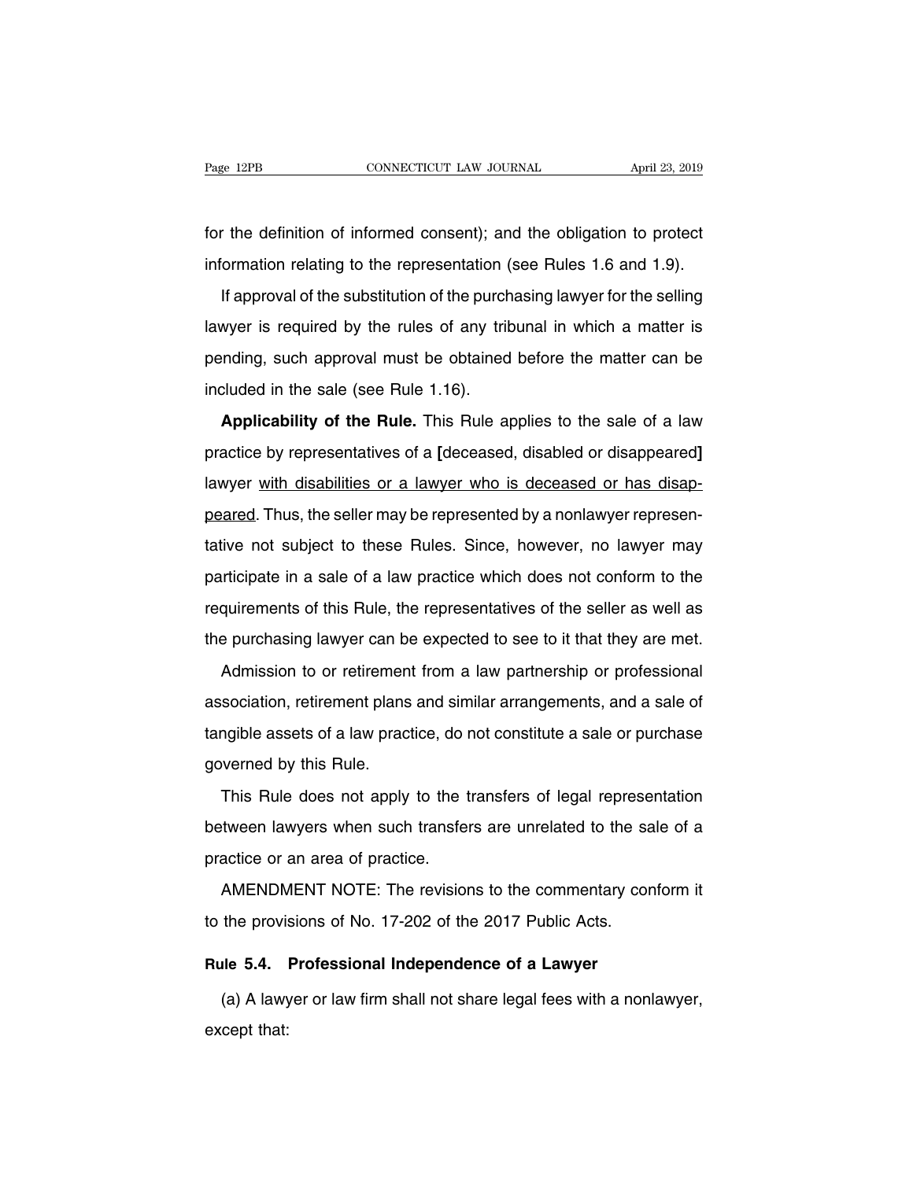for the definition of informed consent); and the obligation to protect information relating to the representation (see Rules 1.6 and 1.9).

If approval of the substitution of the purchasing lawyer for the selling lawyer is required by the rules of any tribunal in which a matter is pending, such approval must be obtained before the matter can be included in the sale (see Rule 1.16).

**Applicability of the Rule.** This Rule applies to the sale of a law practice by representatives of a **[**deceased, disabled or disappeared**]** lawyer <u>with disabilities or a lawyer who is deceased or has disappeared</u>. Thus, the seller may be represented by a nonlawyer representative not subject to these Rules. Since, however, no lawyer may participate in a sale of a law practice which does not conform to the requirements of this Rule, the representatives of the seller as well as the purchasing lawyer can be expected to see to it that they are met.

Admission to or retirement from a law partnership or professional association, retirement plans and similar arrangements, and a sale of tangible assets of a law practice, do not constitute a sale or purchase governed by this Rule.

This Rule does not apply to the transfers of legal representation between lawyers when such transfers are unrelated to the sale of a practice or an area of practice.

AMENDMENT NOTE: The revisions to the commentary conform it to the provisions of No. 17-202 of the 2017 Public Acts.

## Rule 5.4. Professional Independence of a Lawyer

(a) A lawyer or law firm shall not share legal fees with a nonlawyer, except that: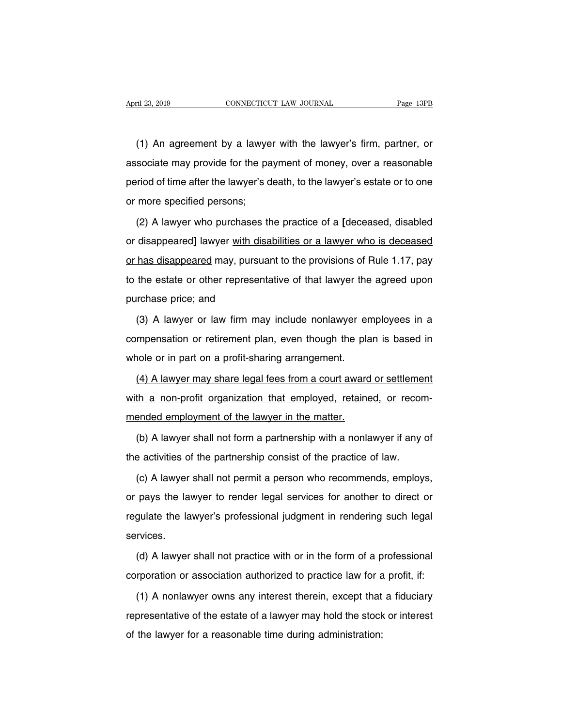(1) An agreement by a lawyer with the lawyer's firm, partner, or associate may provide for the payment of money, over a reasonable period of time after the lawyer's death, to the lawyer's estate or to one or more specified persons;

(2) A lawyer who purchases the practice of a [deceased, disabled or disappeared] lawyer <u>with disabilities or a lawyer who is deceased or has disappeared</u> may, pursuant to the provisions of Rule 1.17, pay to the estate or other representative of that lawyer the agreed upon purchase price; and

(3) A lawyer or law firm may include nonlawyer employees in a compensation or retirement plan, even though the plan is based in whole or in part on a profit-sharing arrangement.

<u>(4) A lawyer may share legal fees from a court award or settlement with a non-profit organization that employed, retained, or recommended employment of the lawyer in the matter.</u>

(b) A lawyer shall not form a partnership with a nonlawyer if any of the activities of the partnership consist of the practice of law.

(c) A lawyer shall not permit a person who recommends, employs, or pays the lawyer to render legal services for another to direct or regulate the lawyer's professional judgment in rendering such legal services.

(d) A lawyer shall not practice with or in the form of a professional corporation or association authorized to practice law for a profit, if:

(1) A nonlawyer owns any interest therein, except that a fiduciary representative of the estate of a lawyer may hold the stock or interest of the lawyer for a reasonable time during administration;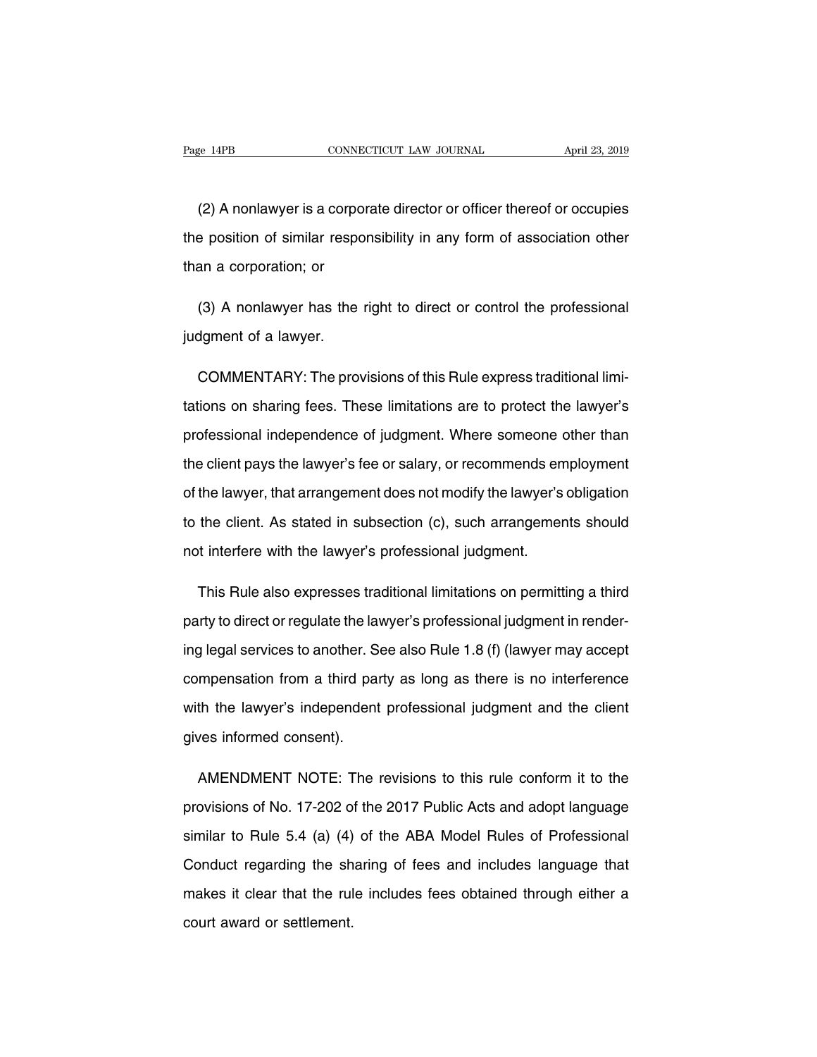(2) A nonlawyer is a corporate director or officer thereof or occupies the position of similar responsibility in any form of association other than a corporation; or

(3) A nonlawyer has the right to direct or control the professional judgment of a lawyer.

COMMENTARY: The provisions of this Rule express traditional limitations on sharing fees. These limitations are to protect the lawyer's professional independence of judgment. Where someone other than the client pays the lawyer's fee or salary, or recommends employment of the lawyer, that arrangement does not modify the lawyer's obligation to the client. As stated in subsection (c), such arrangements should not interfere with the lawyer's professional judgment.

This Rule also expresses traditional limitations on permitting a third party to direct or regulate the lawyer's professional judgment in rendering legal services to another. See also Rule 1.8 (f) (lawyer may accept compensation from a third party as long as there is no interference with the lawyer's independent professional judgment and the client gives informed consent).

AMENDMENT NOTE: The revisions to this rule conform it to the provisions of No. 17-202 of the 2017 Public Acts and adopt language similar to Rule 5.4 (a) (4) of the ABA Model Rules of Professional Conduct regarding the sharing of fees and includes language that makes it clear that the rule includes fees obtained through either a court award or settlement.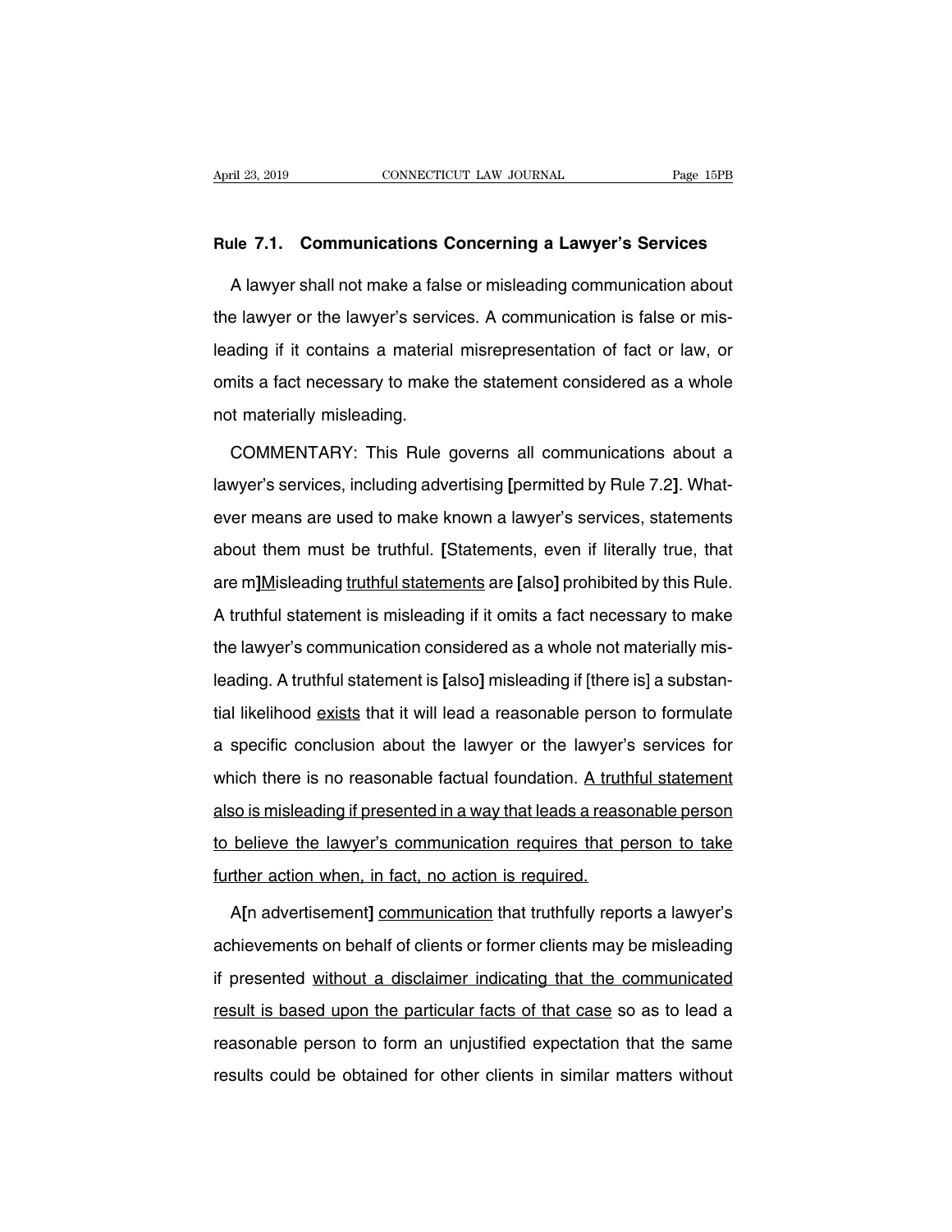**Rule 7.1. Communications Concerning a Lawyer's Services**

A lawyer shall not make a false or misleading communication about the lawyer or the lawyer's services. A communication is false or misleading if it contains a material misrepresentation of fact or law, or omits a fact necessary to make the statement considered as a whole not materially misleading.

COMMENTARY: This Rule governs all communications about a lawyer's services, including advertising **[**permitted by Rule 7.2**]**. Whatever means are used to make known a lawyer's services, statements about them must be truthful. **[**Statements, even if literally true, that are m**]**<u>M</u>isleading <u>truthful statements</u> are **[**also**]** prohibited by this Rule. A truthful statement is misleading if it omits a fact necessary to make the lawyer's communication considered as a whole not materially misleading. A truthful statement is **[**also**]** misleading if [there is] a substantial likelihood <u>exists</u> that it will lead a reasonable person to formulate a specific conclusion about the lawyer or the lawyer's services for which there is no reasonable factual foundation. <u>A truthful statement also is misleading if presented in a way that leads a reasonable person to believe the lawyer's communication requires that person to take further action when, in fact, no action is required.</u>

A**[**n advertisement**]** <u>communication</u> that truthfully reports a lawyer's achievements on behalf of clients or former clients may be misleading if presented <u>without a disclaimer indicating that the communicated result is based upon the particular facts of that case</u> so as to lead a reasonable person to form an unjustified expectation that the same results could be obtained for other clients in similar matters without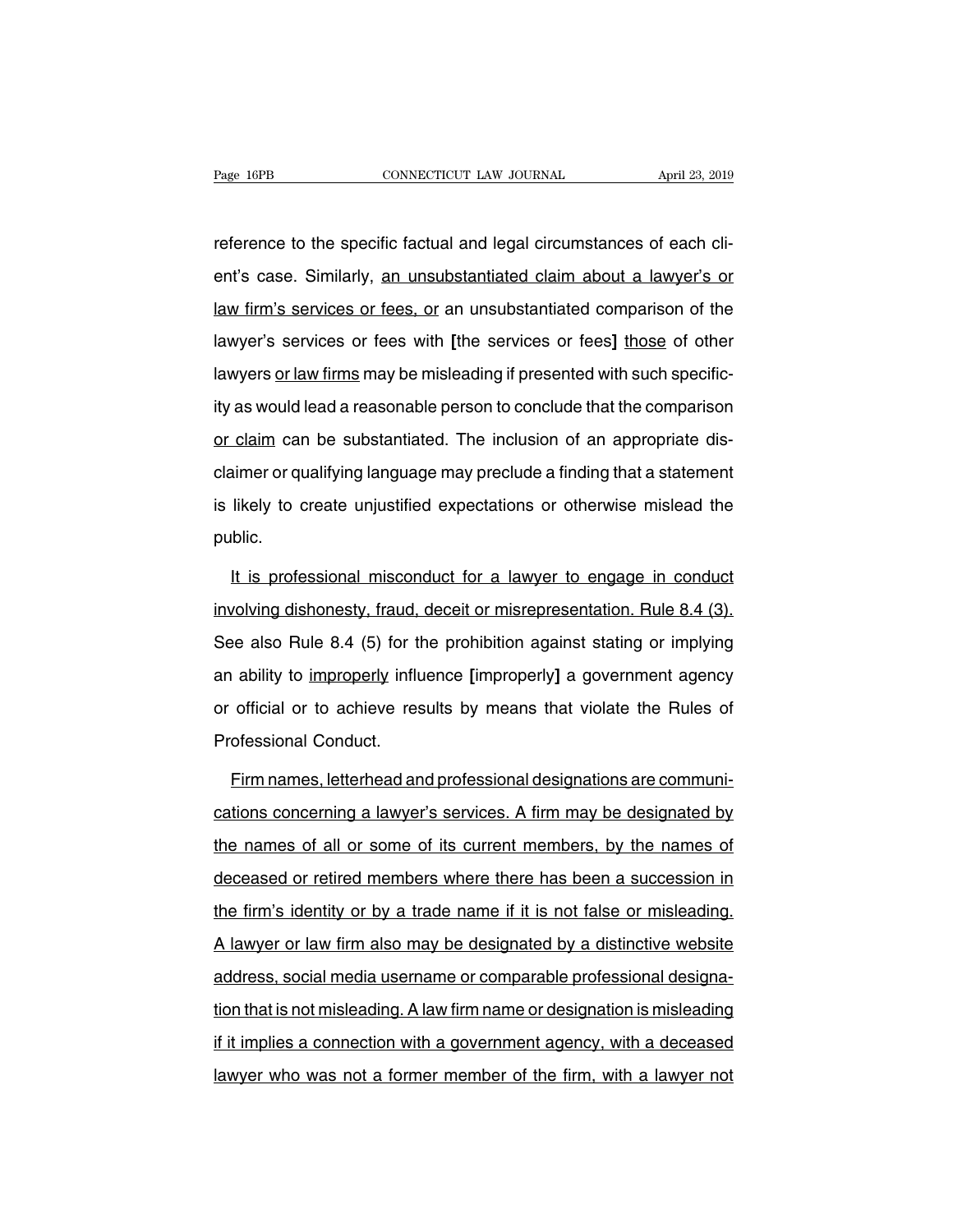reference to the specific factual and legal circumstances of each client's case. Similarly, an unsubstantiated claim about a lawyer's or law firm's services or fees, or an unsubstantiated comparison of the lawyer's services or fees with [the services or fees] those of other lawyers or law firms may be misleading if presented with such specificity as would lead a reasonable person to conclude that the comparison or claim can be substantiated. The inclusion of an appropriate disclaimer or qualifying language may preclude a finding that a statement is likely to create unjustified expectations or otherwise mislead the public.

It is professional misconduct for a lawyer to engage in conduct involving dishonesty, fraud, deceit or misrepresentation. Rule 8.4 (3). See also Rule 8.4 (5) for the prohibition against stating or implying an ability to improperly influence [improperly] a government agency or official or to achieve results by means that violate the Rules of Professional Conduct.

Firm names, letterhead and professional designations are communications concerning a lawyer's services. A firm may be designated by the names of all or some of its current members, by the names of deceased or retired members where there has been a succession in the firm's identity or by a trade name if it is not false or misleading. A lawyer or law firm also may be designated by a distinctive website address, social media username or comparable professional designation that is not misleading. A law firm name or designation is misleading if it implies a connection with a government agency, with a deceased lawyer who was not a former member of the firm, with a lawyer not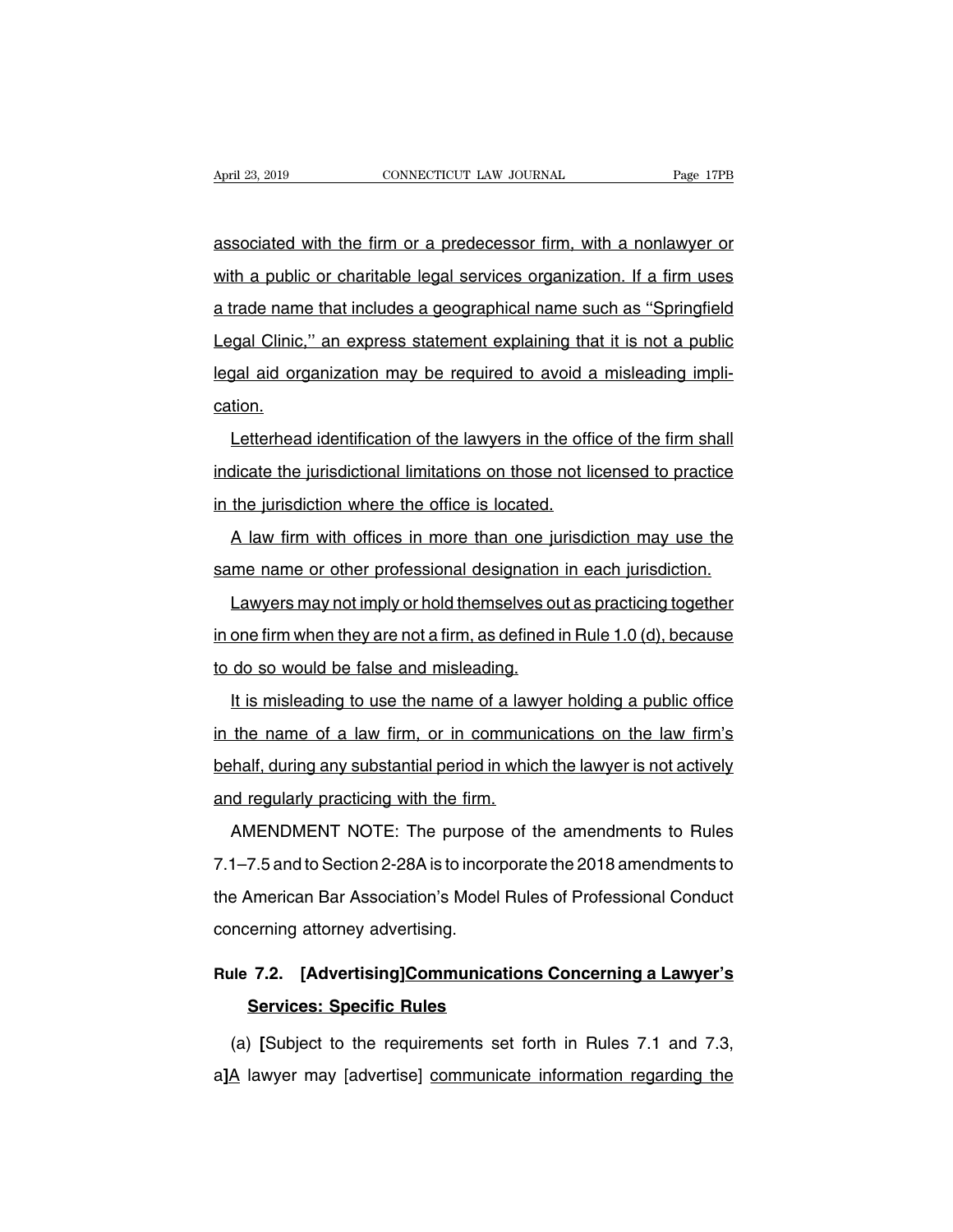associated with the firm or a predecessor firm, with a nonlawyer or with a public or charitable legal services organization. If a firm uses a trade name that includes a geographical name such as ''Springfield Legal Clinic,'' an express statement explaining that it is not a public legal aid organization may be required to avoid a misleading implication.

Letterhead identification of the lawyers in the office of the firm shall indicate the jurisdictional limitations on those not licensed to practice in the jurisdiction where the office is located.

A law firm with offices in more than one jurisdiction may use the same name or other professional designation in each jurisdiction.

Lawyers may not imply or hold themselves out as practicing together in one firm when they are not a firm, as defined in Rule 1.0 (d), because to do so would be false and misleading.

It is misleading to use the name of a lawyer holding a public office in the name of a law firm, or in communications on the law firm's behalf, during any substantial period in which the lawyer is not actively and regularly practicing with the firm.

AMENDMENT NOTE: The purpose of the amendments to Rules 7.1–7.5 and to Section 2-28A is to incorporate the 2018 amendments to the American Bar Association's Model Rules of Professional Conduct concerning attorney advertising.

## Rule 7.2. [Advertising]Communications Concerning a Lawyer's Services: Specific Rules

(a) **[**Subject to the requirements set forth in Rules 7.1 and 7.3, a**]**A lawyer may [advertise] communicate information regarding the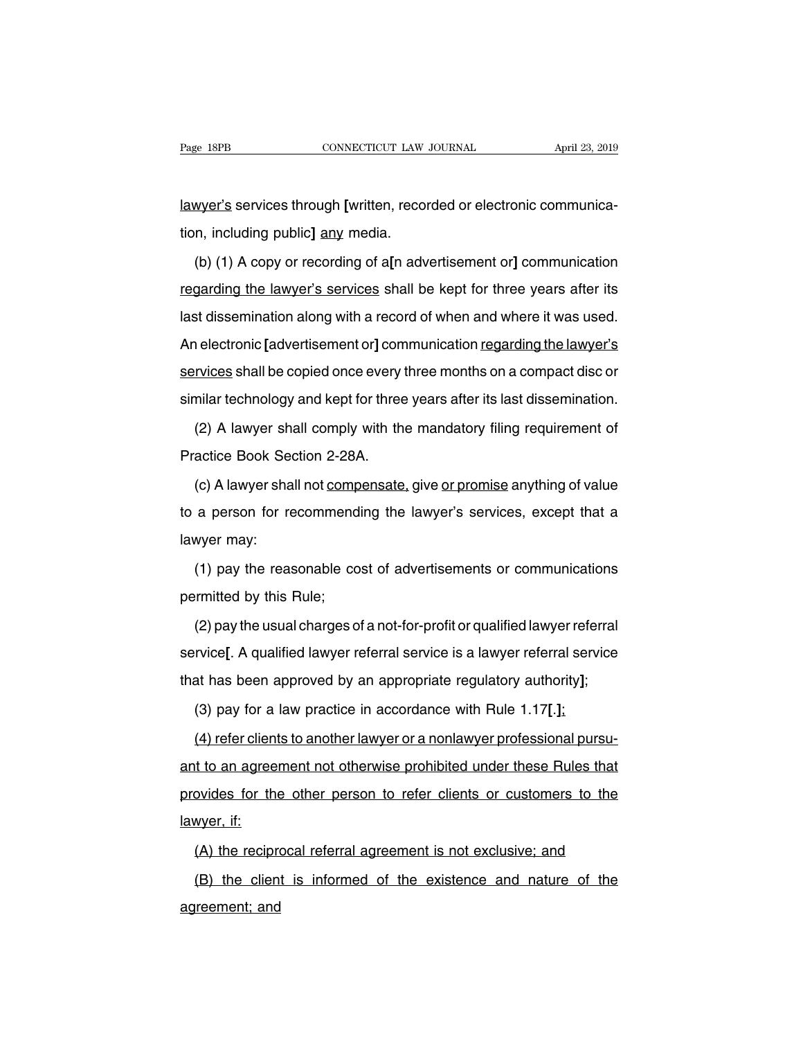lawyer's services through [written, recorded or electronic communication, including public] any media.

(b) (1) A copy or recording of a[n advertisement or] communication regarding the lawyer's services shall be kept for three years after its last dissemination along with a record of when and where it was used. An electronic [advertisement or] communication regarding the lawyer's services shall be copied once every three months on a compact disc or similar technology and kept for three years after its last dissemination.

(2) A lawyer shall comply with the mandatory filing requirement of Practice Book Section 2-28A.

(c) A lawyer shall not compensate, give or promise anything of value to a person for recommending the lawyer's services, except that a lawyer may:

(1) pay the reasonable cost of advertisements or communications permitted by this Rule;

(2) pay the usual charges of a not-for-profit or qualified lawyer referral service[. A qualified lawyer referral service is a lawyer referral service that has been approved by an appropriate regulatory authority];

(3) pay for a law practice in accordance with Rule 1.17[.];

(4) refer clients to another lawyer or a nonlawyer professional pursuant to an agreement not otherwise prohibited under these Rules that provides for the other person to refer clients or customers to the lawyer, if:

(A) the reciprocal referral agreement is not exclusive; and

(B) the client is informed of the existence and nature of the agreement; and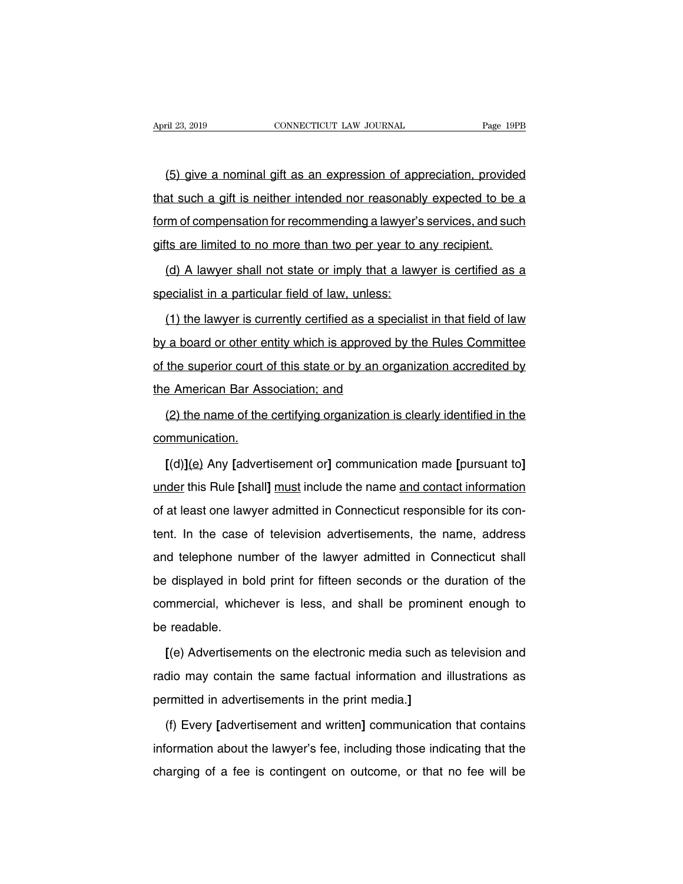(5) give a nominal gift as an expression of appreciation, provided that such a gift is neither intended nor reasonably expected to be a form of compensation for recommending a lawyer's services, and such gifts are limited to no more than two per year to any recipient.

(d) A lawyer shall not state or imply that a lawyer is certified as a specialist in a particular field of law, unless:

(1) the lawyer is currently certified as a specialist in that field of law by a board or other entity which is approved by the Rules Committee of the superior court of this state or by an organization accredited by the American Bar Association; and

(2) the name of the certifying organization is clearly identified in the communication.

**[**(d)**]**(e) Any **[**advertisement or**]** communication made **[**pursuant to**]** under this Rule **[**shall**]** must include the name and contact information of at least one lawyer admitted in Connecticut responsible for its content. In the case of television advertisements, the name, address and telephone number of the lawyer admitted in Connecticut shall be displayed in bold print for fifteen seconds or the duration of the commercial, whichever is less, and shall be prominent enough to be readable.

**[**(e) Advertisements on the electronic media such as television and radio may contain the same factual information and illustrations as permitted in advertisements in the print media.**]**

(f) Every **[**advertisement and written**]** communication that contains information about the lawyer's fee, including those indicating that the charging of a fee is contingent on outcome, or that no fee will be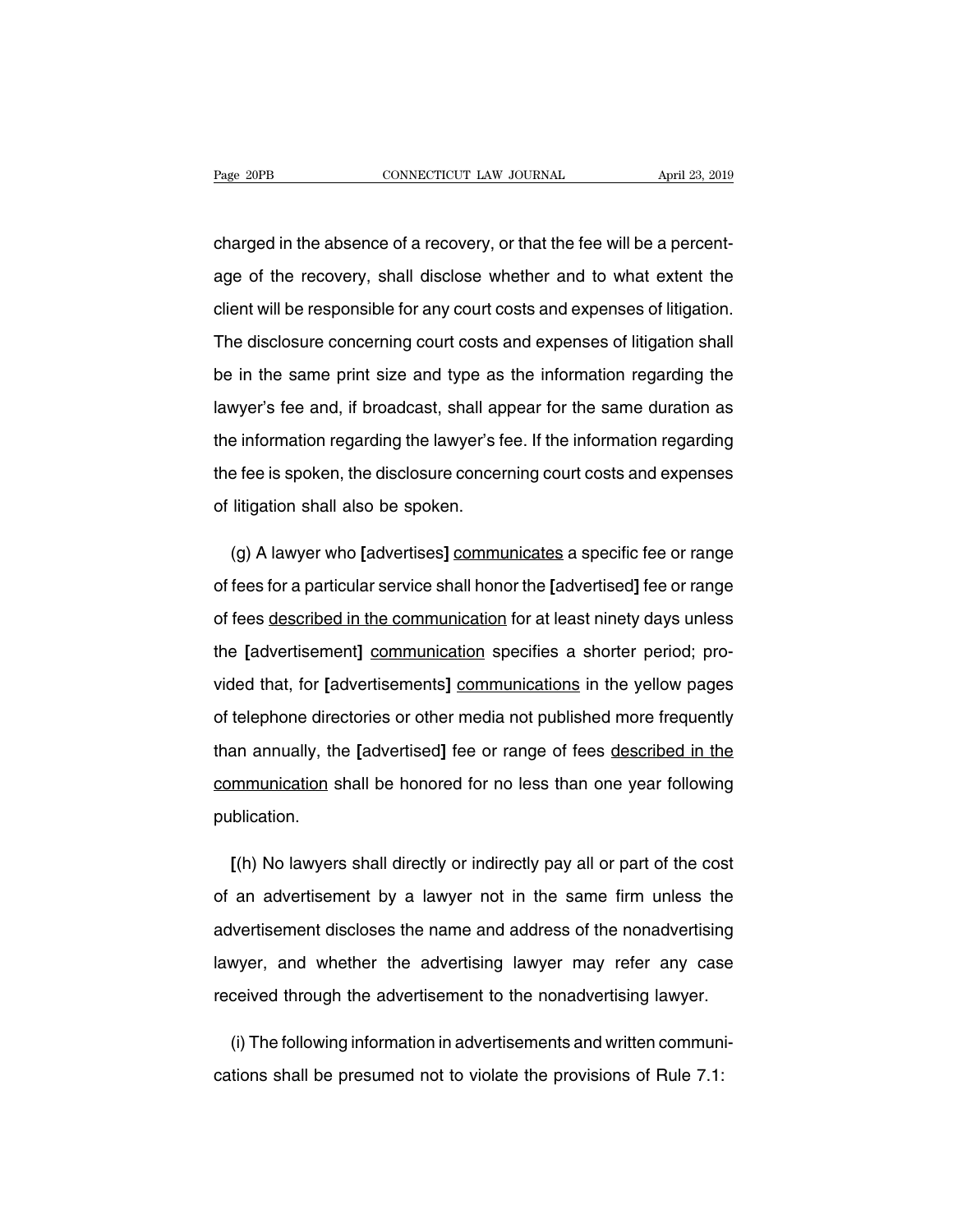charged in the absence of a recovery, or that the fee will be a percentage of the recovery, shall disclose whether and to what extent the client will be responsible for any court costs and expenses of litigation. The disclosure concerning court costs and expenses of litigation shall be in the same print size and type as the information regarding the lawyer's fee and, if broadcast, shall appear for the same duration as the information regarding the lawyer's fee. If the information regarding the fee is spoken, the disclosure concerning court costs and expenses of litigation shall also be spoken.

(g) A lawyer who **[**advertises**]** <u>communicates</u> a specific fee or range of fees for a particular service shall honor the **[**advertised**]** fee or range of fees <u>described in the communication</u> for at least ninety days unless the **[**advertisement**]** <u>communication</u> specifies a shorter period; provided that, for **[**advertisements**]** <u>communications</u> in the yellow pages of telephone directories or other media not published more frequently than annually, the **[**advertised**]** fee or range of fees <u>described in the communication</u> shall be honored for no less than one year following publication.

**[**(h) No lawyers shall directly or indirectly pay all or part of the cost of an advertisement by a lawyer not in the same firm unless the advertisement discloses the name and address of the nonadvertising lawyer, and whether the advertising lawyer may refer any case received through the advertisement to the nonadvertising lawyer.

(i) The following information in advertisements and written communications shall be presumed not to violate the provisions of Rule 7.1: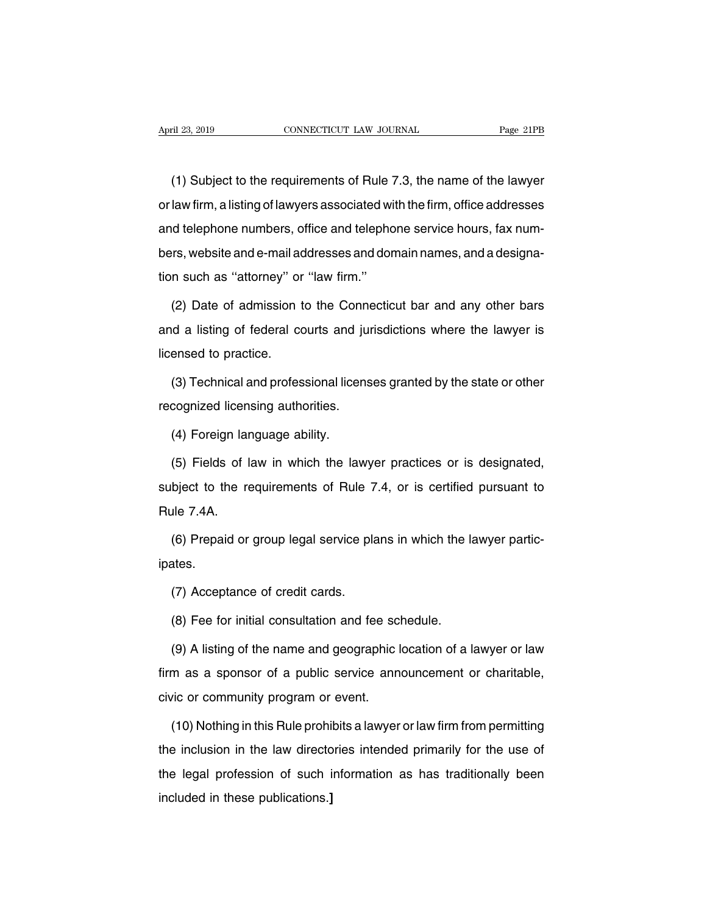(1) Subject to the requirements of Rule 7.3, the name of the lawyer or law firm, a listing of lawyers associated with the firm, office addresses and telephone numbers, office and telephone service hours, fax numbers, website and e-mail addresses and domain names, and a designation such as ''attorney'' or ''law firm.''

(2) Date of admission to the Connecticut bar and any other bars and a listing of federal courts and jurisdictions where the lawyer is licensed to practice.

(3) Technical and professional licenses granted by the state or other recognized licensing authorities.

(4) Foreign language ability.

(5) Fields of law in which the lawyer practices or is designated, subject to the requirements of Rule 7.4, or is certified pursuant to Rule 7.4A.

(6) Prepaid or group legal service plans in which the lawyer participates.

(7) Acceptance of credit cards.

(8) Fee for initial consultation and fee schedule.

(9) A listing of the name and geographic location of a lawyer or law firm as a sponsor of a public service announcement or charitable, civic or community program or event.

(10) Nothing in this Rule prohibits a lawyer or law firm from permitting the inclusion in the law directories intended primarily for the use of the legal profession of such information as has traditionally been included in these publications.**]**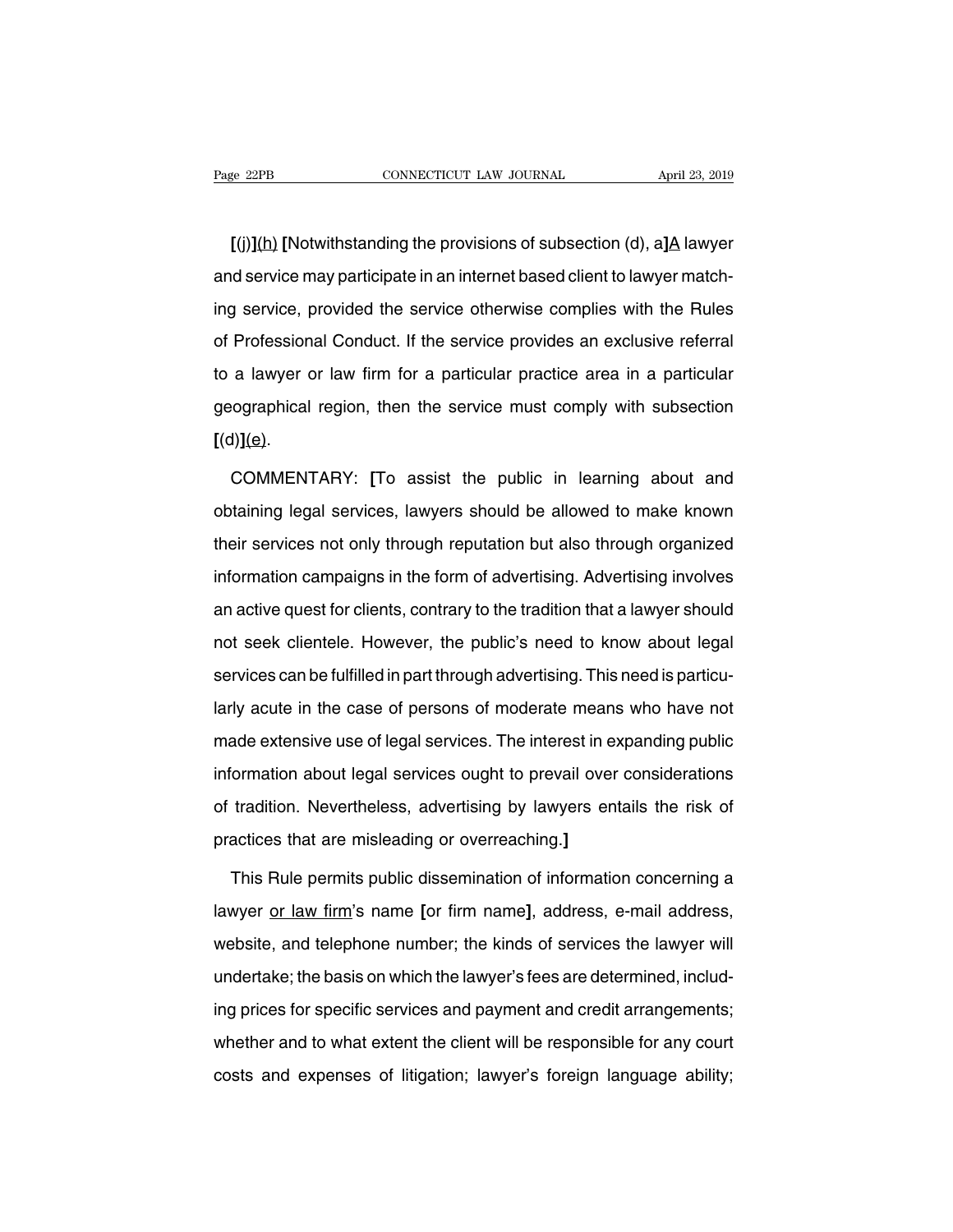**[**(j)**]**<u>(h)</u> **[**Notwithstanding the provisions of subsection (d), a**]**<u>A</u> lawyer and service may participate in an internet based client to lawyer matching service, provided the service otherwise complies with the Rules of Professional Conduct. If the service provides an exclusive referral to a lawyer or law firm for a particular practice area in a particular geographical region, then the service must comply with subsection **[**(d)**]**<u>(e)</u>.

COMMENTARY: **[**To assist the public in learning about and obtaining legal services, lawyers should be allowed to make known their services not only through reputation but also through organized information campaigns in the form of advertising. Advertising involves an active quest for clients, contrary to the tradition that a lawyer should not seek clientele. However, the public's need to know about legal services can be fulfilled in part through advertising. This need is particularly acute in the case of persons of moderate means who have not made extensive use of legal services. The interest in expanding public information about legal services ought to prevail over considerations of tradition. Nevertheless, advertising by lawyers entails the risk of practices that are misleading or overreaching.**]**

This Rule permits public dissemination of information concerning a lawyer <u>or law firm</u>'s name **[**or firm name**]**, address, e-mail address, website, and telephone number; the kinds of services the lawyer will undertake; the basis on which the lawyer's fees are determined, including prices for specific services and payment and credit arrangements; whether and to what extent the client will be responsible for any court costs and expenses of litigation; lawyer's foreign language ability;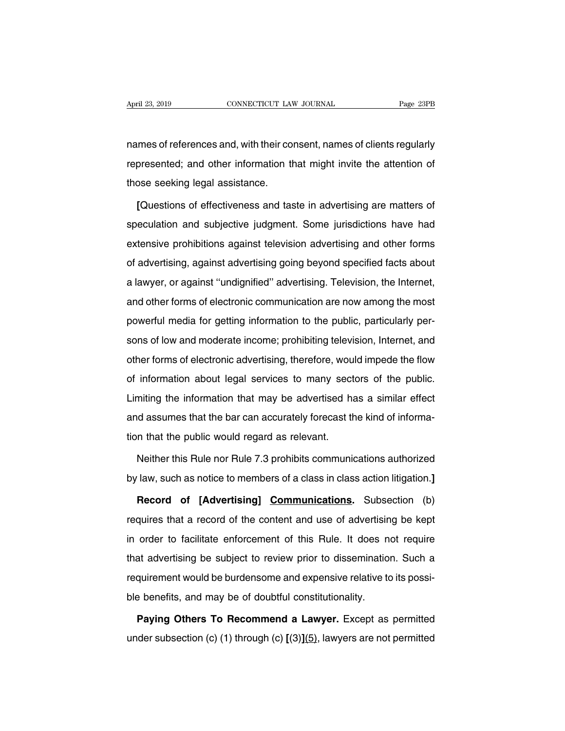names of references and, with their consent, names of clients regularly represented; and other information that might invite the attention of those seeking legal assistance.

**[**Questions of effectiveness and taste in advertising are matters of speculation and subjective judgment. Some jurisdictions have had extensive prohibitions against television advertising and other forms of advertising, against advertising going beyond specified facts about a lawyer, or against ''undignified'' advertising. Television, the Internet, and other forms of electronic communication are now among the most powerful media for getting information to the public, particularly persons of low and moderate income; prohibiting television, Internet, and other forms of electronic advertising, therefore, would impede the flow of information about legal services to many sectors of the public. Limiting the information that may be advertised has a similar effect and assumes that the bar can accurately forecast the kind of information that the public would regard as relevant.

Neither this Rule nor Rule 7.3 prohibits communications authorized by law, such as notice to members of a class in class action litigation.**]**

**Record of [Advertising] <u>Communications</u>.** Subsection (b) requires that a record of the content and use of advertising be kept in order to facilitate enforcement of this Rule. It does not require that advertising be subject to review prior to dissemination. Such a requirement would be burdensome and expensive relative to its possible benefits, and may be of doubtful constitutionality.

**Paying Others To Recommend a Lawyer.** Except as permitted under subsection (c) (1) through (c) **[**(3)**]**<u>(5)</u>, lawyers are not permitted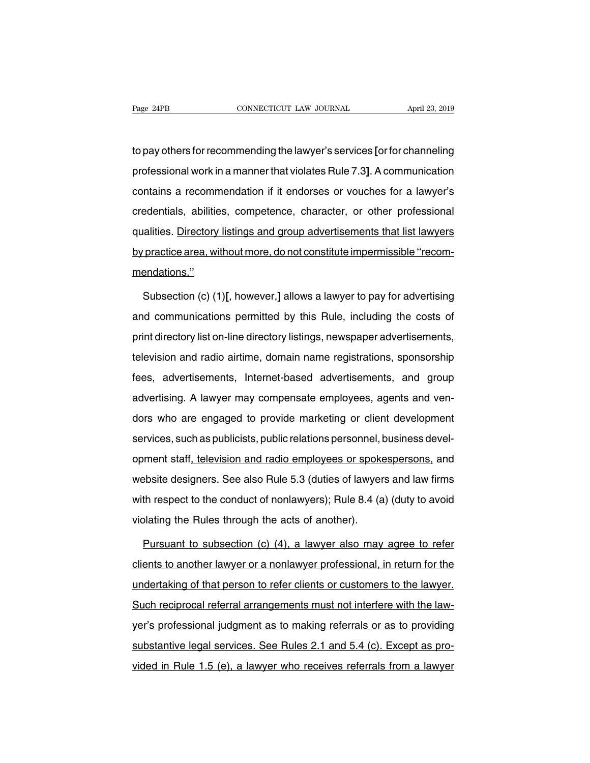to pay others for recommending the lawyer's services [or for channeling professional work in a manner that violates Rule 7.3]. A communication contains a recommendation if it endorses or vouches for a lawyer's credentials, abilities, competence, character, or other professional qualities. Directory listings and group advertisements that list lawyers by practice area, without more, do not constitute impermissible ''recommendations.''

Subsection (c) (1)[, however,] allows a lawyer to pay for advertising and communications permitted by this Rule, including the costs of print directory list on-line directory listings, newspaper advertisements, television and radio airtime, domain name registrations, sponsorship fees, advertisements, Internet-based advertisements, and group advertising. A lawyer may compensate employees, agents and vendors who are engaged to provide marketing or client development services, such as publicists, public relations personnel, business development staff, television and radio employees or spokespersons, and website designers. See also Rule 5.3 (duties of lawyers and law firms with respect to the conduct of nonlawyers); Rule 8.4 (a) (duty to avoid violating the Rules through the acts of another).

Pursuant to subsection (c) (4), a lawyer also may agree to refer clients to another lawyer or a nonlawyer professional, in return for the undertaking of that person to refer clients or customers to the lawyer. Such reciprocal referral arrangements must not interfere with the lawyer's professional judgment as to making referrals or as to providing substantive legal services. See Rules 2.1 and 5.4 (c). Except as provided in Rule 1.5 (e), a lawyer who receives referrals from a lawyer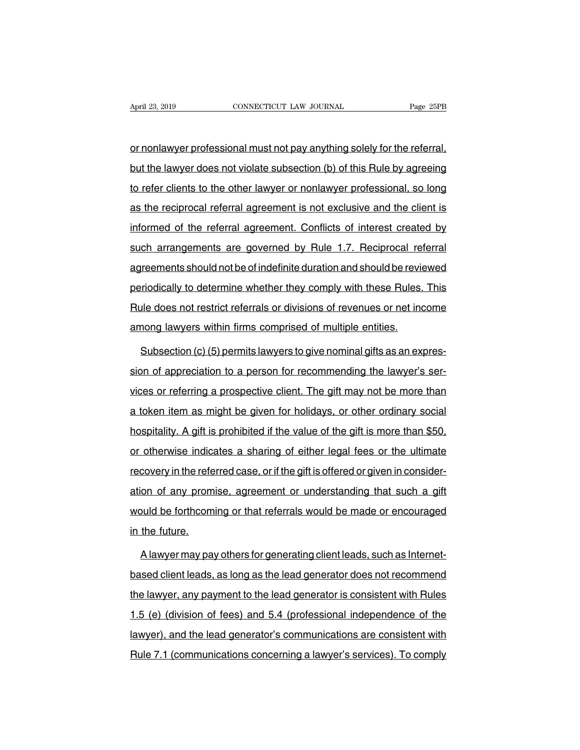or nonlawyer professional must not pay anything solely for the referral, but the lawyer does not violate subsection (b) of this Rule by agreeing to refer clients to the other lawyer or nonlawyer professional, so long as the reciprocal referral agreement is not exclusive and the client is informed of the referral agreement. Conflicts of interest created by such arrangements are governed by Rule 1.7. Reciprocal referral agreements should not be of indefinite duration and should be reviewed periodically to determine whether they comply with these Rules. This Rule does not restrict referrals or divisions of revenues or net income among lawyers within firms comprised of multiple entities.

Subsection (c) (5) permits lawyers to give nominal gifts as an expression of appreciation to a person for recommending the lawyer's services or referring a prospective client. The gift may not be more than a token item as might be given for holidays, or other ordinary social hospitality. A gift is prohibited if the value of the gift is more than $50, or otherwise indicates a sharing of either legal fees or the ultimate recovery in the referred case, or if the gift is offered or given in consideration of any promise, agreement or understanding that such a gift would be forthcoming or that referrals would be made or encouraged in the future.

A lawyer may pay others for generating client leads, such as Internet-based client leads, as long as the lead generator does not recommend the lawyer, any payment to the lead generator is consistent with Rules 1.5 (e) (division of fees) and 5.4 (professional independence of the lawyer), and the lead generator's communications are consistent with Rule 7.1 (communications concerning a lawyer's services). To comply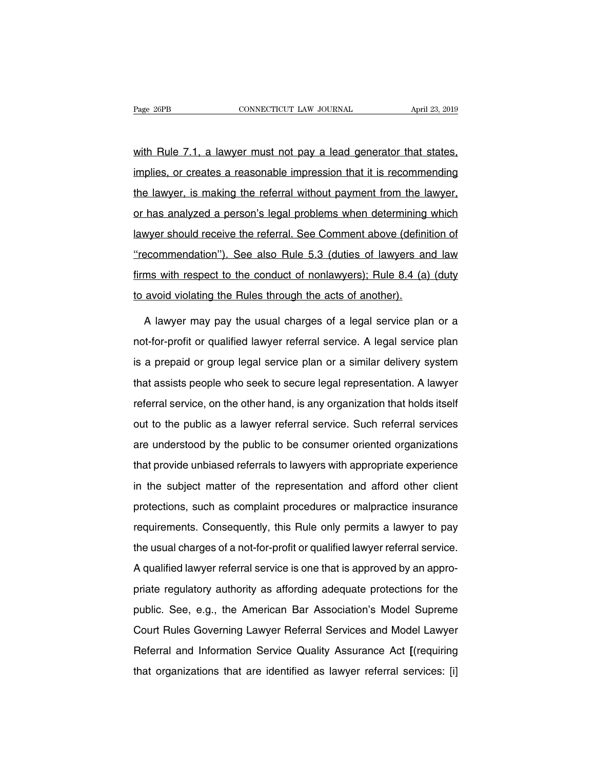with Rule 7.1, a lawyer must not pay a lead generator that states, implies, or creates a reasonable impression that it is recommending the lawyer, is making the referral without payment from the lawyer, or has analyzed a person's legal problems when determining which lawyer should receive the referral. See Comment above (definition of "recommendation"). See also Rule 5.3 (duties of lawyers and law firms with respect to the conduct of nonlawyers); Rule 8.4 (a) (duty to avoid violating the Rules through the acts of another).

A lawyer may pay the usual charges of a legal service plan or a not-for-profit or qualified lawyer referral service. A legal service plan is a prepaid or group legal service plan or a similar delivery system that assists people who seek to secure legal representation. A lawyer referral service, on the other hand, is any organization that holds itself out to the public as a lawyer referral service. Such referral services are understood by the public to be consumer oriented organizations that provide unbiased referrals to lawyers with appropriate experience in the subject matter of the representation and afford other client protections, such as complaint procedures or malpractice insurance requirements. Consequently, this Rule only permits a lawyer to pay the usual charges of a not-for-profit or qualified lawyer referral service. A qualified lawyer referral service is one that is approved by an appropriate regulatory authority as affording adequate protections for the public. See, e.g., the American Bar Association's Model Supreme Court Rules Governing Lawyer Referral Services and Model Lawyer Referral and Information Service Quality Assurance Act **[**(requiring that organizations that are identified as lawyer referral services: [i]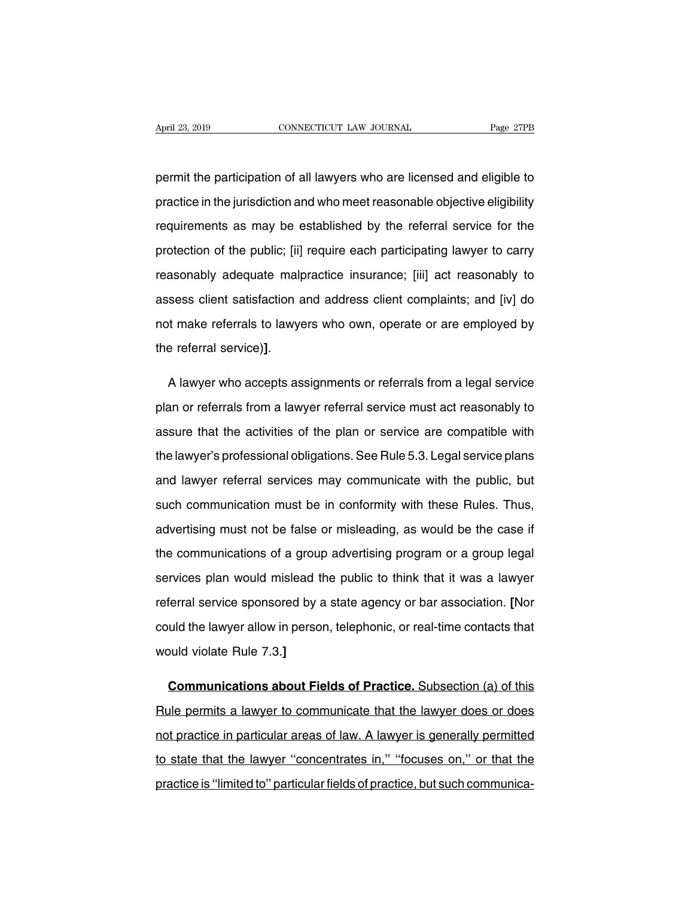permit the participation of all lawyers who are licensed and eligible to practice in the jurisdiction and who meet reasonable objective eligibility requirements as may be established by the referral service for the protection of the public; [ii] require each participating lawyer to carry reasonably adequate malpractice insurance; [iii] act reasonably to assess client satisfaction and address client complaints; and [iv] do not make referrals to lawyers who own, operate or are employed by the referral service)**]**.

A lawyer who accepts assignments or referrals from a legal service plan or referrals from a lawyer referral service must act reasonably to assure that the activities of the plan or service are compatible with the lawyer's professional obligations. See Rule 5.3. Legal service plans and lawyer referral services may communicate with the public, but such communication must be in conformity with these Rules. Thus, advertising must not be false or misleading, as would be the case if the communications of a group advertising program or a group legal services plan would mislead the public to think that it was a lawyer referral service sponsored by a state agency or bar association. **[**Nor could the lawyer allow in person, telephonic, or real-time contacts that would violate Rule 7.3.**]**

<u>**Communications about Fields of Practice.** Subsection (a) of this Rule permits a lawyer to communicate that the lawyer does or does not practice in particular areas of law. A lawyer is generally permitted to state that the lawyer ''concentrates in,'' ''focuses on,'' or that the practice is ''limited to'' particular fields of practice, but such communica-</u>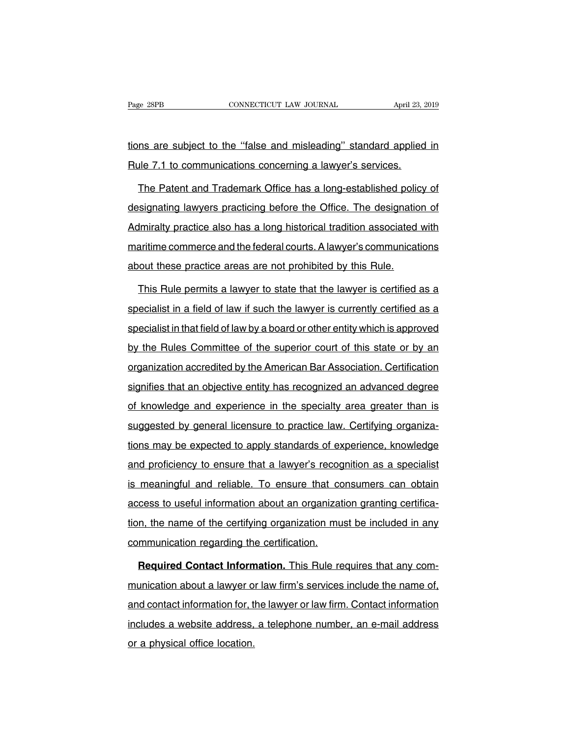tions are subject to the ''false and misleading'' standard applied in Rule 7.1 to communications concerning a lawyer's services.

The Patent and Trademark Office has a long-established policy of designating lawyers practicing before the Office. The designation of Admiralty practice also has a long historical tradition associated with maritime commerce and the federal courts. A lawyer's communications about these practice areas are not prohibited by this Rule.

This Rule permits a lawyer to state that the lawyer is certified as a specialist in a field of law if such the lawyer is currently certified as a specialist in that field of law by a board or other entity which is approved by the Rules Committee of the superior court of this state or by an organization accredited by the American Bar Association. Certification signifies that an objective entity has recognized an advanced degree of knowledge and experience in the specialty area greater than is suggested by general licensure to practice law. Certifying organizations may be expected to apply standards of experience, knowledge and proficiency to ensure that a lawyer's recognition as a specialist is meaningful and reliable. To ensure that consumers can obtain access to useful information about an organization granting certification, the name of the certifying organization must be included in any communication regarding the certification.

**Required Contact Information.** This Rule requires that any communication about a lawyer or law firm's services include the name of, and contact information for, the lawyer or law firm. Contact information includes a website address, a telephone number, an e-mail address or a physical office location.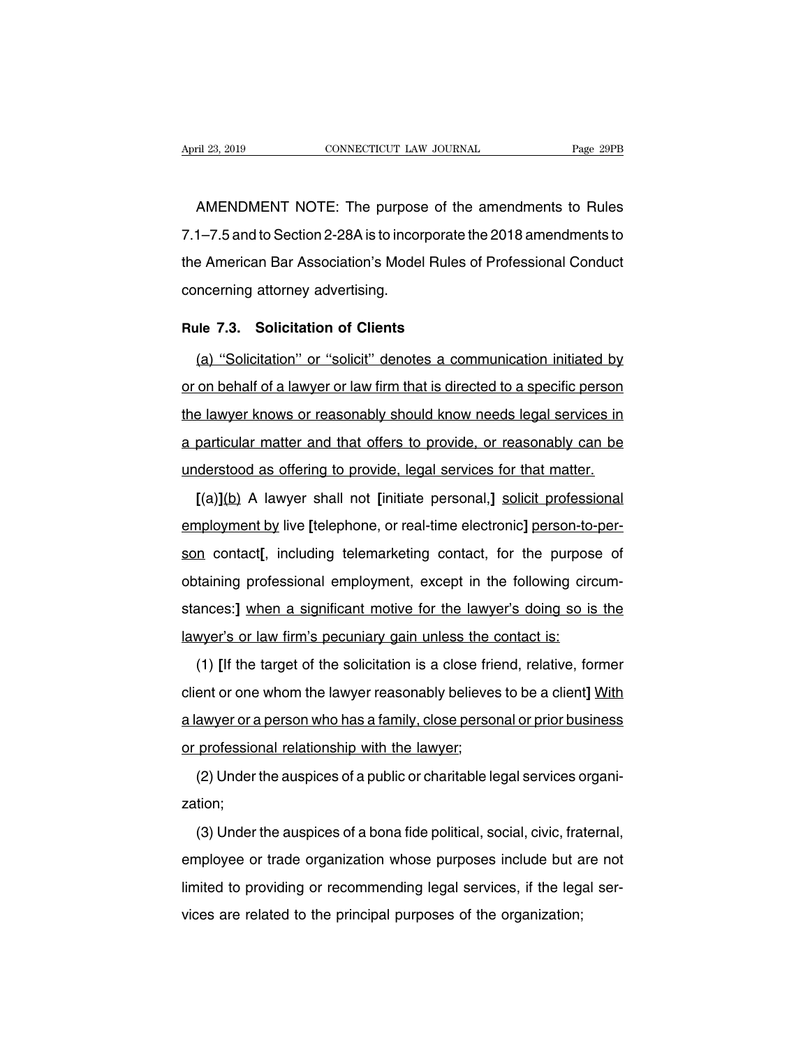AMENDMENT NOTE: The purpose of the amendments to Rules 7.1–7.5 and to Section 2-28A is to incorporate the 2018 amendments to the American Bar Association's Model Rules of Professional Conduct concerning attorney advertising.

**Rule 7.3. Solicitation of Clients**

(a) ''Solicitation'' or ''solicit'' denotes a communication initiated by or on behalf of a lawyer or law firm that is directed to a specific person the lawyer knows or reasonably should know needs legal services in a particular matter and that offers to provide, or reasonably can be understood as offering to provide, legal services for that matter.

**[**(a)**]**(b) A lawyer shall not **[**initiate personal,**]** solicit professional employment by live **[**telephone, or real-time electronic**]** person-to-person contact**[**, including telemarketing contact, for the purpose of obtaining professional employment, except in the following circumstances:**]** when a significant motive for the lawyer's doing so is the lawyer's or law firm's pecuniary gain unless the contact is:

(1) **[**If the target of the solicitation is a close friend, relative, former client or one whom the lawyer reasonably believes to be a client**]** With a lawyer or a person who has a family, close personal or prior business or professional relationship with the lawyer;

(2) Under the auspices of a public or charitable legal services organization;

(3) Under the auspices of a bona fide political, social, civic, fraternal, employee or trade organization whose purposes include but are not limited to providing or recommending legal services, if the legal services are related to the principal purposes of the organization;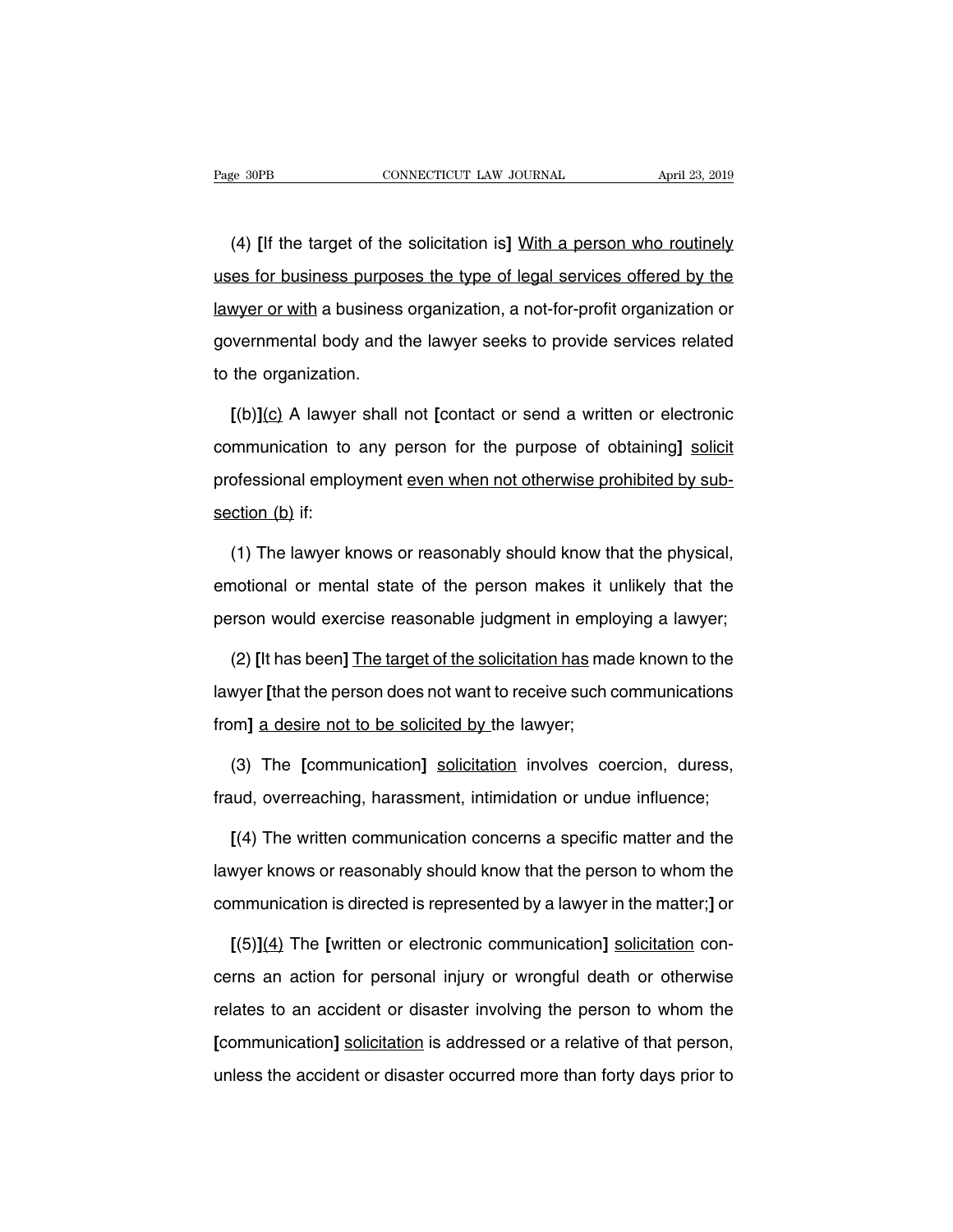(4) **[**If the target of the solicitation is**]** <u>With a person who routinely uses for business purposes the type of legal services offered by the lawyer or with</u> a business organization, a not-for-profit organization or governmental body and the lawyer seeks to provide services related to the organization.

**[**(b)**]**<u>(c)</u> A lawyer shall not **[**contact or send a written or electronic communication to any person for the purpose of obtaining**]** <u>solicit</u> professional employment <u>even when not otherwise prohibited by subsection (b)</u> if:

(1) The lawyer knows or reasonably should know that the physical, emotional or mental state of the person makes it unlikely that the person would exercise reasonable judgment in employing a lawyer;

(2) **[**It has been**]** <u>The target of the solicitation has</u> made known to the lawyer **[**that the person does not want to receive such communications from**]** <u>a desire not to be solicited by</u> the lawyer;

(3) The **[**communication**]** <u>solicitation</u> involves coercion, duress, fraud, overreaching, harassment, intimidation or undue influence;

**[**(4) The written communication concerns a specific matter and the lawyer knows or reasonably should know that the person to whom the communication is directed is represented by a lawyer in the matter;**]** or

**[**(5)**]**<u>(4)</u> The **[**written or electronic communication**]** <u>solicitation</u> concerns an action for personal injury or wrongful death or otherwise relates to an accident or disaster involving the person to whom the **[**communication**]** <u>solicitation</u> is addressed or a relative of that person, unless the accident or disaster occurred more than forty days prior to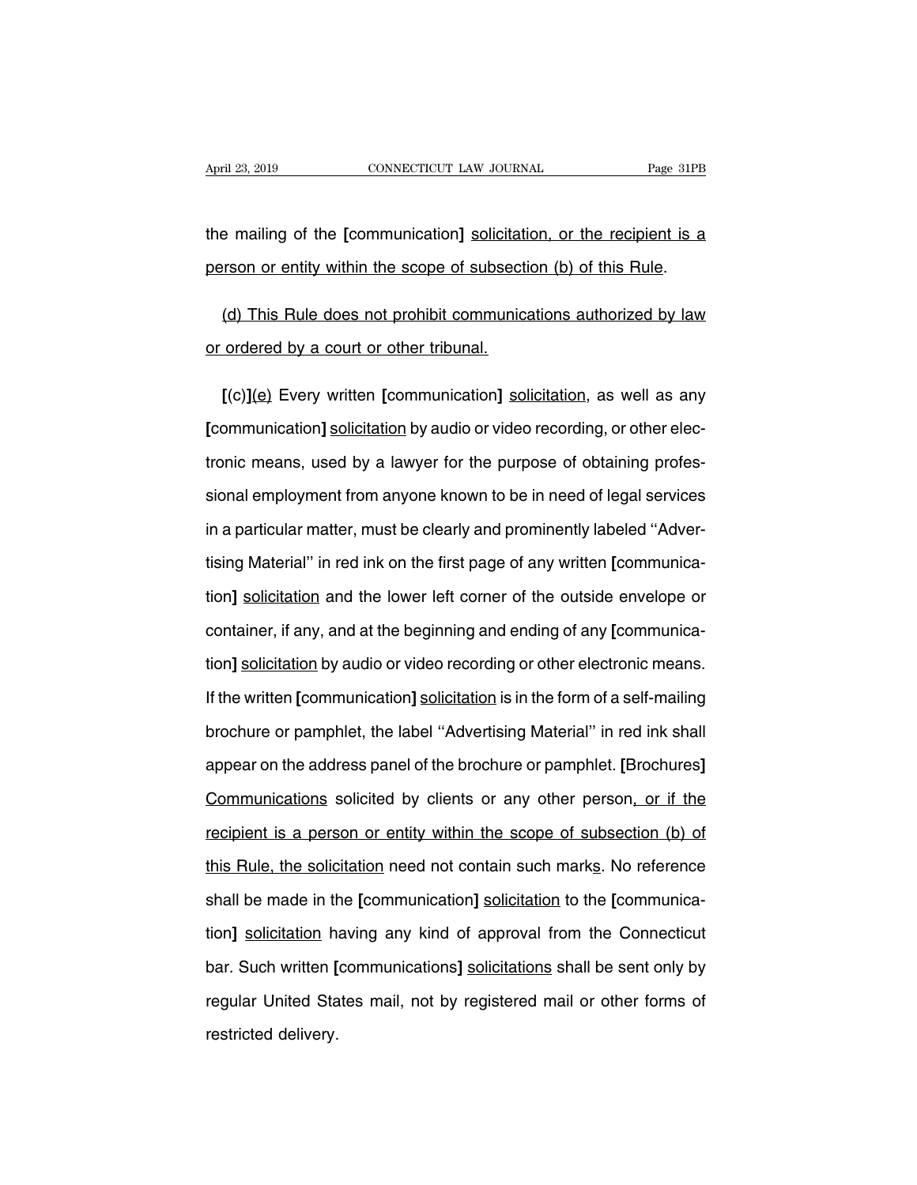the mailing of the [communication] <u>solicitation, or the recipient is a person or entity within the scope of subsection (b) of this Rule</u>.

<u>(d) This Rule does not prohibit communications authorized by law or ordered by a court or other tribunal.</u>

[(c)]<u>(e)</u> Every written [communication] <u>solicitation</u>, as well as any [communication] <u>solicitation</u> by audio or video recording, or other electronic means, used by a lawyer for the purpose of obtaining professional employment from anyone known to be in need of legal services in a particular matter, must be clearly and prominently labeled ''Advertising Material'' in red ink on the first page of any written [communication] <u>solicitation</u> and the lower left corner of the outside envelope or container, if any, and at the beginning and ending of any [communication] <u>solicitation</u> by audio or video recording or other electronic means. If the written [communication] <u>solicitation</u> is in the form of a self-mailing brochure or pamphlet, the label ''Advertising Material'' in red ink shall appear on the address panel of the brochure or pamphlet. [Brochures] <u>Communications</u> solicited by clients or any other person<u>, or if the recipient is a person or entity within the scope of subsection (b) of this Rule, the solicitation</u> need not contain such mark<u>s</u>. No reference shall be made in the [communication] <u>solicitation</u> to the [communication] <u>solicitation</u> having any kind of approval from the Connecticut bar. Such written [communications] <u>solicitations</u> shall be sent only by regular United States mail, not by registered mail or other forms of restricted delivery.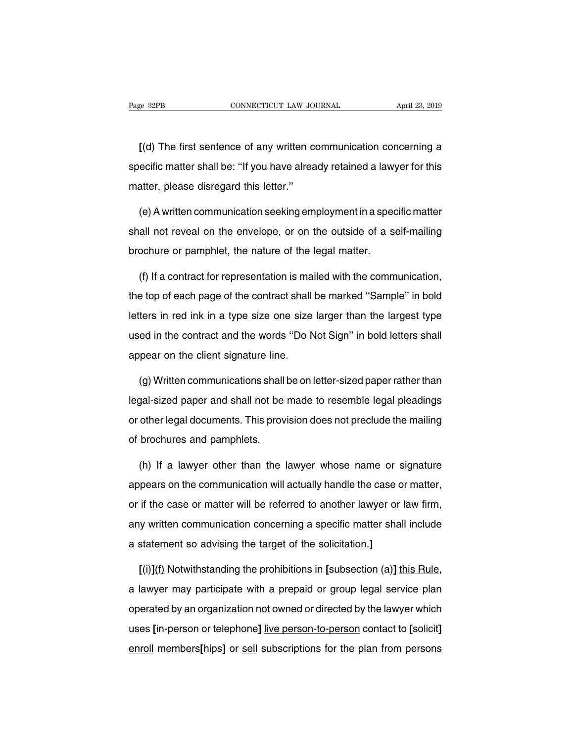**[**(d) The first sentence of any written communication concerning a specific matter shall be: ''If you have already retained a lawyer for this matter, please disregard this letter.''

(e) A written communication seeking employment in a specific matter shall not reveal on the envelope, or on the outside of a self-mailing brochure or pamphlet, the nature of the legal matter.

(f) If a contract for representation is mailed with the communication, the top of each page of the contract shall be marked ''Sample'' in bold letters in red ink in a type size one size larger than the largest type used in the contract and the words ''Do Not Sign'' in bold letters shall appear on the client signature line.

(g) Written communications shall be on letter-sized paper rather than legal-sized paper and shall not be made to resemble legal pleadings or other legal documents. This provision does not preclude the mailing of brochures and pamphlets.

(h) If a lawyer other than the lawyer whose name or signature appears on the communication will actually handle the case or matter, or if the case or matter will be referred to another lawyer or law firm, any written communication concerning a specific matter shall include a statement so advising the target of the solicitation.**]**

**[**(i)**]**<u>(f)</u> Notwithstanding the prohibitions in **[**subsection (a)**]** <u>this Rule</u>, a lawyer may participate with a prepaid or group legal service plan operated by an organization not owned or directed by the lawyer which uses **[**in-person or telephone**]** <u>live person-to-person</u> contact to **[**solicit**]** <u>enroll</u> members**[**hips**]** or <u>sell</u> subscriptions for the plan from persons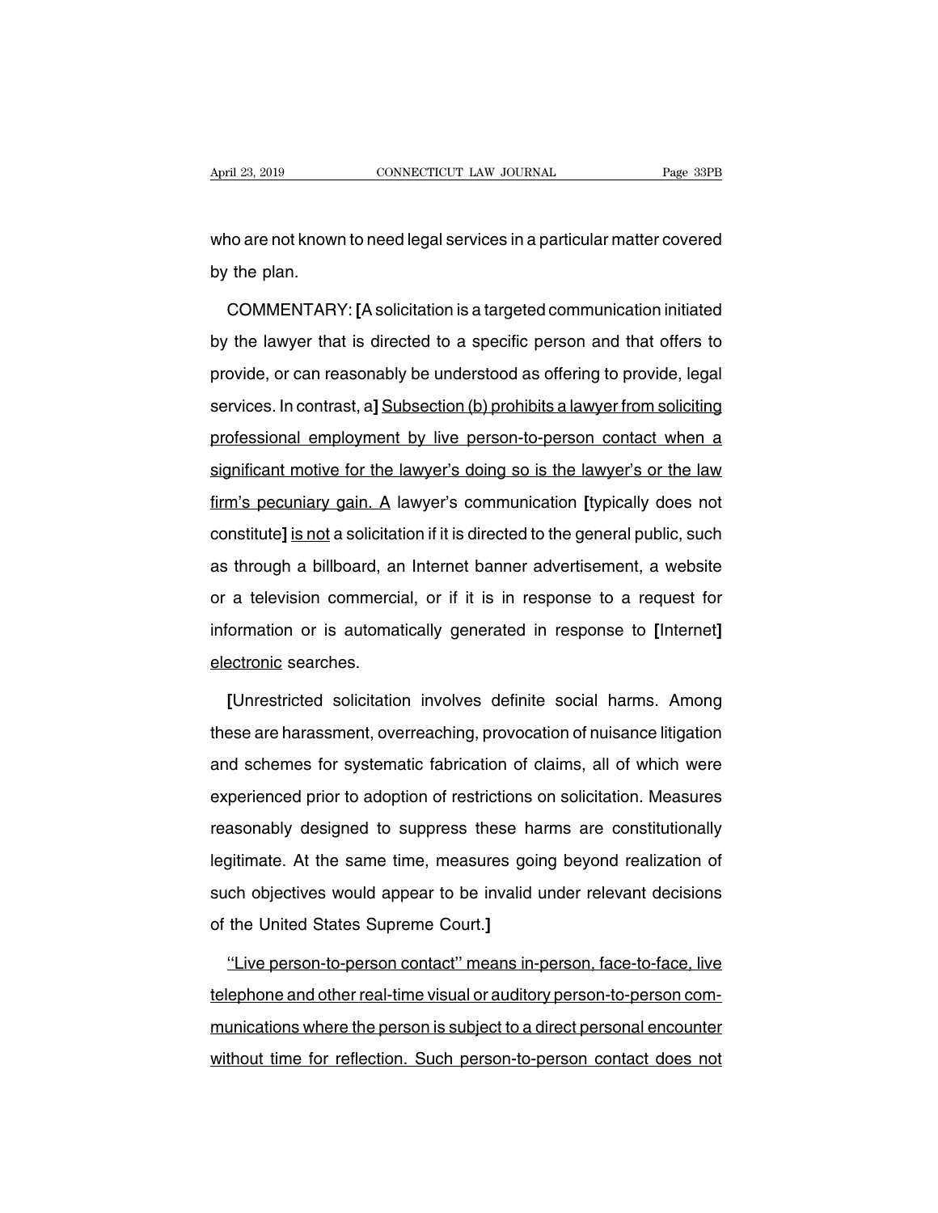who are not known to need legal services in a particular matter covered by the plan.

COMMENTARY: [A solicitation is a targeted communication initiated by the lawyer that is directed to a specific person and that offers to provide, or can reasonably be understood as offering to provide, legal services. In contrast, a] <u>Subsection (b) prohibits a lawyer from soliciting professional employment by live person-to-person contact when a significant motive for the lawyer's doing so is the lawyer's or the law firm's pecuniary gain. A</u> lawyer's communication [typically does not constitute] <u>is not</u> a solicitation if it is directed to the general public, such as through a billboard, an Internet banner advertisement, a website or a television commercial, or if it is in response to a request for information or is automatically generated in response to [Internet] <u>electronic</u> searches.

[Unrestricted solicitation involves definite social harms. Among these are harassment, overreaching, provocation of nuisance litigation and schemes for systematic fabrication of claims, all of which were experienced prior to adoption of restrictions on solicitation. Measures reasonably designed to suppress these harms are constitutionally legitimate. At the same time, measures going beyond realization of such objectives would appear to be invalid under relevant decisions of the United States Supreme Court.]

<u>"Live person-to-person contact" means in-person, face-to-face, live telephone and other real-time visual or auditory person-to-person communications where the person is subject to a direct personal encounter without time for reflection. Such person-to-person contact does not</u>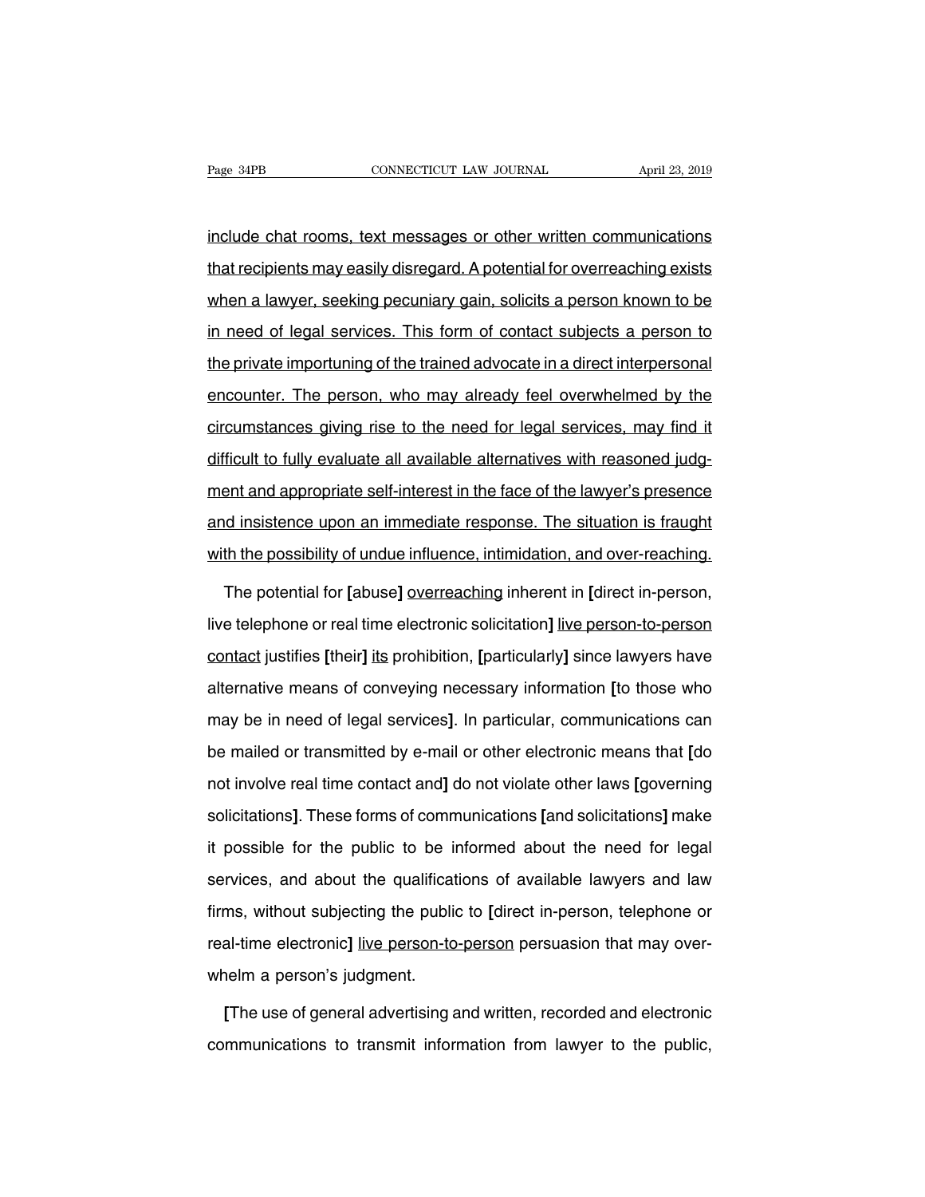include chat rooms, text messages or other written communications that recipients may easily disregard. A potential for overreaching exists when a lawyer, seeking pecuniary gain, solicits a person known to be in need of legal services. This form of contact subjects a person to the private importuning of the trained advocate in a direct interpersonal encounter. The person, who may already feel overwhelmed by the circumstances giving rise to the need for legal services, may find it difficult to fully evaluate all available alternatives with reasoned judgment and appropriate self-interest in the face of the lawyer's presence and insistence upon an immediate response. The situation is fraught with the possibility of undue influence, intimidation, and over-reaching.

The potential for **[**abuse**]** overreaching inherent in **[**direct in-person, live telephone or real time electronic solicitation**]** live person-to-person contact justifies **[**their**]** its prohibition, **[**particularly**]** since lawyers have alternative means of conveying necessary information **[**to those who may be in need of legal services**]**. In particular, communications can be mailed or transmitted by e-mail or other electronic means that **[**do not involve real time contact and**]** do not violate other laws **[**governing solicitations**]**. These forms of communications **[**and solicitations**]** make it possible for the public to be informed about the need for legal services, and about the qualifications of available lawyers and law firms, without subjecting the public to **[**direct in-person, telephone or real-time electronic**]** live person-to-person persuasion that may overwhelm a person's judgment.

**[**The use of general advertising and written, recorded and electronic communications to transmit information from lawyer to the public,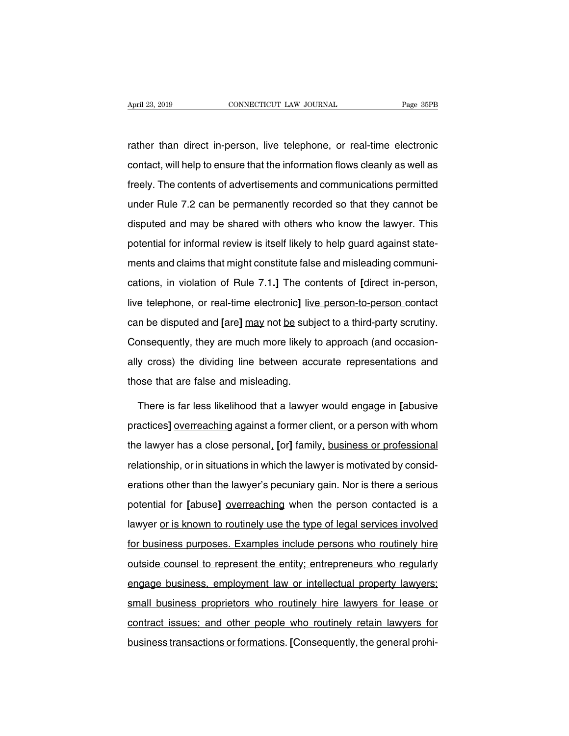rather than direct in-person, live telephone, or real-time electronic contact, will help to ensure that the information flows cleanly as well as freely. The contents of advertisements and communications permitted under Rule 7.2 can be permanently recorded so that they cannot be disputed and may be shared with others who know the lawyer. This potential for informal review is itself likely to help guard against statements and claims that might constitute false and misleading communications, in violation of Rule 7.1.**]** The contents of **[**direct in-person, live telephone, or real-time electronic**]** <u>live person-to-person</u> contact can be disputed and **[**are**]** <u>may</u> not <u>be</u> subject to a third-party scrutiny. Consequently, they are much more likely to approach (and occasionally cross) the dividing line between accurate representations and those that are false and misleading.

There is far less likelihood that a lawyer would engage in **[**abusive practices**]** <u>overreaching</u> against a former client, or a person with whom the lawyer has a close personal<u>,</u> **[**or**]** family<u>, business or professional</u> relationship, or in situations in which the lawyer is motivated by considerations other than the lawyer's pecuniary gain. Nor is there a serious potential for **[**abuse**]** <u>overreaching</u> when the person contacted is a lawyer <u>or is known to routinely use the type of legal services involved for business purposes. Examples include persons who routinely hire outside counsel to represent the entity; entrepreneurs who regularly engage business, employment law or intellectual property lawyers; small business proprietors who routinely hire lawyers for lease or contract issues; and other people who routinely retain lawyers for business transactions or formations</u>. **[**Consequently, the general prohi-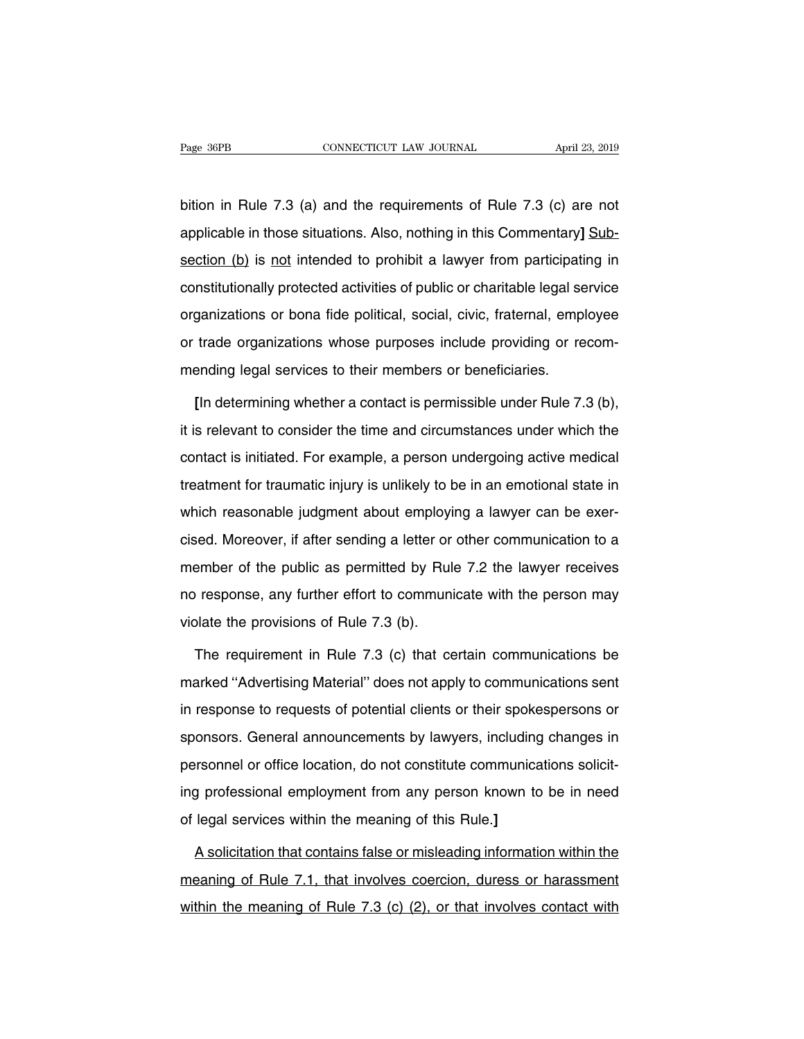bition in Rule 7.3 (a) and the requirements of Rule 7.3 (c) are not applicable in those situations. Also, nothing in this Commentary] <u>Subsection (b)</u> is <u>not</u> intended to prohibit a lawyer from participating in constitutionally protected activities of public or charitable legal service organizations or bona fide political, social, civic, fraternal, employee or trade organizations whose purposes include providing or recommending legal services to their members or beneficiaries.

**[**In determining whether a contact is permissible under Rule 7.3 (b), it is relevant to consider the time and circumstances under which the contact is initiated. For example, a person undergoing active medical treatment for traumatic injury is unlikely to be in an emotional state in which reasonable judgment about employing a lawyer can be exercised. Moreover, if after sending a letter or other communication to a member of the public as permitted by Rule 7.2 the lawyer receives no response, any further effort to communicate with the person may violate the provisions of Rule 7.3 (b).

The requirement in Rule 7.3 (c) that certain communications be marked ''Advertising Material'' does not apply to communications sent in response to requests of potential clients or their spokespersons or sponsors. General announcements by lawyers, including changes in personnel or office location, do not constitute communications soliciting professional employment from any person known to be in need of legal services within the meaning of this Rule.**]**

<u>A solicitation that contains false or misleading information within the meaning of Rule 7.1, that involves coercion, duress or harassment within the meaning of Rule 7.3 (c) (2), or that involves contact with</u>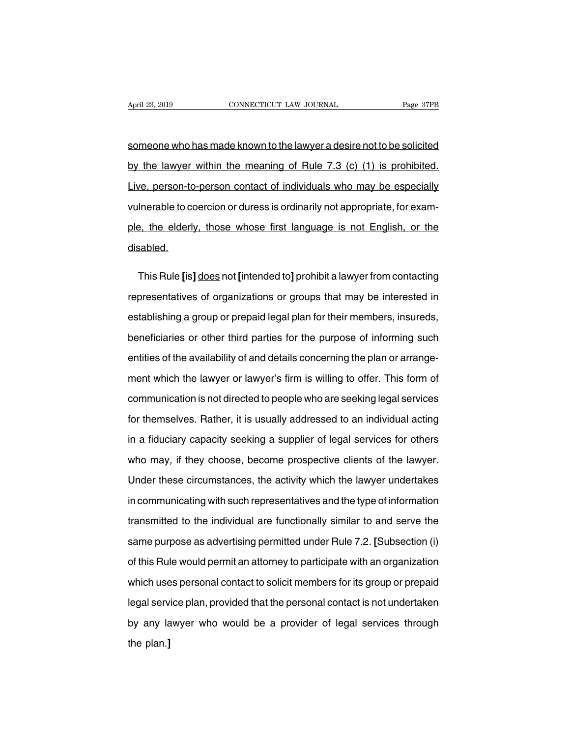someone who has made known to the lawyer a desire not to be solicited by the lawyer within the meaning of Rule 7.3 (c) (1) is prohibited. Live, person-to-person contact of individuals who may be especially vulnerable to coercion or duress is ordinarily not appropriate, for example, the elderly, those whose first language is not English, or the disabled.

This Rule [is] does not [intended to] prohibit a lawyer from contacting representatives of organizations or groups that may be interested in establishing a group or prepaid legal plan for their members, insureds, beneficiaries or other third parties for the purpose of informing such entities of the availability of and details concerning the plan or arrangement which the lawyer or lawyer's firm is willing to offer. This form of communication is not directed to people who are seeking legal services for themselves. Rather, it is usually addressed to an individual acting in a fiduciary capacity seeking a supplier of legal services for others who may, if they choose, become prospective clients of the lawyer. Under these circumstances, the activity which the lawyer undertakes in communicating with such representatives and the type of information transmitted to the individual are functionally similar to and serve the same purpose as advertising permitted under Rule 7.2. [Subsection (i) of this Rule would permit an attorney to participate with an organization which uses personal contact to solicit members for its group or prepaid legal service plan, provided that the personal contact is not undertaken by any lawyer who would be a provider of legal services through the plan.]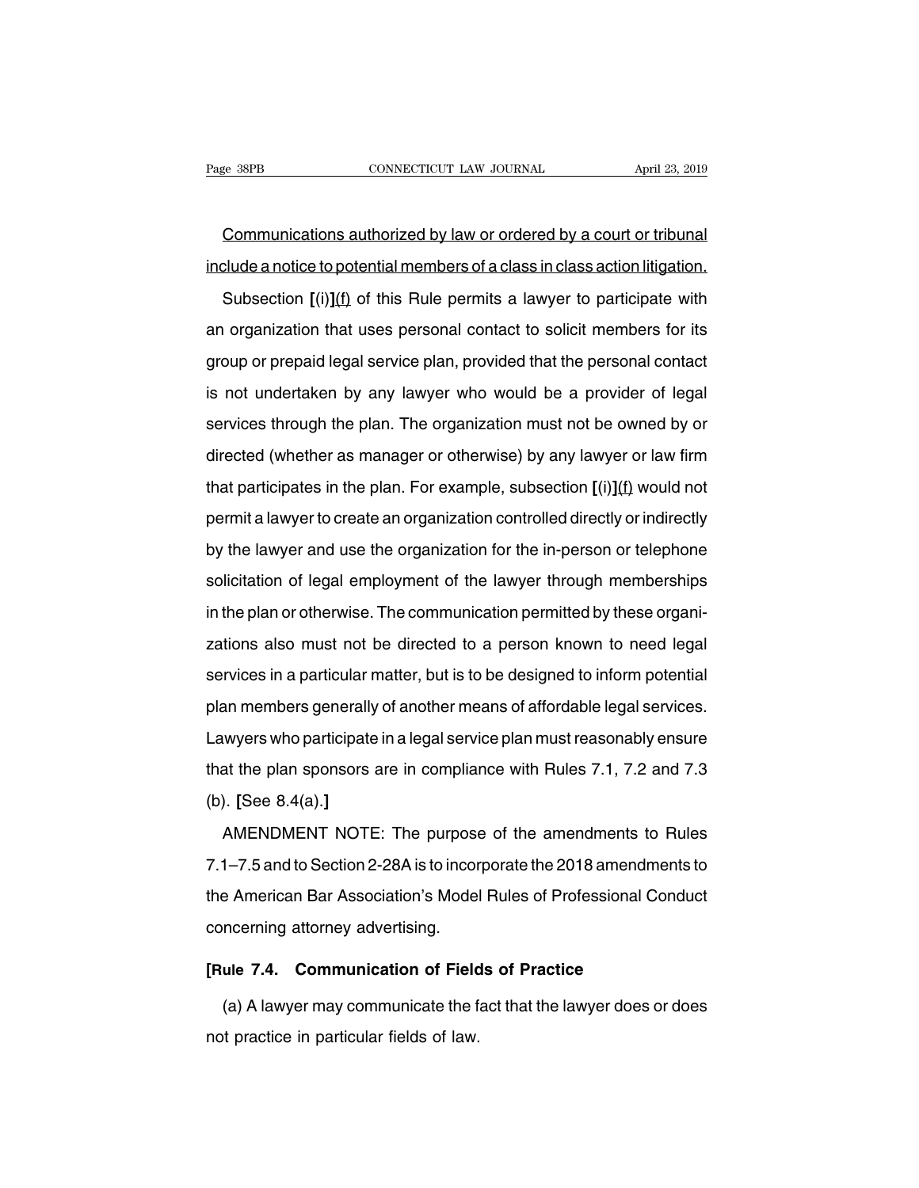<u>Communications authorized by law or ordered by a court or tribunal include a notice to potential members of a class in class action litigation.</u>

Subsection **[**(i)**]**<u>(f)</u> of this Rule permits a lawyer to participate with an organization that uses personal contact to solicit members for its group or prepaid legal service plan, provided that the personal contact is not undertaken by any lawyer who would be a provider of legal services through the plan. The organization must not be owned by or directed (whether as manager or otherwise) by any lawyer or law firm that participates in the plan. For example, subsection **[**(i)**]**<u>(f)</u> would not permit a lawyer to create an organization controlled directly or indirectly by the lawyer and use the organization for the in-person or telephone solicitation of legal employment of the lawyer through memberships in the plan or otherwise. The communication permitted by these organizations also must not be directed to a person known to need legal services in a particular matter, but is to be designed to inform potential plan members generally of another means of affordable legal services. Lawyers who participate in a legal service plan must reasonably ensure that the plan sponsors are in compliance with Rules 7.1, 7.2 and 7.3 (b). **[**See 8.4(a).**]**

AMENDMENT NOTE: The purpose of the amendments to Rules 7.1–7.5 and to Section 2-28A is to incorporate the 2018 amendments to the American Bar Association's Model Rules of Professional Conduct concerning attorney advertising.

**[Rule 7.4. Communication of Fields of Practice**

(a) A lawyer may communicate the fact that the lawyer does or does not practice in particular fields of law.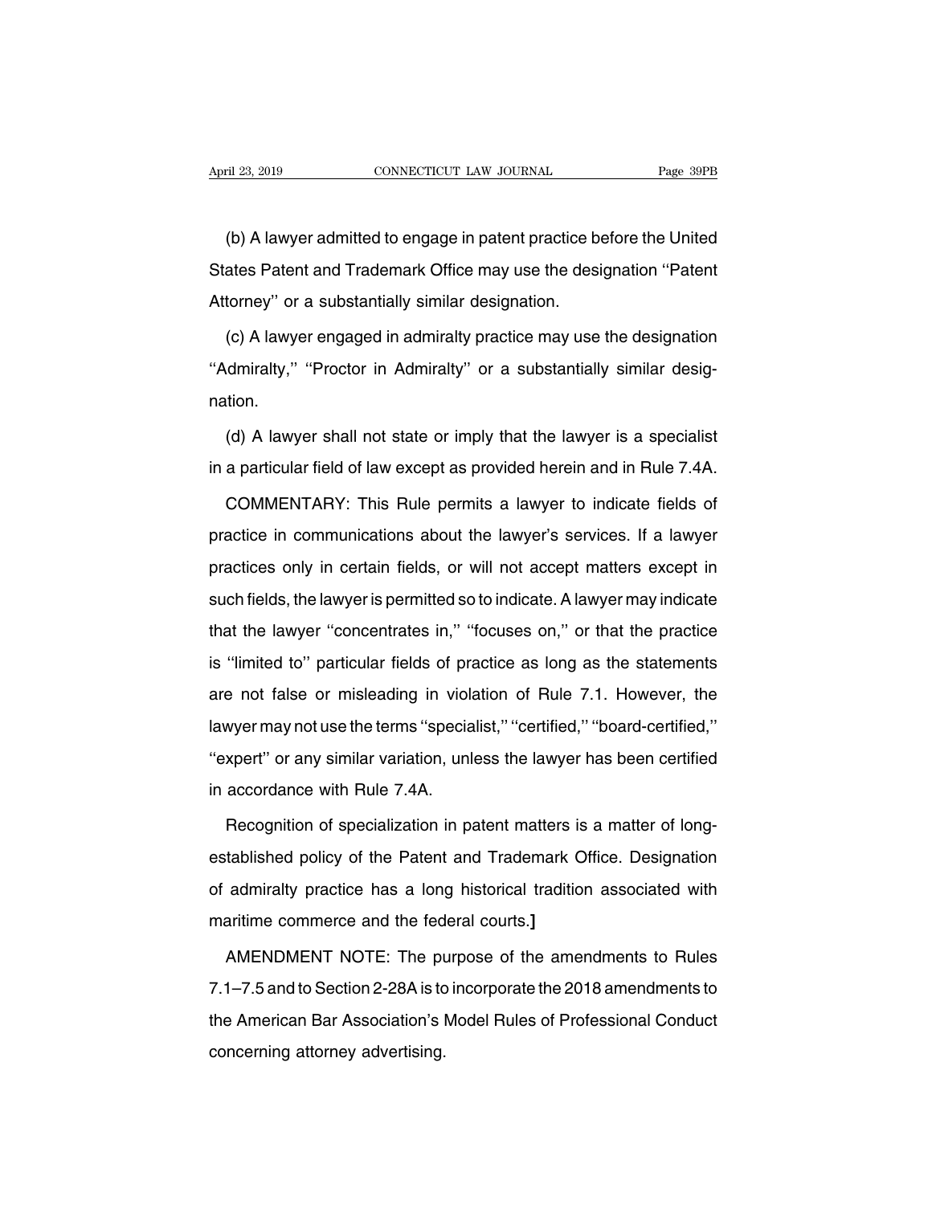(b) A lawyer admitted to engage in patent practice before the United States Patent and Trademark Office may use the designation ''Patent Attorney'' or a substantially similar designation.

(c) A lawyer engaged in admiralty practice may use the designation ''Admiralty,'' ''Proctor in Admiralty'' or a substantially similar designation.

(d) A lawyer shall not state or imply that the lawyer is a specialist in a particular field of law except as provided herein and in Rule 7.4A.

COMMENTARY: This Rule permits a lawyer to indicate fields of practice in communications about the lawyer's services. If a lawyer practices only in certain fields, or will not accept matters except in such fields, the lawyer is permitted so to indicate. A lawyer may indicate that the lawyer ''concentrates in,'' ''focuses on,'' or that the practice is ''limited to'' particular fields of practice as long as the statements are not false or misleading in violation of Rule 7.1. However, the lawyer may not use the terms ''specialist,'' ''certified,'' ''board-certified,'' ''expert'' or any similar variation, unless the lawyer has been certified in accordance with Rule 7.4A.

Recognition of specialization in patent matters is a matter of long-established policy of the Patent and Trademark Office. Designation of admiralty practice has a long historical tradition associated with maritime commerce and the federal courts.**]**

AMENDMENT NOTE: The purpose of the amendments to Rules 7.1–7.5 and to Section 2-28A is to incorporate the 2018 amendments to the American Bar Association's Model Rules of Professional Conduct concerning attorney advertising.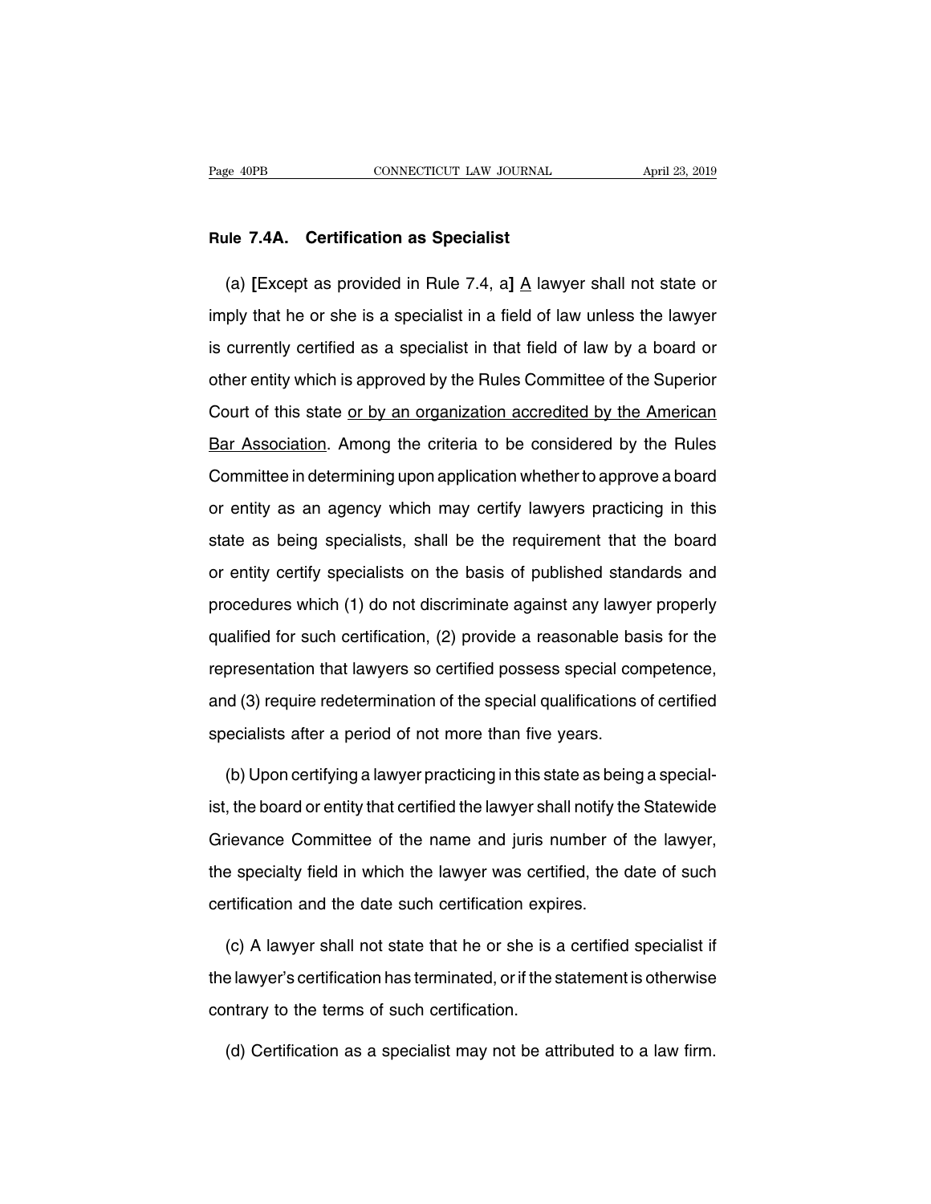**Rule 7.4A. Certification as Specialist**

(a) [Except as provided in Rule 7.4, a] A lawyer shall not state or imply that he or she is a specialist in a field of law unless the lawyer is currently certified as a specialist in that field of law by a board or other entity which is approved by the Rules Committee of the Superior Court of this state or by an organization accredited by the American Bar Association. Among the criteria to be considered by the Rules Committee in determining upon application whether to approve a board or entity as an agency which may certify lawyers practicing in this state as being specialists, shall be the requirement that the board or entity certify specialists on the basis of published standards and procedures which (1) do not discriminate against any lawyer properly qualified for such certification, (2) provide a reasonable basis for the representation that lawyers so certified possess special competence, and (3) require redetermination of the special qualifications of certified specialists after a period of not more than five years.

(b) Upon certifying a lawyer practicing in this state as being a specialist, the board or entity that certified the lawyer shall notify the Statewide Grievance Committee of the name and juris number of the lawyer, the specialty field in which the lawyer was certified, the date of such certification and the date such certification expires.

(c) A lawyer shall not state that he or she is a certified specialist if the lawyer's certification has terminated, or if the statement is otherwise contrary to the terms of such certification.

(d) Certification as a specialist may not be attributed to a law firm.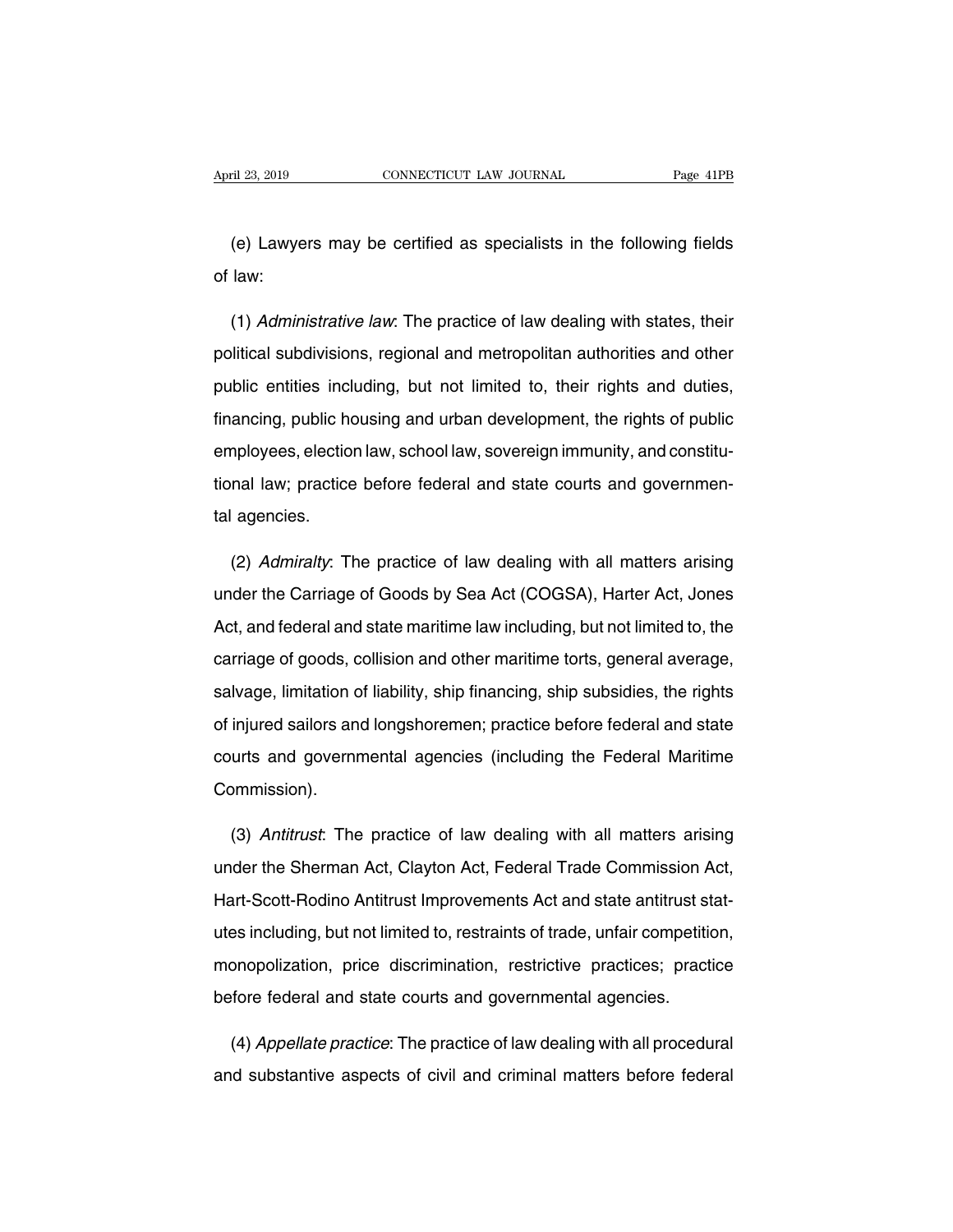(e) Lawyers may be certified as specialists in the following fields of law:

(1) *Administrative law*: The practice of law dealing with states, their political subdivisions, regional and metropolitan authorities and other public entities including, but not limited to, their rights and duties, financing, public housing and urban development, the rights of public employees, election law, school law, sovereign immunity, and constitutional law; practice before federal and state courts and governmental agencies.

(2) *Admiralty*: The practice of law dealing with all matters arising under the Carriage of Goods by Sea Act (COGSA), Harter Act, Jones Act, and federal and state maritime law including, but not limited to, the carriage of goods, collision and other maritime torts, general average, salvage, limitation of liability, ship financing, ship subsidies, the rights of injured sailors and longshoremen; practice before federal and state courts and governmental agencies (including the Federal Maritime Commission).

(3) *Antitrust*: The practice of law dealing with all matters arising under the Sherman Act, Clayton Act, Federal Trade Commission Act, Hart-Scott-Rodino Antitrust Improvements Act and state antitrust statutes including, but not limited to, restraints of trade, unfair competition, monopolization, price discrimination, restrictive practices; practice before federal and state courts and governmental agencies.

(4) *Appellate practice*: The practice of law dealing with all procedural and substantive aspects of civil and criminal matters before federal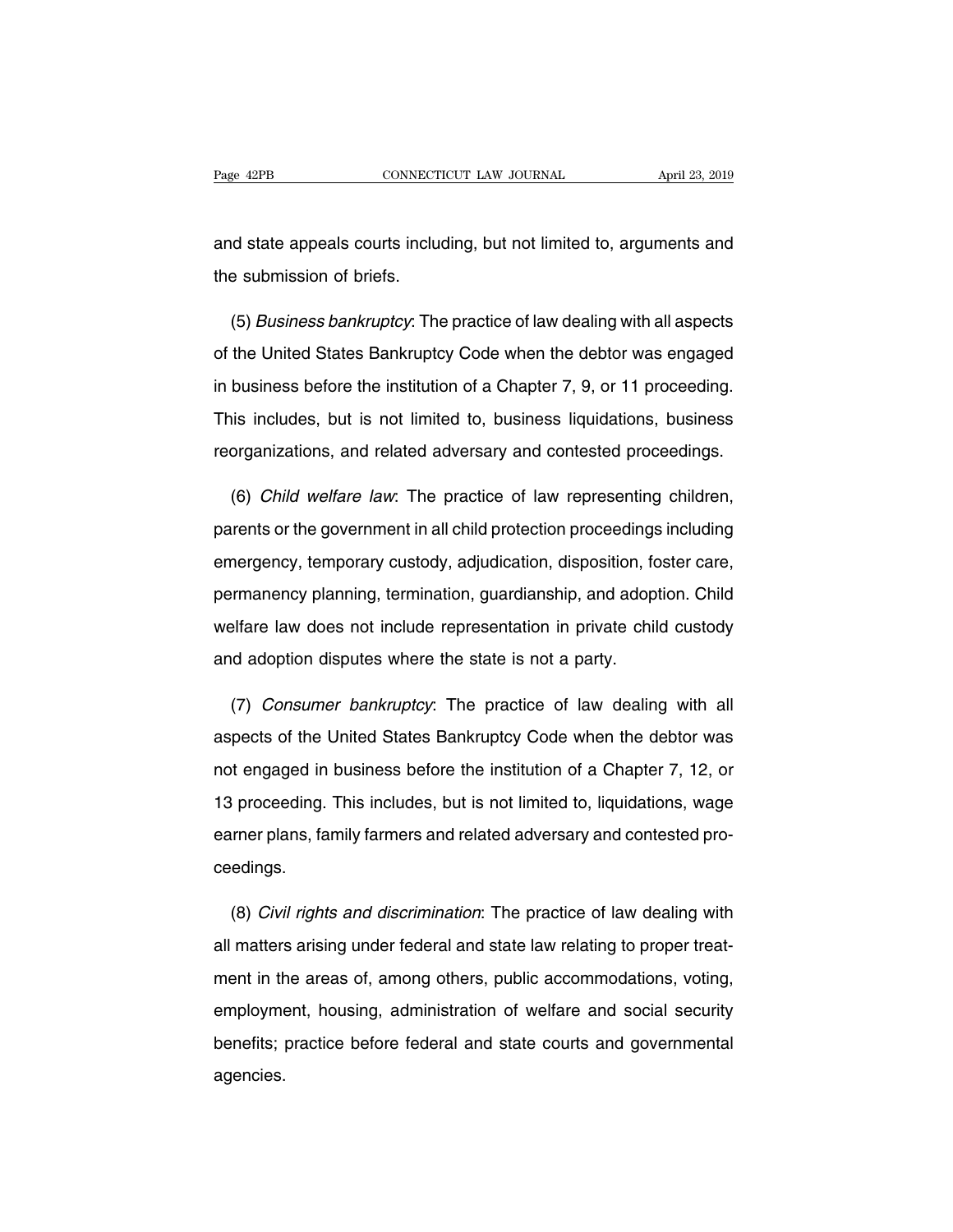and state appeals courts including, but not limited to, arguments and the submission of briefs.

(5) *Business bankruptcy*: The practice of law dealing with all aspects of the United States Bankruptcy Code when the debtor was engaged in business before the institution of a Chapter 7, 9, or 11 proceeding. This includes, but is not limited to, business liquidations, business reorganizations, and related adversary and contested proceedings.

(6) *Child welfare law*: The practice of law representing children, parents or the government in all child protection proceedings including emergency, temporary custody, adjudication, disposition, foster care, permanency planning, termination, guardianship, and adoption. Child welfare law does not include representation in private child custody and adoption disputes where the state is not a party.

(7) *Consumer bankruptcy*: The practice of law dealing with all aspects of the United States Bankruptcy Code when the debtor was not engaged in business before the institution of a Chapter 7, 12, or 13 proceeding. This includes, but is not limited to, liquidations, wage earner plans, family farmers and related adversary and contested proceedings.

(8) *Civil rights and discrimination*: The practice of law dealing with all matters arising under federal and state law relating to proper treatment in the areas of, among others, public accommodations, voting, employment, housing, administration of welfare and social security benefits; practice before federal and state courts and governmental agencies.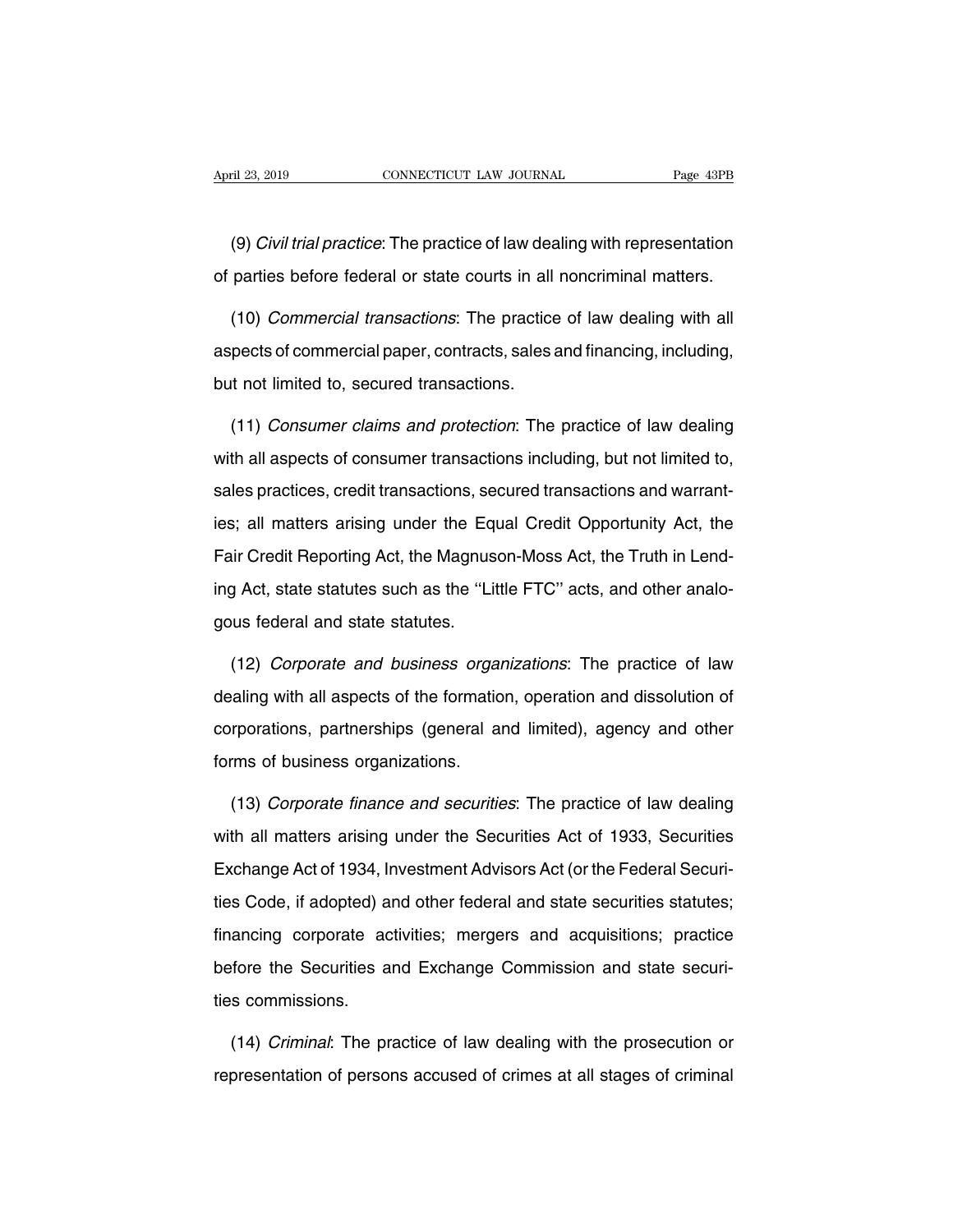(9) *Civil trial practice*: The practice of law dealing with representation of parties before federal or state courts in all noncriminal matters.

(10) *Commercial transactions*: The practice of law dealing with all aspects of commercial paper, contracts, sales and financing, including, but not limited to, secured transactions.

(11) *Consumer claims and protection*: The practice of law dealing with all aspects of consumer transactions including, but not limited to, sales practices, credit transactions, secured transactions and warranties; all matters arising under the Equal Credit Opportunity Act, the Fair Credit Reporting Act, the Magnuson-Moss Act, the Truth in Lending Act, state statutes such as the ''Little FTC'' acts, and other analogous federal and state statutes.

(12) *Corporate and business organizations*: The practice of law dealing with all aspects of the formation, operation and dissolution of corporations, partnerships (general and limited), agency and other forms of business organizations.

(13) *Corporate finance and securities*: The practice of law dealing with all matters arising under the Securities Act of 1933, Securities Exchange Act of 1934, Investment Advisors Act (or the Federal Securities Code, if adopted) and other federal and state securities statutes; financing corporate activities; mergers and acquisitions; practice before the Securities and Exchange Commission and state securities commissions.

(14) *Criminal*: The practice of law dealing with the prosecution or representation of persons accused of crimes at all stages of criminal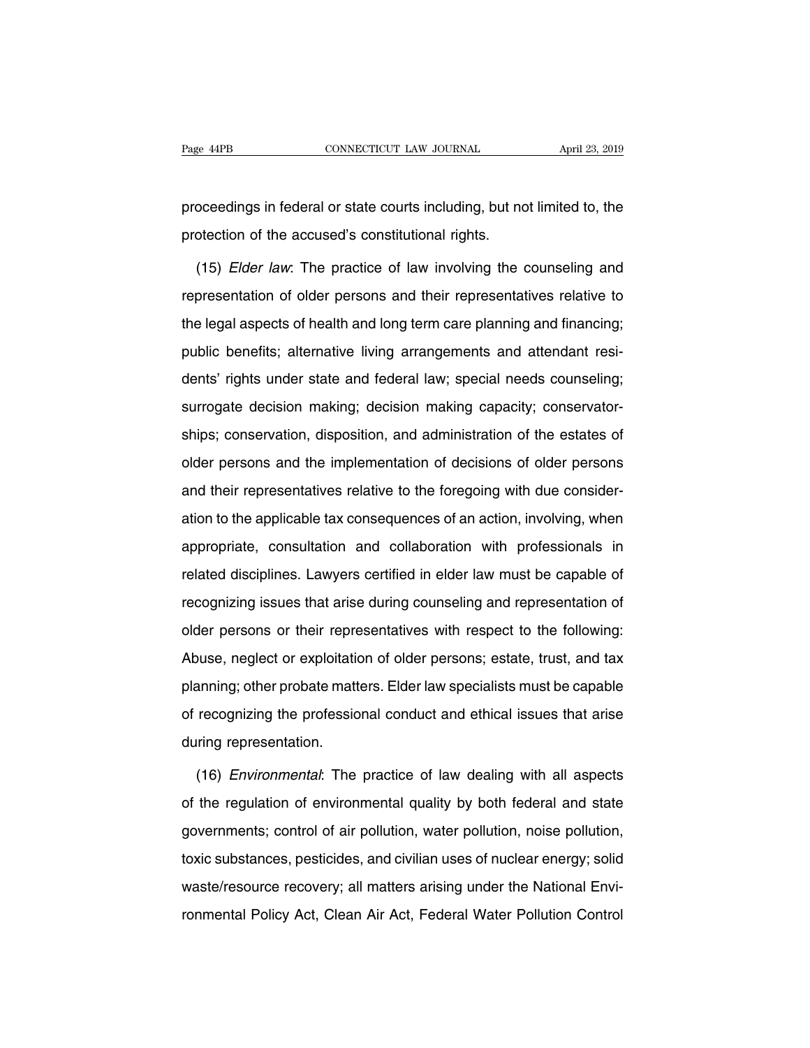proceedings in federal or state courts including, but not limited to, the protection of the accused's constitutional rights.

(15) *Elder law*: The practice of law involving the counseling and representation of older persons and their representatives relative to the legal aspects of health and long term care planning and financing; public benefits; alternative living arrangements and attendant residents' rights under state and federal law; special needs counseling; surrogate decision making; decision making capacity; conservatorships; conservation, disposition, and administration of the estates of older persons and the implementation of decisions of older persons and their representatives relative to the foregoing with due consideration to the applicable tax consequences of an action, involving, when appropriate, consultation and collaboration with professionals in related disciplines. Lawyers certified in elder law must be capable of recognizing issues that arise during counseling and representation of older persons or their representatives with respect to the following: Abuse, neglect or exploitation of older persons; estate, trust, and tax planning; other probate matters. Elder law specialists must be capable of recognizing the professional conduct and ethical issues that arise during representation.

(16) *Environmental*: The practice of law dealing with all aspects of the regulation of environmental quality by both federal and state governments; control of air pollution, water pollution, noise pollution, toxic substances, pesticides, and civilian uses of nuclear energy; solid waste/resource recovery; all matters arising under the National Environmental Policy Act, Clean Air Act, Federal Water Pollution Control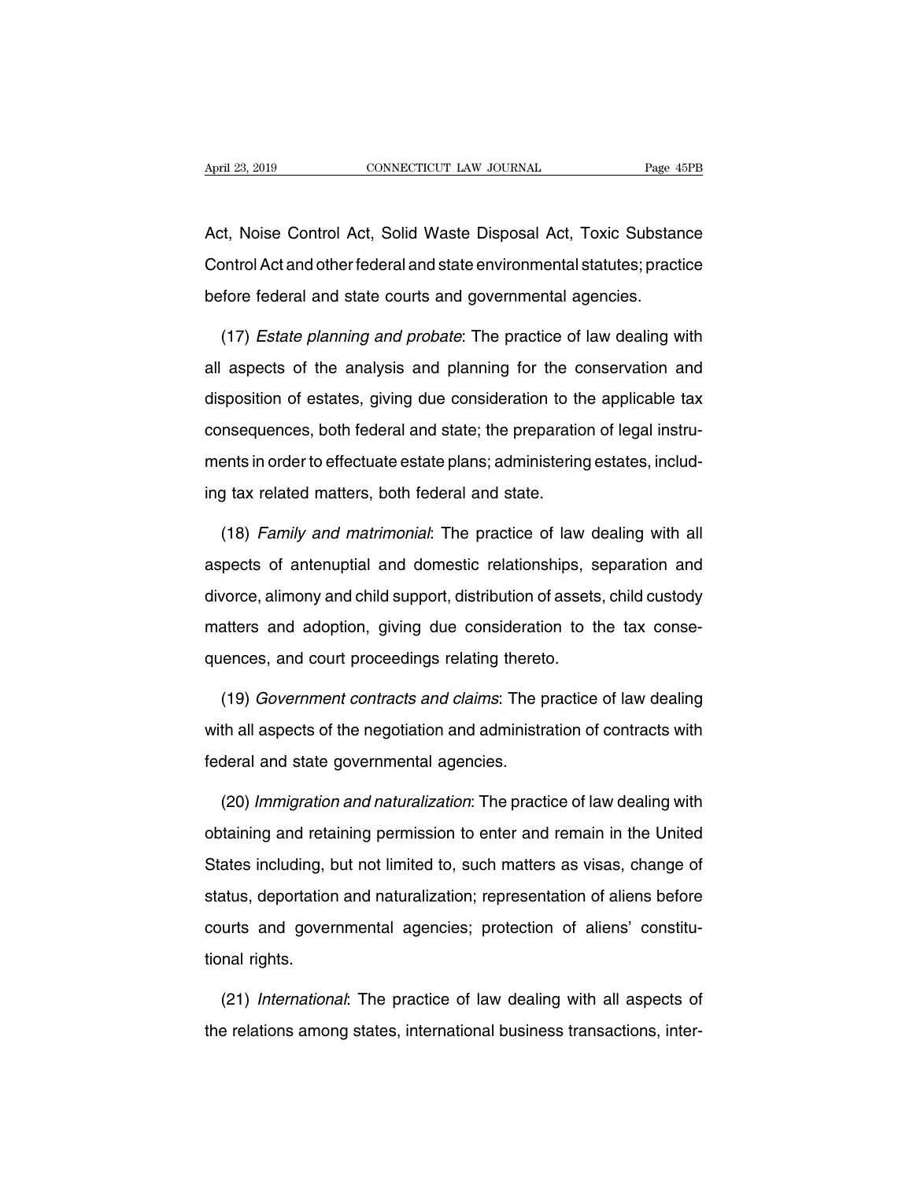Act, Noise Control Act, Solid Waste Disposal Act, Toxic Substance Control Act and other federal and state environmental statutes; practice before federal and state courts and governmental agencies.

(17) *Estate planning and probate*: The practice of law dealing with all aspects of the analysis and planning for the conservation and disposition of estates, giving due consideration to the applicable tax consequences, both federal and state; the preparation of legal instruments in order to effectuate estate plans; administering estates, including tax related matters, both federal and state.

(18) *Family and matrimonial*: The practice of law dealing with all aspects of antenuptial and domestic relationships, separation and divorce, alimony and child support, distribution of assets, child custody matters and adoption, giving due consideration to the tax consequences, and court proceedings relating thereto.

(19) *Government contracts and claims*: The practice of law dealing with all aspects of the negotiation and administration of contracts with federal and state governmental agencies.

(20) *Immigration and naturalization*: The practice of law dealing with obtaining and retaining permission to enter and remain in the United States including, but not limited to, such matters as visas, change of status, deportation and naturalization; representation of aliens before courts and governmental agencies; protection of aliens' constitutional rights.

(21) *International*: The practice of law dealing with all aspects of the relations among states, international business transactions, inter-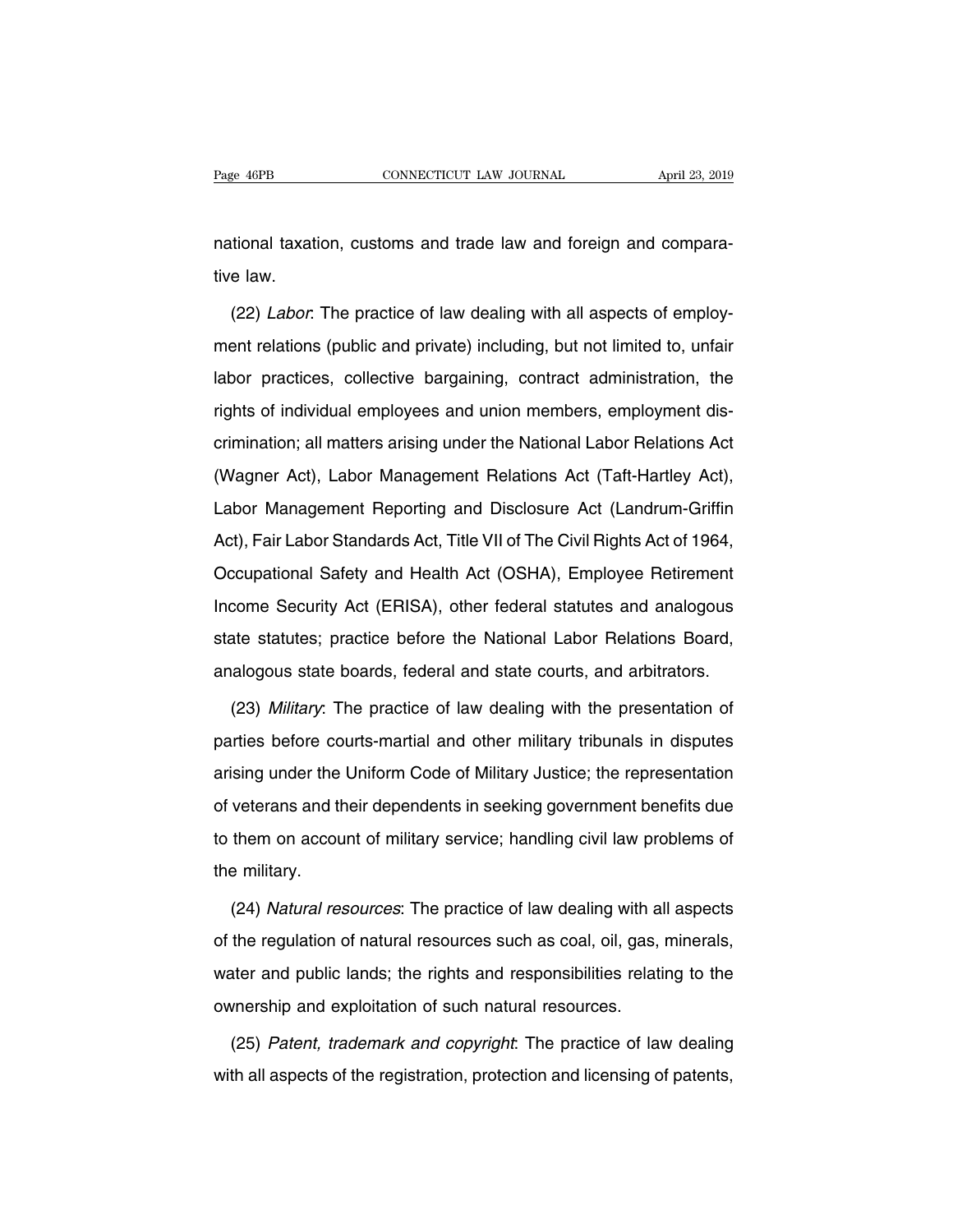national taxation, customs and trade law and foreign and comparative law.

(22) *Labor*: The practice of law dealing with all aspects of employment relations (public and private) including, but not limited to, unfair labor practices, collective bargaining, contract administration, the rights of individual employees and union members, employment discrimination; all matters arising under the National Labor Relations Act (Wagner Act), Labor Management Relations Act (Taft-Hartley Act), Labor Management Reporting and Disclosure Act (Landrum-Griffin Act), Fair Labor Standards Act, Title VII of The Civil Rights Act of 1964, Occupational Safety and Health Act (OSHA), Employee Retirement Income Security Act (ERISA), other federal statutes and analogous state statutes; practice before the National Labor Relations Board, analogous state boards, federal and state courts, and arbitrators.

(23) *Military*: The practice of law dealing with the presentation of parties before courts-martial and other military tribunals in disputes arising under the Uniform Code of Military Justice; the representation of veterans and their dependents in seeking government benefits due to them on account of military service; handling civil law problems of the military.

(24) *Natural resources*: The practice of law dealing with all aspects of the regulation of natural resources such as coal, oil, gas, minerals, water and public lands; the rights and responsibilities relating to the ownership and exploitation of such natural resources.

(25) *Patent, trademark and copyright*: The practice of law dealing with all aspects of the registration, protection and licensing of patents,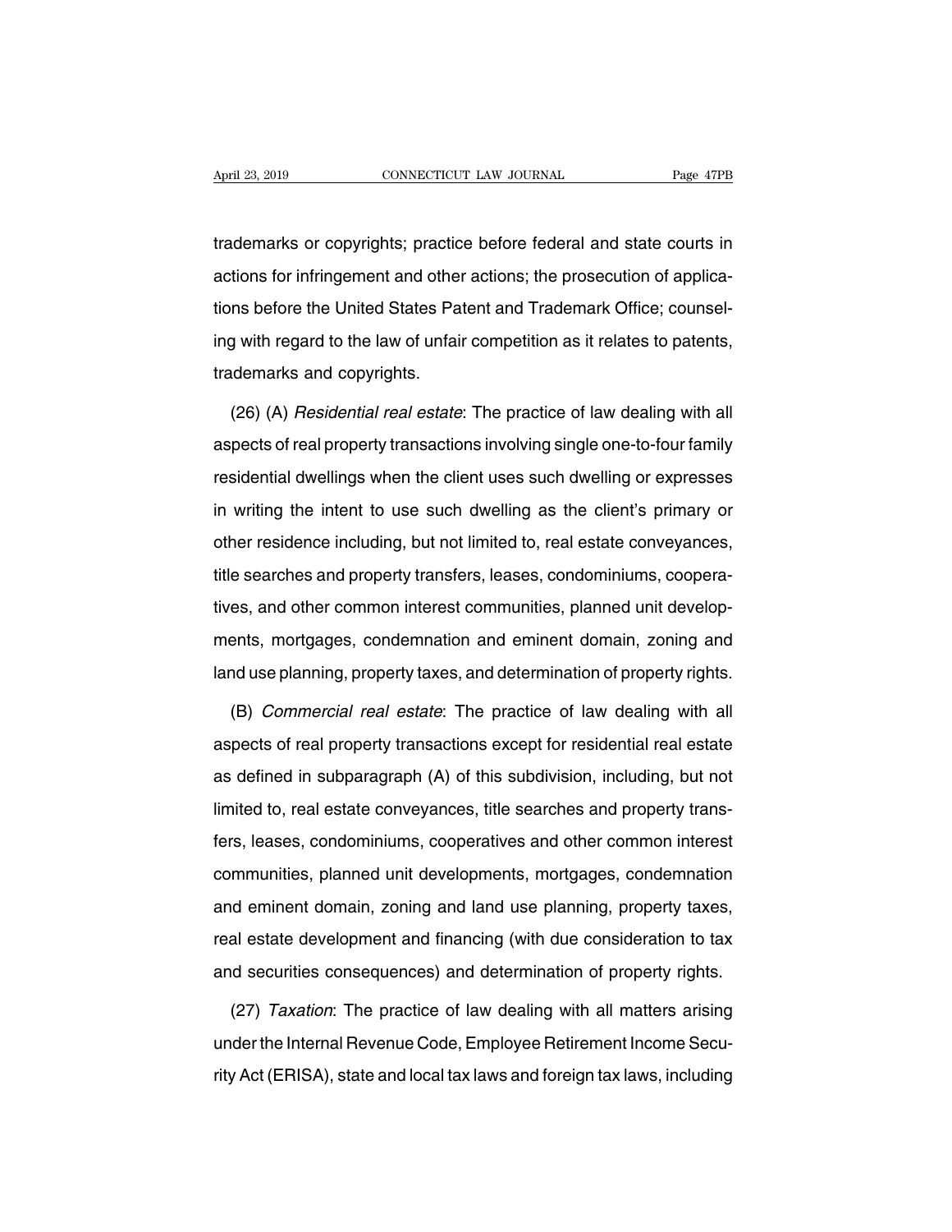trademarks or copyrights; practice before federal and state courts in actions for infringement and other actions; the prosecution of applications before the United States Patent and Trademark Office; counseling with regard to the law of unfair competition as it relates to patents, trademarks and copyrights.

(26) (A) *Residential real estate*: The practice of law dealing with all aspects of real property transactions involving single one-to-four family residential dwellings when the client uses such dwelling or expresses in writing the intent to use such dwelling as the client's primary or other residence including, but not limited to, real estate conveyances, title searches and property transfers, leases, condominiums, cooperatives, and other common interest communities, planned unit developments, mortgages, condemnation and eminent domain, zoning and land use planning, property taxes, and determination of property rights.

(B) *Commercial real estate*: The practice of law dealing with all aspects of real property transactions except for residential real estate as defined in subparagraph (A) of this subdivision, including, but not limited to, real estate conveyances, title searches and property transfers, leases, condominiums, cooperatives and other common interest communities, planned unit developments, mortgages, condemnation and eminent domain, zoning and land use planning, property taxes, real estate development and financing (with due consideration to tax and securities consequences) and determination of property rights.

(27) *Taxation*: The practice of law dealing with all matters arising under the Internal Revenue Code, Employee Retirement Income Security Act (ERISA), state and local tax laws and foreign tax laws, including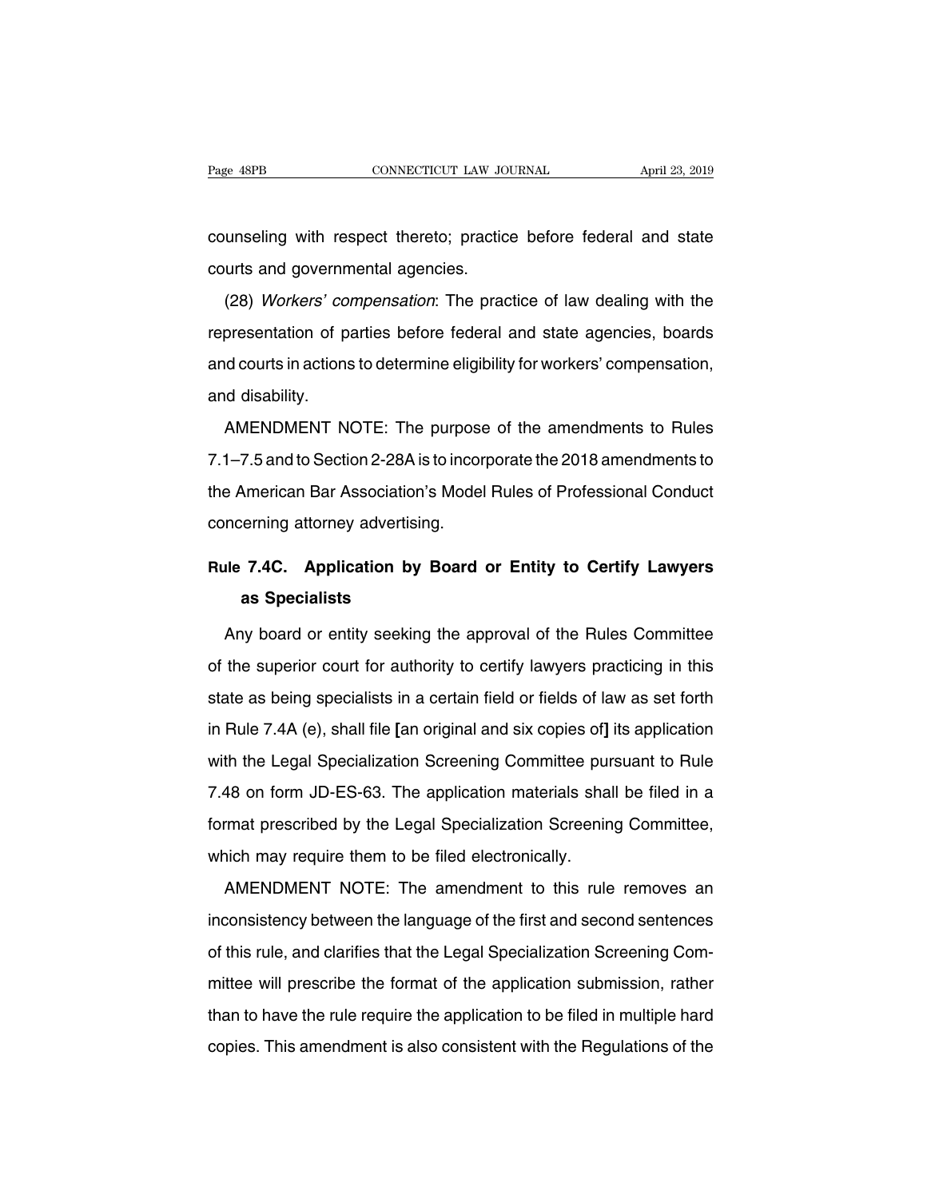counseling with respect thereto; practice before federal and state courts and governmental agencies.

(28) *Workers' compensation*: The practice of law dealing with the representation of parties before federal and state agencies, boards and courts in actions to determine eligibility for workers' compensation, and disability.

AMENDMENT NOTE: The purpose of the amendments to Rules 7.1–7.5 and to Section 2-28A is to incorporate the 2018 amendments to the American Bar Association's Model Rules of Professional Conduct concerning attorney advertising.

## Rule 7.4C. Application by Board or Entity to Certify Lawyers as Specialists

Any board or entity seeking the approval of the Rules Committee of the superior court for authority to certify lawyers practicing in this state as being specialists in a certain field or fields of law as set forth in Rule 7.4A (e), shall file **[**an original and six copies of**]** its application with the Legal Specialization Screening Committee pursuant to Rule 7.48 on form JD-ES-63. The application materials shall be filed in a format prescribed by the Legal Specialization Screening Committee, which may require them to be filed electronically.

AMENDMENT NOTE: The amendment to this rule removes an inconsistency between the language of the first and second sentences of this rule, and clarifies that the Legal Specialization Screening Committee will prescribe the format of the application submission, rather than to have the rule require the application to be filed in multiple hard copies. This amendment is also consistent with the Regulations of the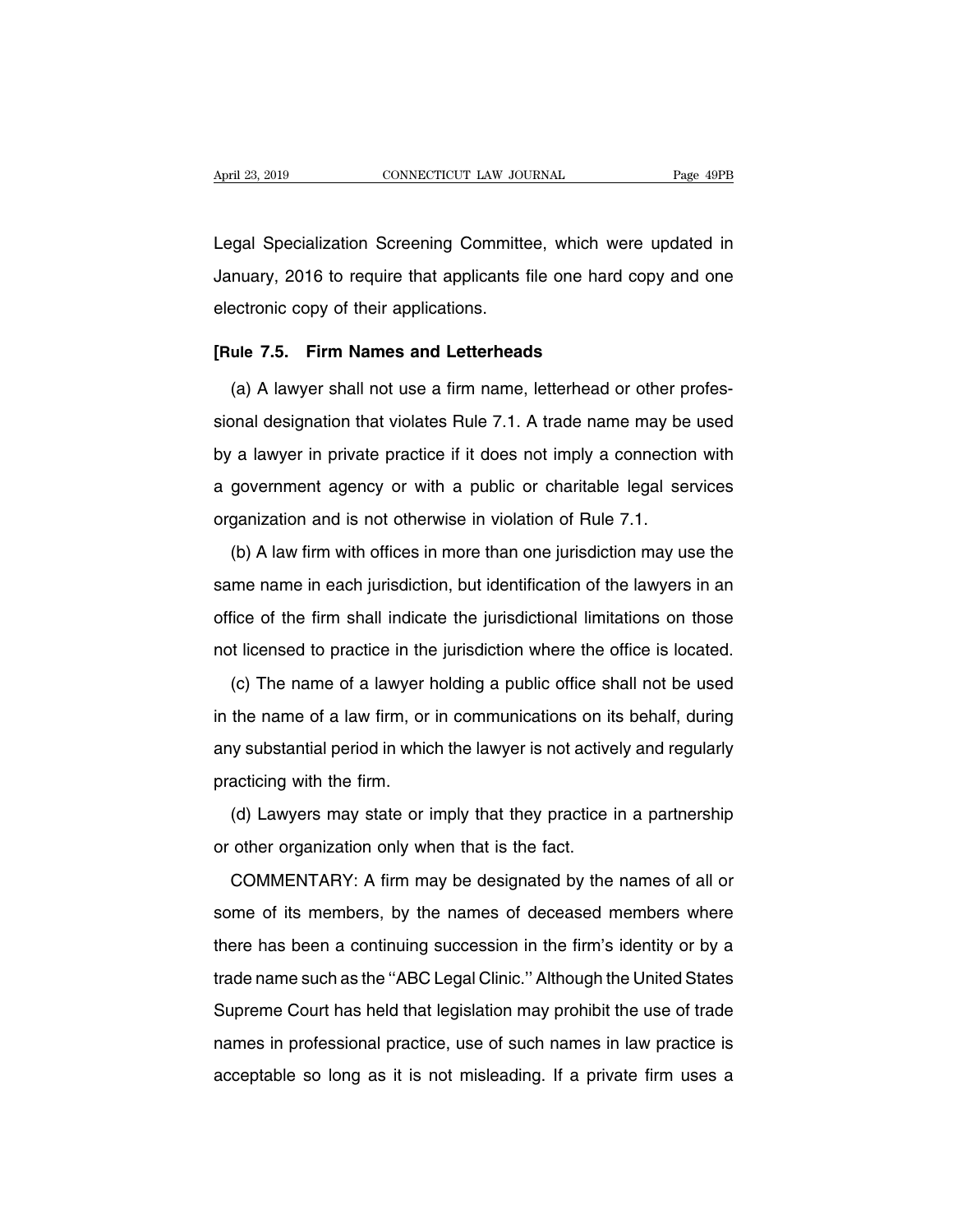Legal Specialization Screening Committee, which were updated in January, 2016 to require that applicants file one hard copy and one electronic copy of their applications.

**[Rule 7.5. Firm Names and Letterheads**

(a) A lawyer shall not use a firm name, letterhead or other professional designation that violates Rule 7.1. A trade name may be used by a lawyer in private practice if it does not imply a connection with a government agency or with a public or charitable legal services organization and is not otherwise in violation of Rule 7.1.

(b) A law firm with offices in more than one jurisdiction may use the same name in each jurisdiction, but identification of the lawyers in an office of the firm shall indicate the jurisdictional limitations on those not licensed to practice in the jurisdiction where the office is located.

(c) The name of a lawyer holding a public office shall not be used in the name of a law firm, or in communications on its behalf, during any substantial period in which the lawyer is not actively and regularly practicing with the firm.

(d) Lawyers may state or imply that they practice in a partnership or other organization only when that is the fact.

COMMENTARY: A firm may be designated by the names of all or some of its members, by the names of deceased members where there has been a continuing succession in the firm's identity or by a trade name such as the ''ABC Legal Clinic.'' Although the United States Supreme Court has held that legislation may prohibit the use of trade names in professional practice, use of such names in law practice is acceptable so long as it is not misleading. If a private firm uses a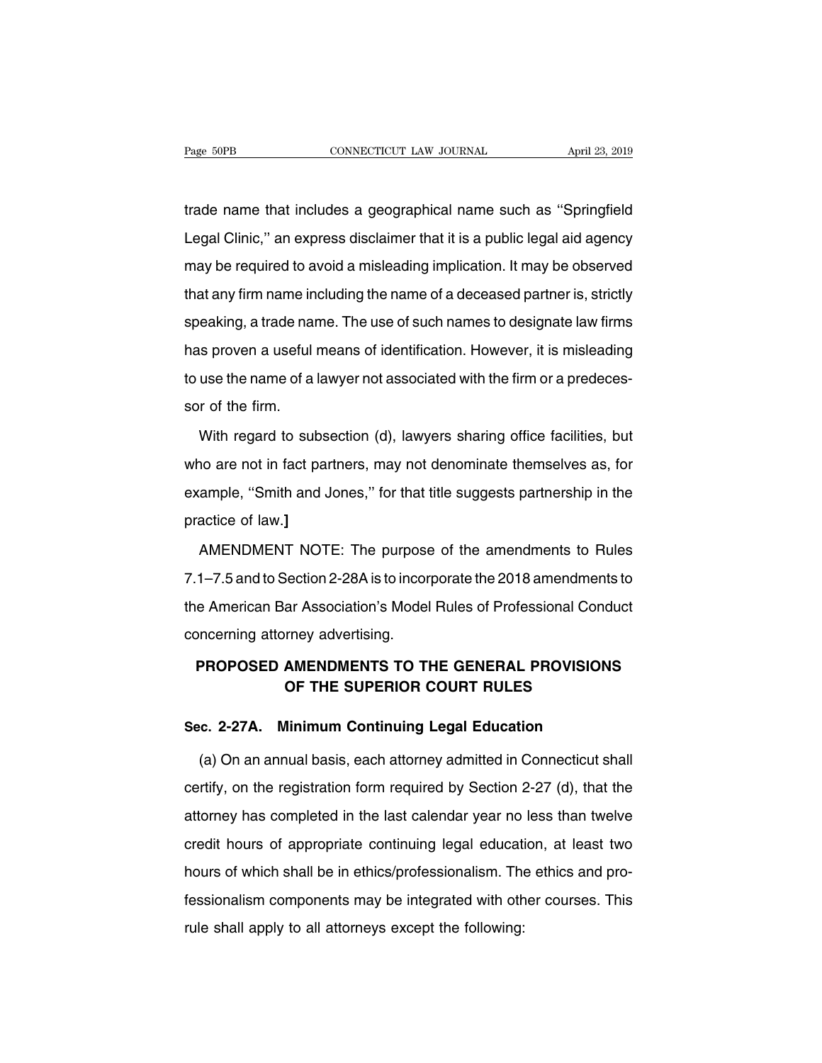trade name that includes a geographical name such as ''Springfield Legal Clinic,'' an express disclaimer that it is a public legal aid agency may be required to avoid a misleading implication. It may be observed that any firm name including the name of a deceased partner is, strictly speaking, a trade name. The use of such names to designate law firms has proven a useful means of identification. However, it is misleading to use the name of a lawyer not associated with the firm or a predecessor of the firm.

With regard to subsection (d), lawyers sharing office facilities, but who are not in fact partners, may not denominate themselves as, for example, ''Smith and Jones,'' for that title suggests partnership in the practice of law.**]**

AMENDMENT NOTE: The purpose of the amendments to Rules 7.1–7.5 and to Section 2-28A is to incorporate the 2018 amendments to the American Bar Association's Model Rules of Professional Conduct concerning attorney advertising.

## PROPOSED AMENDMENTS TO THE GENERAL PROVISIONS OF THE SUPERIOR COURT RULES

### Sec. 2-27A. Minimum Continuing Legal Education

(a) On an annual basis, each attorney admitted in Connecticut shall certify, on the registration form required by Section 2-27 (d), that the attorney has completed in the last calendar year no less than twelve credit hours of appropriate continuing legal education, at least two hours of which shall be in ethics/professionalism. The ethics and professionalism components may be integrated with other courses. This rule shall apply to all attorneys except the following: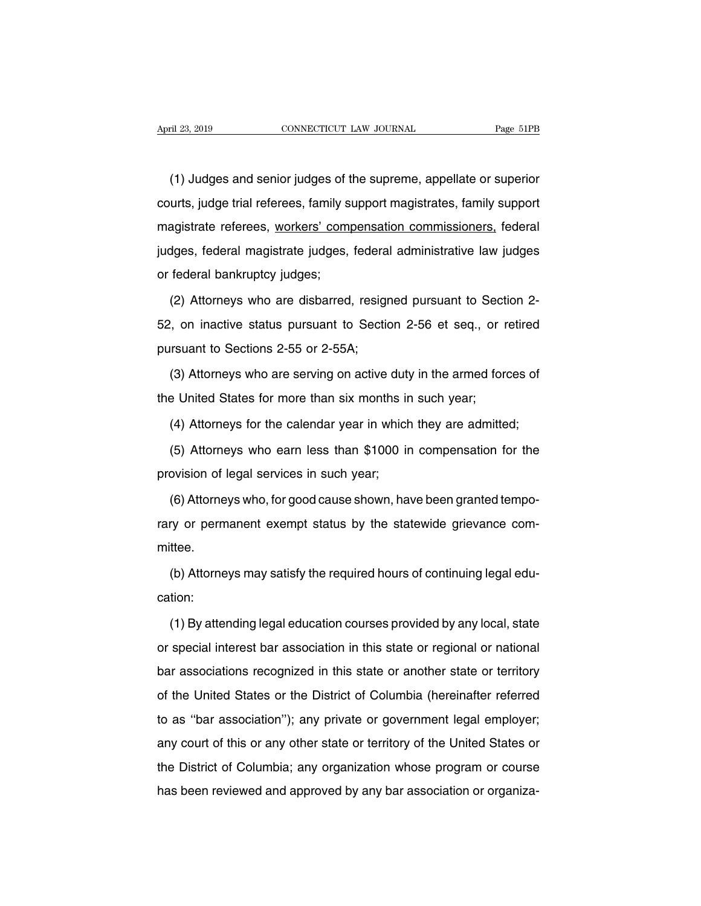(1) Judges and senior judges of the supreme, appellate or superior courts, judge trial referees, family support magistrates, family support magistrate referees, <u>workers' compensation commissioners,</u> federal judges, federal magistrate judges, federal administrative law judges or federal bankruptcy judges;

(2) Attorneys who are disbarred, resigned pursuant to Section 2-52, on inactive status pursuant to Section 2-56 et seq., or retired pursuant to Sections 2-55 or 2-55A;

(3) Attorneys who are serving on active duty in the armed forces of the United States for more than six months in such year;

(4) Attorneys for the calendar year in which they are admitted;

(5) Attorneys who earn less than $1000 in compensation for the provision of legal services in such year;

(6) Attorneys who, for good cause shown, have been granted temporary or permanent exempt status by the statewide grievance committee.

(b) Attorneys may satisfy the required hours of continuing legal education:

(1) By attending legal education courses provided by any local, state or special interest bar association in this state or regional or national bar associations recognized in this state or another state or territory of the United States or the District of Columbia (hereinafter referred to as ''bar association''); any private or government legal employer; any court of this or any other state or territory of the United States or the District of Columbia; any organization whose program or course has been reviewed and approved by any bar association or organiza-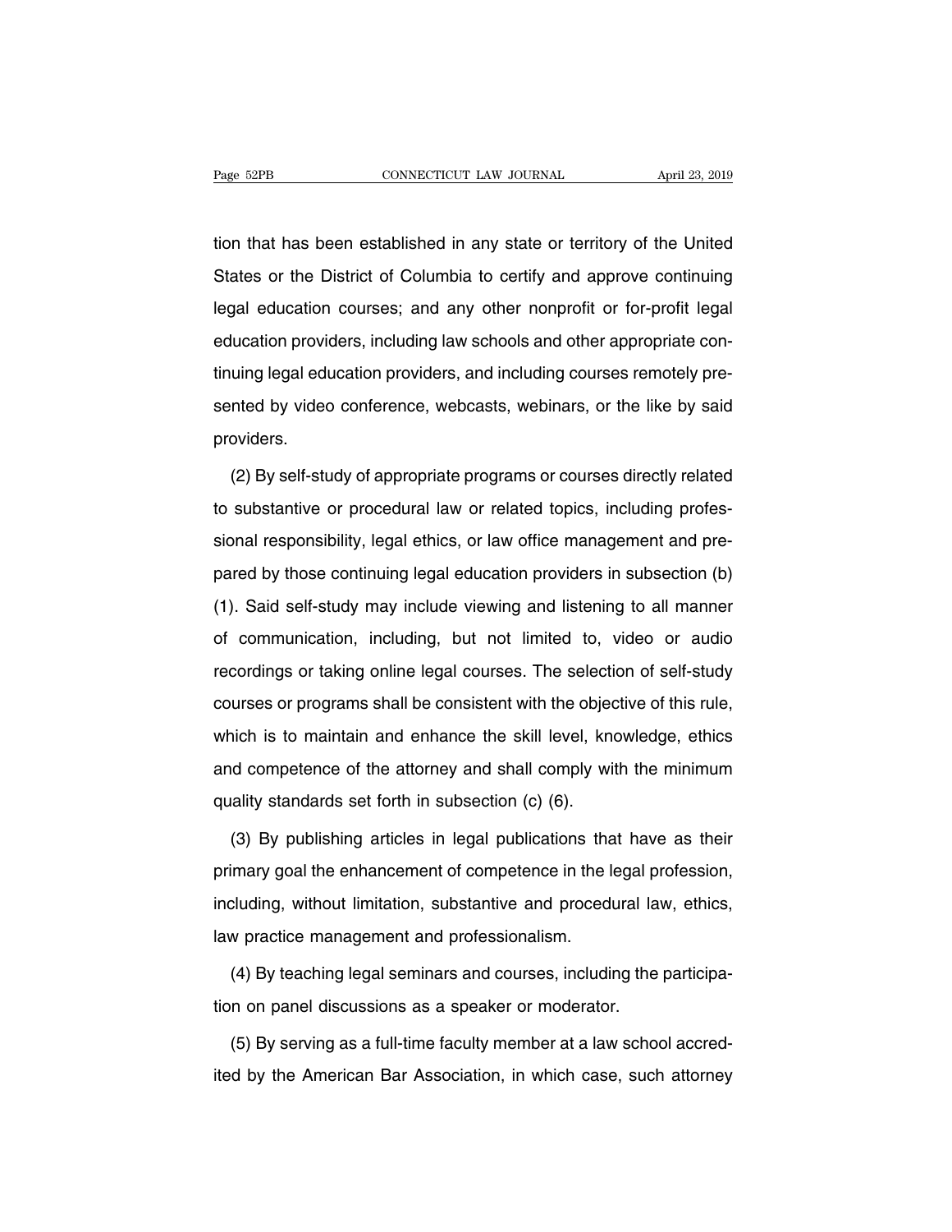tion that has been established in any state or territory of the United States or the District of Columbia to certify and approve continuing legal education courses; and any other nonprofit or for-profit legal education providers, including law schools and other appropriate continuing legal education providers, and including courses remotely presented by video conference, webcasts, webinars, or the like by said providers.

(2) By self-study of appropriate programs or courses directly related to substantive or procedural law or related topics, including professional responsibility, legal ethics, or law office management and prepared by those continuing legal education providers in subsection (b) (1). Said self-study may include viewing and listening to all manner of communication, including, but not limited to, video or audio recordings or taking online legal courses. The selection of self-study courses or programs shall be consistent with the objective of this rule, which is to maintain and enhance the skill level, knowledge, ethics and competence of the attorney and shall comply with the minimum quality standards set forth in subsection (c) (6).

(3) By publishing articles in legal publications that have as their primary goal the enhancement of competence in the legal profession, including, without limitation, substantive and procedural law, ethics, law practice management and professionalism.

(4) By teaching legal seminars and courses, including the participation on panel discussions as a speaker or moderator.

(5) By serving as a full-time faculty member at a law school accredited by the American Bar Association, in which case, such attorney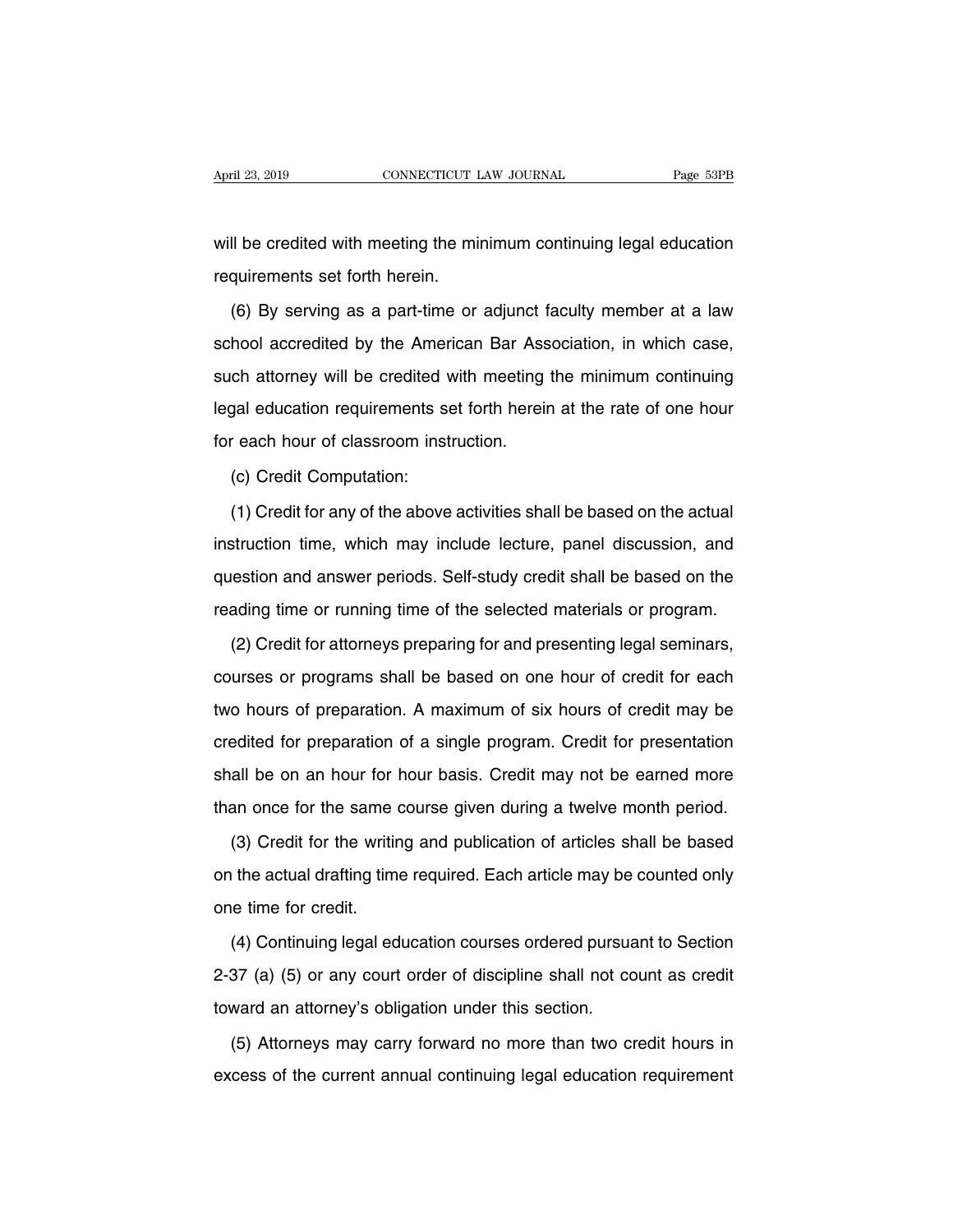will be credited with meeting the minimum continuing legal education requirements set forth herein.

(6) By serving as a part-time or adjunct faculty member at a law school accredited by the American Bar Association, in which case, such attorney will be credited with meeting the minimum continuing legal education requirements set forth herein at the rate of one hour for each hour of classroom instruction.

(c) Credit Computation:

(1) Credit for any of the above activities shall be based on the actual instruction time, which may include lecture, panel discussion, and question and answer periods. Self-study credit shall be based on the reading time or running time of the selected materials or program.

(2) Credit for attorneys preparing for and presenting legal seminars, courses or programs shall be based on one hour of credit for each two hours of preparation. A maximum of six hours of credit may be credited for preparation of a single program. Credit for presentation shall be on an hour for hour basis. Credit may not be earned more than once for the same course given during a twelve month period.

(3) Credit for the writing and publication of articles shall be based on the actual drafting time required. Each article may be counted only one time for credit.

(4) Continuing legal education courses ordered pursuant to Section 2-37 (a) (5) or any court order of discipline shall not count as credit toward an attorney's obligation under this section.

(5) Attorneys may carry forward no more than two credit hours in excess of the current annual continuing legal education requirement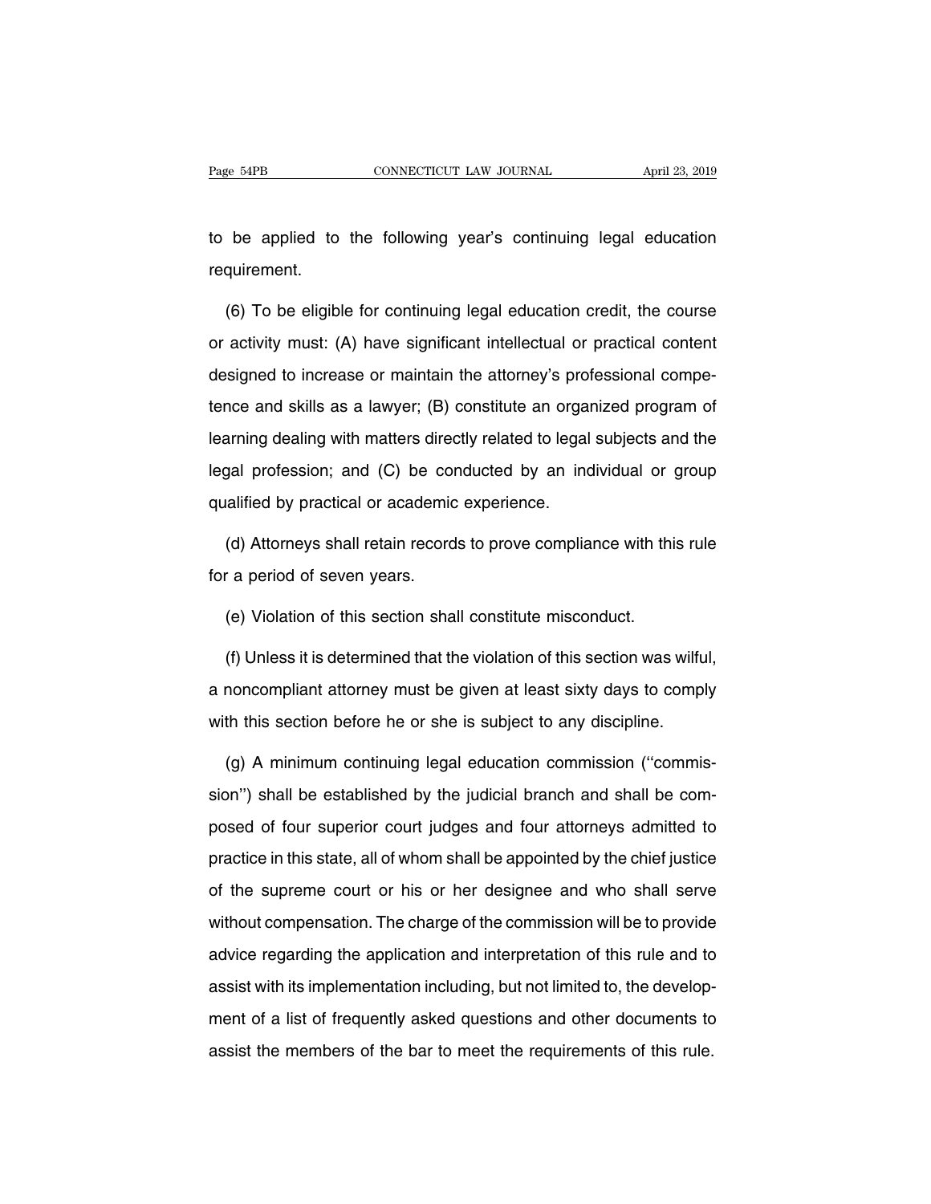to be applied to the following year's continuing legal education requirement.

(6) To be eligible for continuing legal education credit, the course or activity must: (A) have significant intellectual or practical content designed to increase or maintain the attorney's professional competence and skills as a lawyer; (B) constitute an organized program of learning dealing with matters directly related to legal subjects and the legal profession; and (C) be conducted by an individual or group qualified by practical or academic experience.

(d) Attorneys shall retain records to prove compliance with this rule for a period of seven years.

(e) Violation of this section shall constitute misconduct.

(f) Unless it is determined that the violation of this section was wilful, a noncompliant attorney must be given at least sixty days to comply with this section before he or she is subject to any discipline.

(g) A minimum continuing legal education commission (''commission'') shall be established by the judicial branch and shall be composed of four superior court judges and four attorneys admitted to practice in this state, all of whom shall be appointed by the chief justice of the supreme court or his or her designee and who shall serve without compensation. The charge of the commission will be to provide advice regarding the application and interpretation of this rule and to assist with its implementation including, but not limited to, the development of a list of frequently asked questions and other documents to assist the members of the bar to meet the requirements of this rule.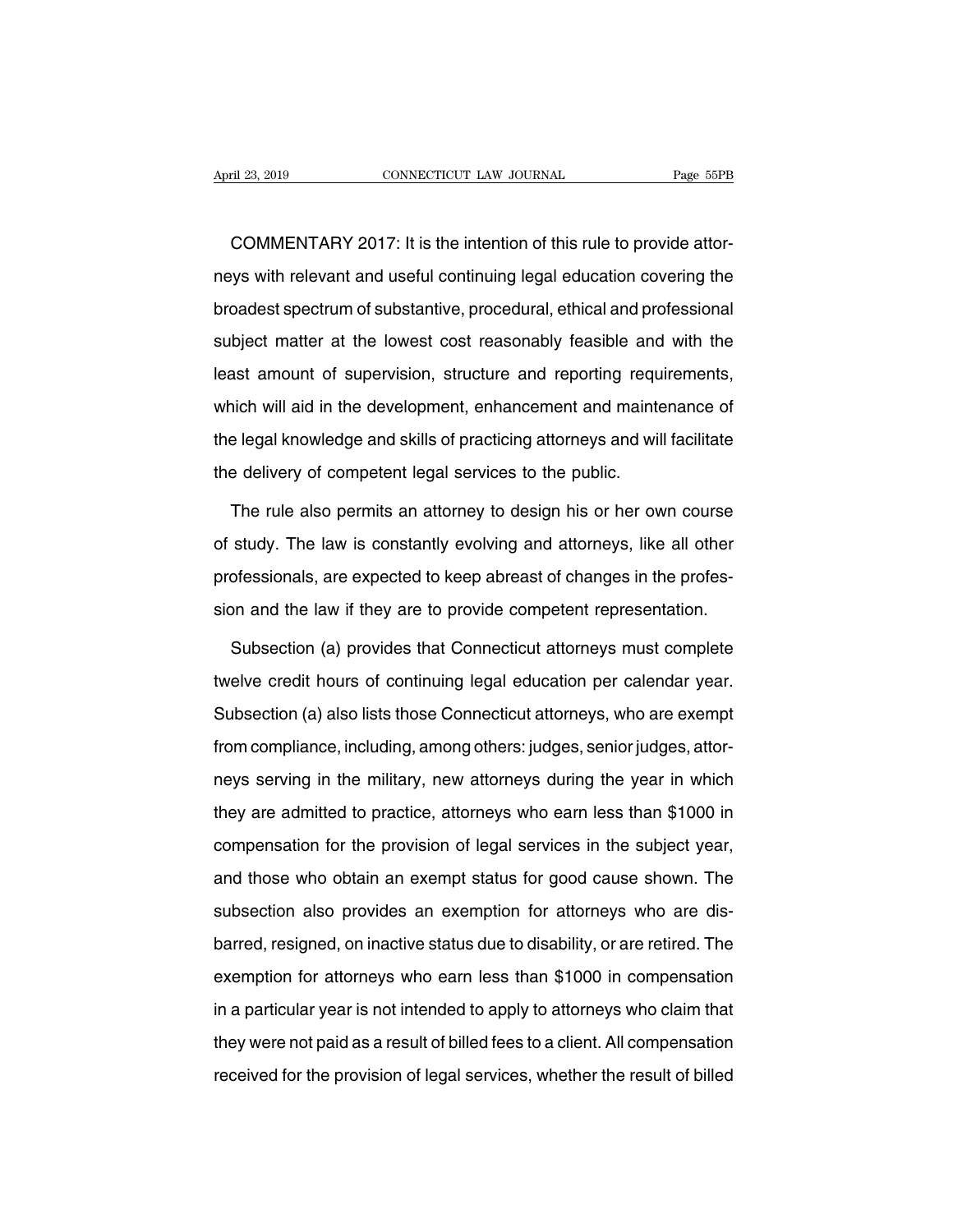COMMENTARY 2017: It is the intention of this rule to provide attorneys with relevant and useful continuing legal education covering the broadest spectrum of substantive, procedural, ethical and professional subject matter at the lowest cost reasonably feasible and with the least amount of supervision, structure and reporting requirements, which will aid in the development, enhancement and maintenance of the legal knowledge and skills of practicing attorneys and will facilitate the delivery of competent legal services to the public.

The rule also permits an attorney to design his or her own course of study. The law is constantly evolving and attorneys, like all other professionals, are expected to keep abreast of changes in the profession and the law if they are to provide competent representation.

Subsection (a) provides that Connecticut attorneys must complete twelve credit hours of continuing legal education per calendar year. Subsection (a) also lists those Connecticut attorneys, who are exempt from compliance, including, among others: judges, senior judges, attorneys serving in the military, new attorneys during the year in which they are admitted to practice, attorneys who earn less than $1000 in compensation for the provision of legal services in the subject year, and those who obtain an exempt status for good cause shown. The subsection also provides an exemption for attorneys who are disbarred, resigned, on inactive status due to disability, or are retired. The exemption for attorneys who earn less than $1000 in compensation in a particular year is not intended to apply to attorneys who claim that they were not paid as a result of billed fees to a client. All compensation received for the provision of legal services, whether the result of billed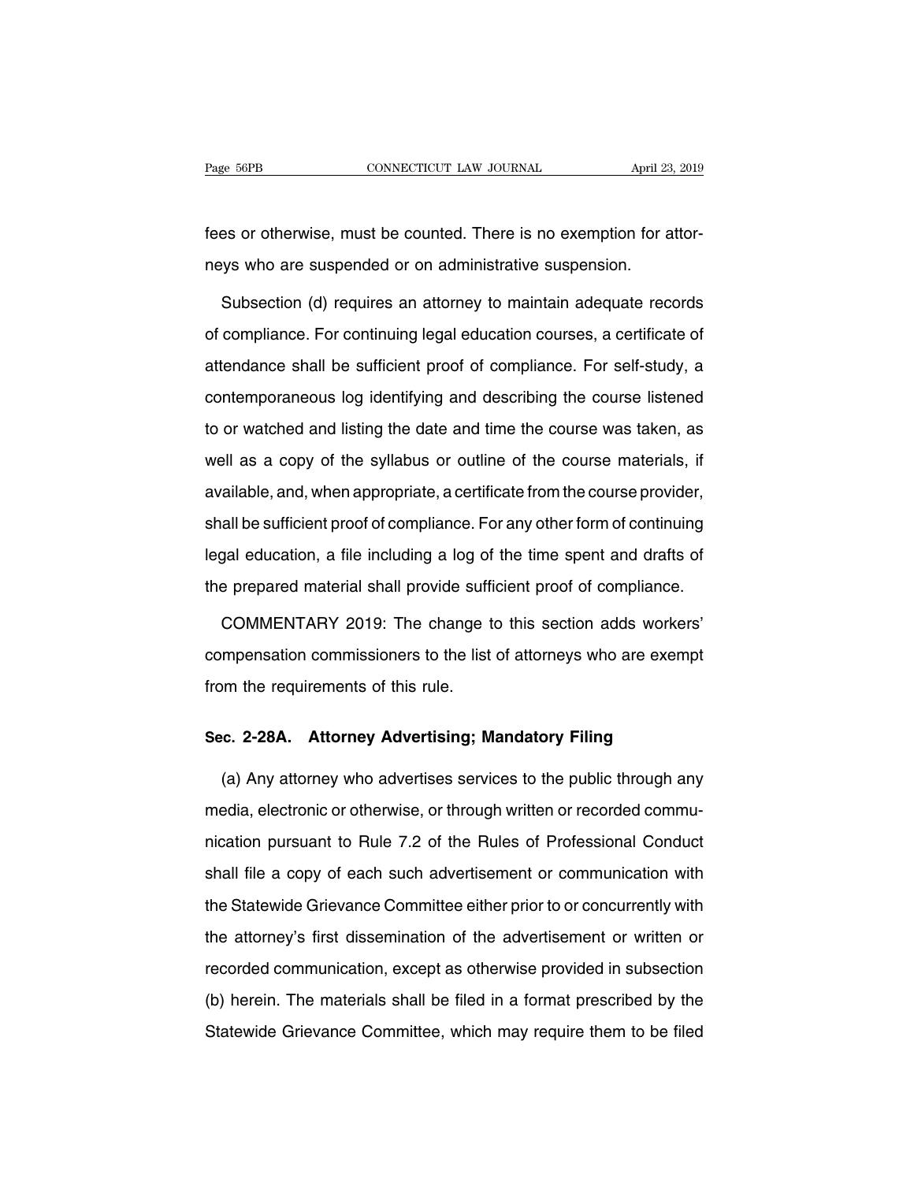fees or otherwise, must be counted. There is no exemption for attorneys who are suspended or on administrative suspension.

Subsection (d) requires an attorney to maintain adequate records of compliance. For continuing legal education courses, a certificate of attendance shall be sufficient proof of compliance. For self-study, a contemporaneous log identifying and describing the course listened to or watched and listing the date and time the course was taken, as well as a copy of the syllabus or outline of the course materials, if available, and, when appropriate, a certificate from the course provider, shall be sufficient proof of compliance. For any other form of continuing legal education, a file including a log of the time spent and drafts of the prepared material shall provide sufficient proof of compliance.

COMMENTARY 2019: The change to this section adds workers' compensation commissioners to the list of attorneys who are exempt from the requirements of this rule.

## Sec. 2-28A. Attorney Advertising; Mandatory Filing

(a) Any attorney who advertises services to the public through any media, electronic or otherwise, or through written or recorded communication pursuant to Rule 7.2 of the Rules of Professional Conduct shall file a copy of each such advertisement or communication with the Statewide Grievance Committee either prior to or concurrently with the attorney's first dissemination of the advertisement or written or recorded communication, except as otherwise provided in subsection (b) herein. The materials shall be filed in a format prescribed by the Statewide Grievance Committee, which may require them to be filed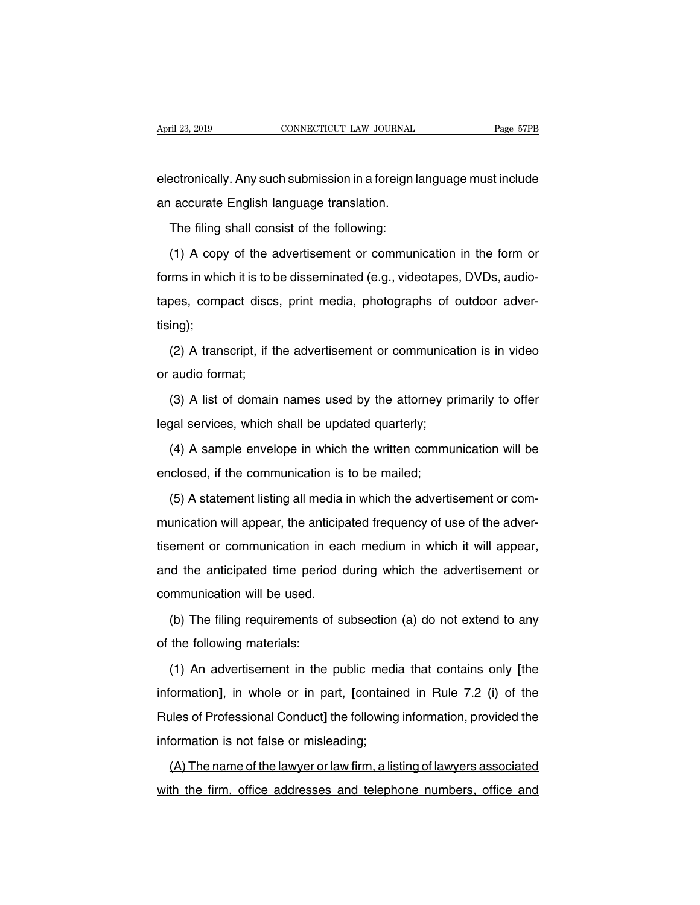electronically. Any such submission in a foreign language must include an accurate English language translation.

The filing shall consist of the following:

(1) A copy of the advertisement or communication in the form or forms in which it is to be disseminated (e.g., videotapes, DVDs, audiotapes, compact discs, print media, photographs of outdoor advertising);

(2) A transcript, if the advertisement or communication is in video or audio format;

(3) A list of domain names used by the attorney primarily to offer legal services, which shall be updated quarterly;

(4) A sample envelope in which the written communication will be enclosed, if the communication is to be mailed;

(5) A statement listing all media in which the advertisement or communication will appear, the anticipated frequency of use of the advertisement or communication in each medium in which it will appear, and the anticipated time period during which the advertisement or communication will be used.

(b) The filing requirements of subsection (a) do not extend to any of the following materials:

(1) An advertisement in the public media that contains only **[**the information**]**, in whole or in part, **[**contained in Rule 7.2 (i) of the Rules of Professional Conduct**]** <u>the following information</u>, provided the information is not false or misleading;

<u>(A) The name of the lawyer or law firm, a listing of lawyers associated with the firm, office addresses and telephone numbers, office and</u>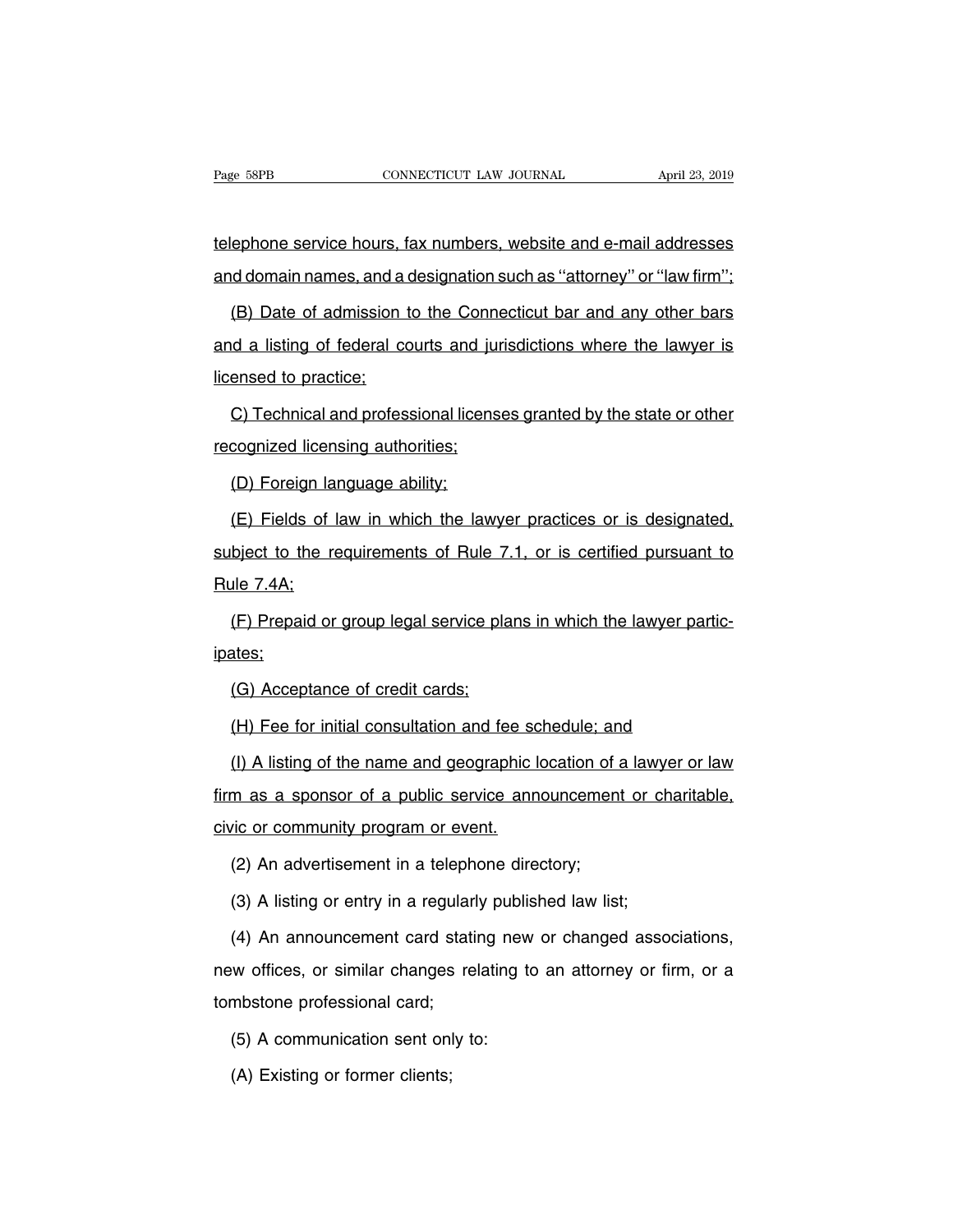telephone service hours, fax numbers, website and e-mail addresses and domain names, and a designation such as ''attorney'' or ''law firm'';

(B) Date of admission to the Connecticut bar and any other bars and a listing of federal courts and jurisdictions where the lawyer is licensed to practice;

C) Technical and professional licenses granted by the state or other recognized licensing authorities;

(D) Foreign language ability;

(E) Fields of law in which the lawyer practices or is designated, subject to the requirements of Rule 7.1, or is certified pursuant to Rule 7.4A;

(F) Prepaid or group legal service plans in which the lawyer participates;

(G) Acceptance of credit cards;

(H) Fee for initial consultation and fee schedule; and

(I) A listing of the name and geographic location of a lawyer or law firm as a sponsor of a public service announcement or charitable, civic or community program or event.

(2) An advertisement in a telephone directory;

(3) A listing or entry in a regularly published law list;

(4) An announcement card stating new or changed associations, new offices, or similar changes relating to an attorney or firm, or a tombstone professional card;

(5) A communication sent only to:

(A) Existing or former clients;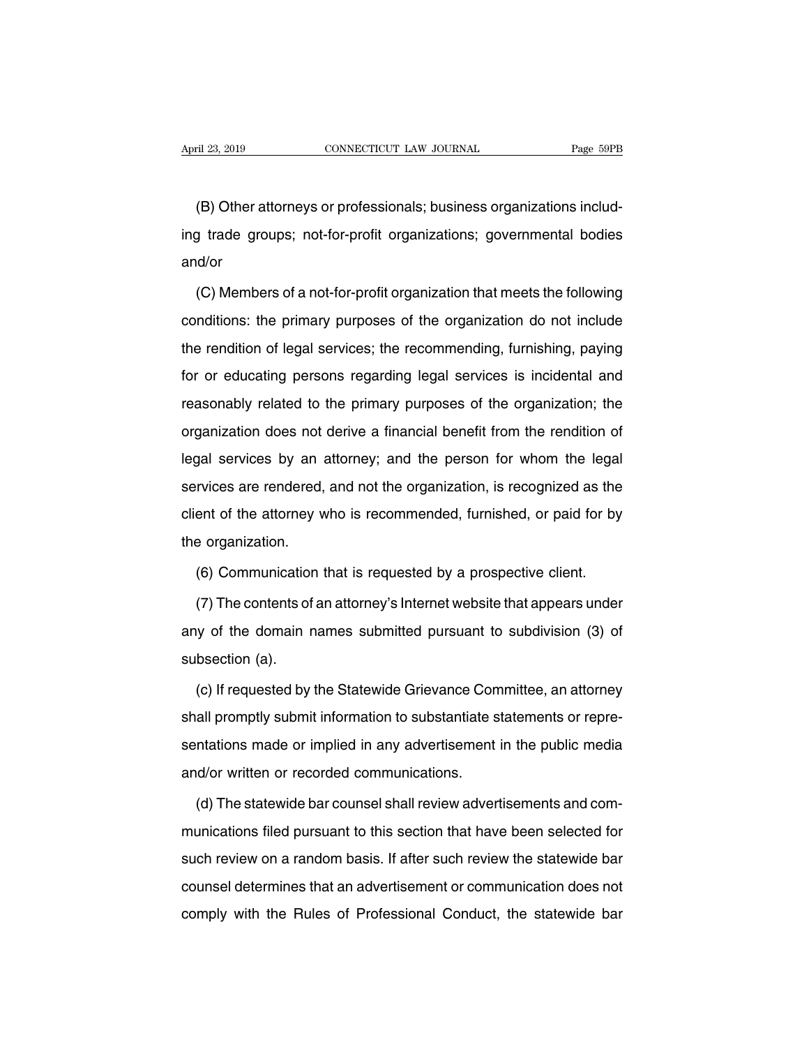(B) Other attorneys or professionals; business organizations including trade groups; not-for-profit organizations; governmental bodies and/or

(C) Members of a not-for-profit organization that meets the following conditions: the primary purposes of the organization do not include the rendition of legal services; the recommending, furnishing, paying for or educating persons regarding legal services is incidental and reasonably related to the primary purposes of the organization; the organization does not derive a financial benefit from the rendition of legal services by an attorney; and the person for whom the legal services are rendered, and not the organization, is recognized as the client of the attorney who is recommended, furnished, or paid for by the organization.

(6) Communication that is requested by a prospective client.

(7) The contents of an attorney's Internet website that appears under any of the domain names submitted pursuant to subdivision (3) of subsection (a).

(c) If requested by the Statewide Grievance Committee, an attorney shall promptly submit information to substantiate statements or representations made or implied in any advertisement in the public media and/or written or recorded communications.

(d) The statewide bar counsel shall review advertisements and communications filed pursuant to this section that have been selected for such review on a random basis. If after such review the statewide bar counsel determines that an advertisement or communication does not comply with the Rules of Professional Conduct, the statewide bar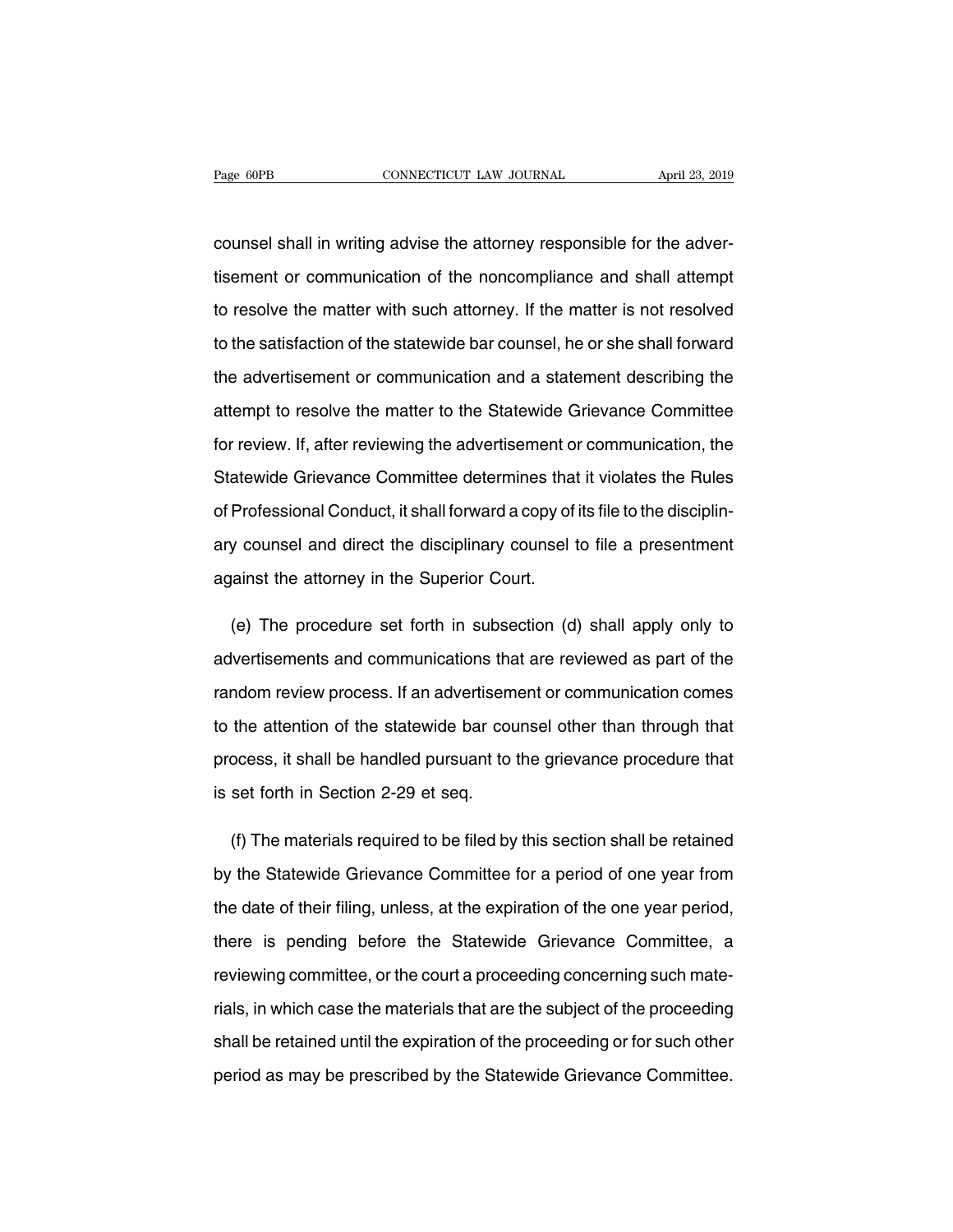counsel shall in writing advise the attorney responsible for the advertisement or communication of the noncompliance and shall attempt to resolve the matter with such attorney. If the matter is not resolved to the satisfaction of the statewide bar counsel, he or she shall forward the advertisement or communication and a statement describing the attempt to resolve the matter to the Statewide Grievance Committee for review. If, after reviewing the advertisement or communication, the Statewide Grievance Committee determines that it violates the Rules of Professional Conduct, it shall forward a copy of its file to the disciplinary counsel and direct the disciplinary counsel to file a presentment against the attorney in the Superior Court.

(e) The procedure set forth in subsection (d) shall apply only to advertisements and communications that are reviewed as part of the random review process. If an advertisement or communication comes to the attention of the statewide bar counsel other than through that process, it shall be handled pursuant to the grievance procedure that is set forth in Section 2-29 et seq.

(f) The materials required to be filed by this section shall be retained by the Statewide Grievance Committee for a period of one year from the date of their filing, unless, at the expiration of the one year period, there is pending before the Statewide Grievance Committee, a reviewing committee, or the court a proceeding concerning such materials, in which case the materials that are the subject of the proceeding shall be retained until the expiration of the proceeding or for such other period as may be prescribed by the Statewide Grievance Committee.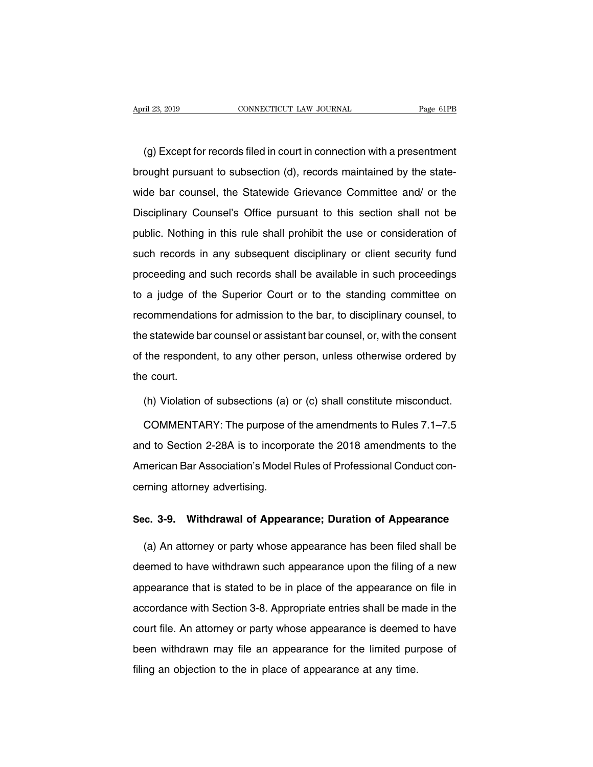(g) Except for records filed in court in connection with a presentment brought pursuant to subsection (d), records maintained by the statewide bar counsel, the Statewide Grievance Committee and/ or the Disciplinary Counsel's Office pursuant to this section shall not be public. Nothing in this rule shall prohibit the use or consideration of such records in any subsequent disciplinary or client security fund proceeding and such records shall be available in such proceedings to a judge of the Superior Court or to the standing committee on recommendations for admission to the bar, to disciplinary counsel, to the statewide bar counsel or assistant bar counsel, or, with the consent of the respondent, to any other person, unless otherwise ordered by the court.

(h) Violation of subsections (a) or (c) shall constitute misconduct.

COMMENTARY: The purpose of the amendments to Rules 7.1–7.5 and to Section 2-28A is to incorporate the 2018 amendments to the American Bar Association's Model Rules of Professional Conduct concerning attorney advertising.

## Sec. 3-9. Withdrawal of Appearance; Duration of Appearance

(a) An attorney or party whose appearance has been filed shall be deemed to have withdrawn such appearance upon the filing of a new appearance that is stated to be in place of the appearance on file in accordance with Section 3-8. Appropriate entries shall be made in the court file. An attorney or party whose appearance is deemed to have been withdrawn may file an appearance for the limited purpose of filing an objection to the in place of appearance at any time.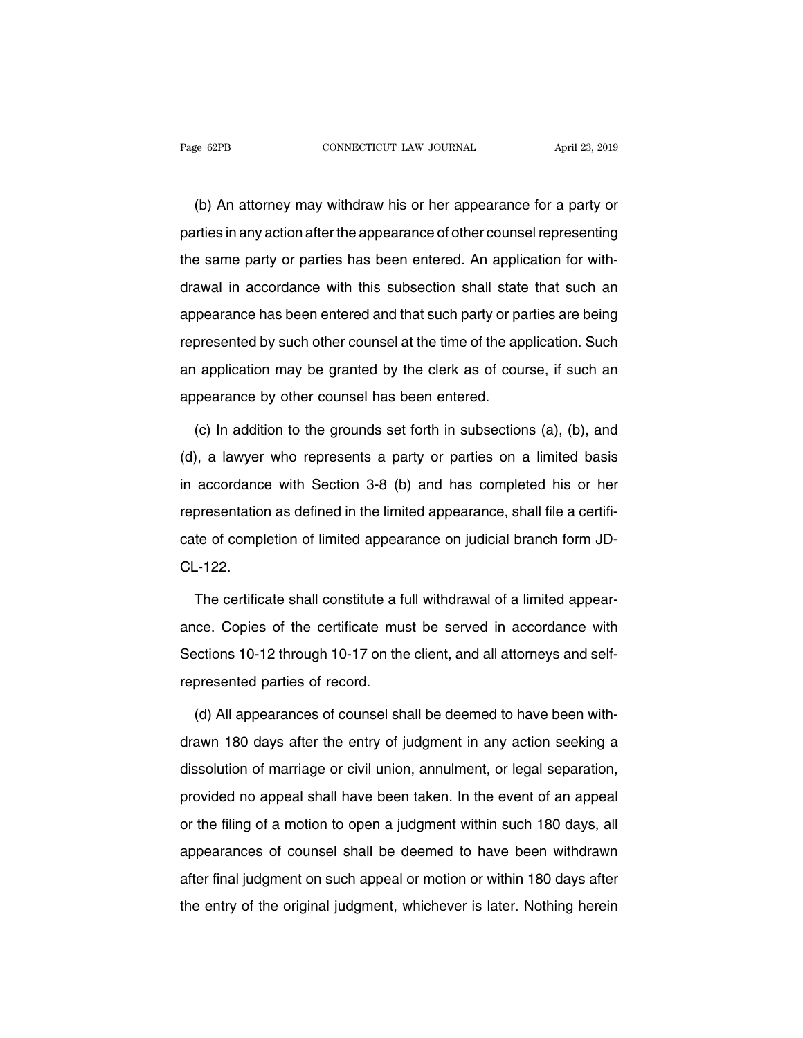(b) An attorney may withdraw his or her appearance for a party or parties in any action after the appearance of other counsel representing the same party or parties has been entered. An application for withdrawal in accordance with this subsection shall state that such an appearance has been entered and that such party or parties are being represented by such other counsel at the time of the application. Such an application may be granted by the clerk as of course, if such an appearance by other counsel has been entered.

(c) In addition to the grounds set forth in subsections (a), (b), and (d), a lawyer who represents a party or parties on a limited basis in accordance with Section 3-8 (b) and has completed his or her representation as defined in the limited appearance, shall file a certificate of completion of limited appearance on judicial branch form JD-CL-122.

The certificate shall constitute a full withdrawal of a limited appearance. Copies of the certificate must be served in accordance with Sections 10-12 through 10-17 on the client, and all attorneys and self-represented parties of record.

(d) All appearances of counsel shall be deemed to have been withdrawn 180 days after the entry of judgment in any action seeking a dissolution of marriage or civil union, annulment, or legal separation, provided no appeal shall have been taken. In the event of an appeal or the filing of a motion to open a judgment within such 180 days, all appearances of counsel shall be deemed to have been withdrawn after final judgment on such appeal or motion or within 180 days after the entry of the original judgment, whichever is later. Nothing herein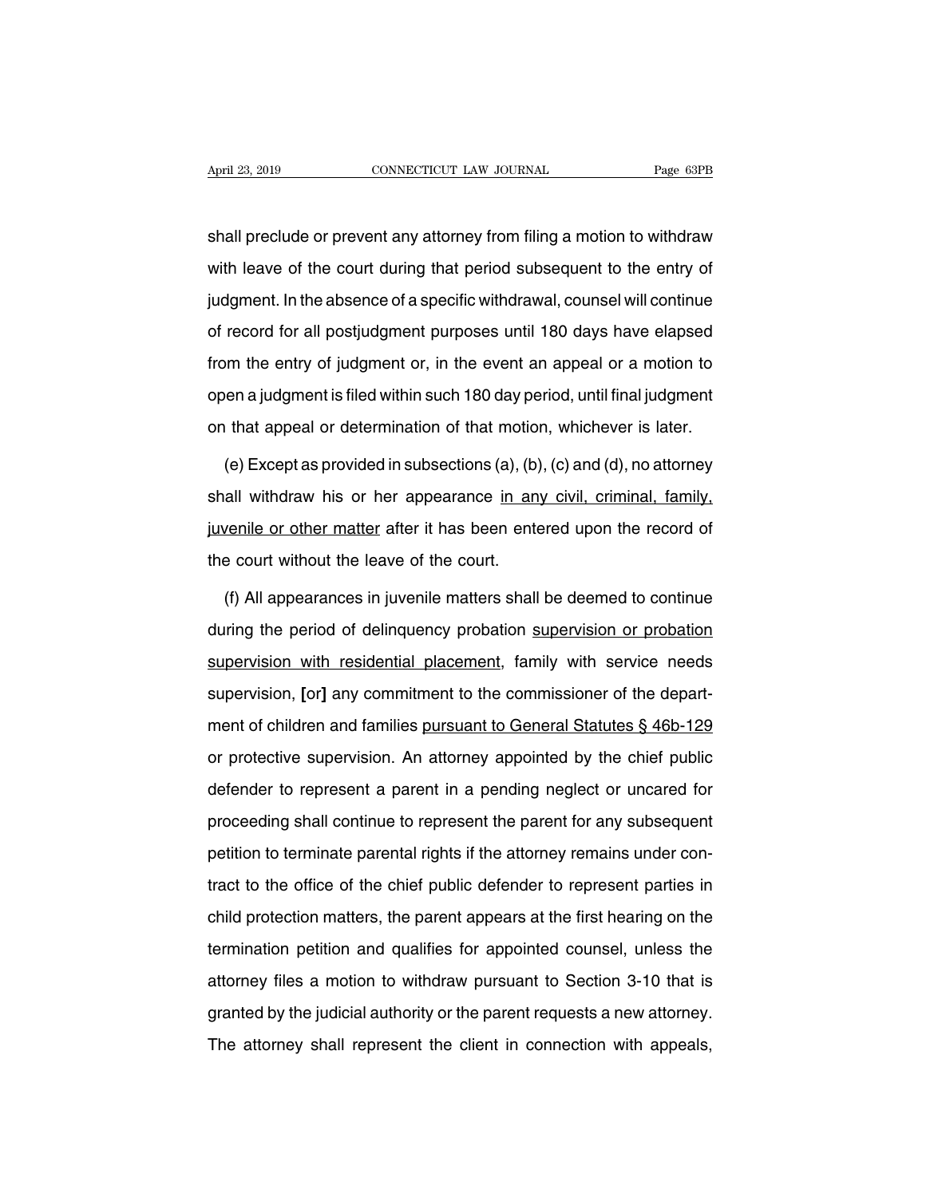shall preclude or prevent any attorney from filing a motion to withdraw with leave of the court during that period subsequent to the entry of judgment. In the absence of a specific withdrawal, counsel will continue of record for all postjudgment purposes until 180 days have elapsed from the entry of judgment or, in the event an appeal or a motion to open a judgment is filed within such 180 day period, until final judgment on that appeal or determination of that motion, whichever is later.

(e) Except as provided in subsections (a), (b), (c) and (d), no attorney shall withdraw his or her appearance <u>in any civil, criminal, family, juvenile or other matter</u> after it has been entered upon the record of the court without the leave of the court.

(f) All appearances in juvenile matters shall be deemed to continue during the period of delinquency probation <u>supervision or probation supervision with residential placement</u>, family with service needs supervision, **[**or**]** any commitment to the commissioner of the department of children and families <u>pursuant to General Statutes § 46b-129</u> or protective supervision. An attorney appointed by the chief public defender to represent a parent in a pending neglect or uncared for proceeding shall continue to represent the parent for any subsequent petition to terminate parental rights if the attorney remains under contract to the office of the chief public defender to represent parties in child protection matters, the parent appears at the first hearing on the termination petition and qualifies for appointed counsel, unless the attorney files a motion to withdraw pursuant to Section 3-10 that is granted by the judicial authority or the parent requests a new attorney. The attorney shall represent the client in connection with appeals,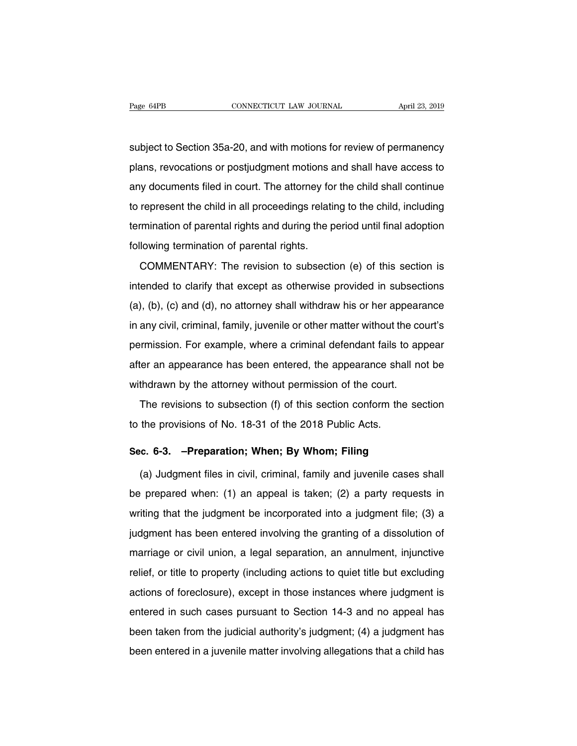subject to Section 35a-20, and with motions for review of permanency plans, revocations or postjudgment motions and shall have access to any documents filed in court. The attorney for the child shall continue to represent the child in all proceedings relating to the child, including termination of parental rights and during the period until final adoption following termination of parental rights.

COMMENTARY: The revision to subsection (e) of this section is intended to clarify that except as otherwise provided in subsections (a), (b), (c) and (d), no attorney shall withdraw his or her appearance in any civil, criminal, family, juvenile or other matter without the court's permission. For example, where a criminal defendant fails to appear after an appearance has been entered, the appearance shall not be withdrawn by the attorney without permission of the court.

The revisions to subsection (f) of this section conform the section to the provisions of No. 18-31 of the 2018 Public Acts.

**Sec. 6-3. –Preparation; When; By Whom; Filing**

(a) Judgment files in civil, criminal, family and juvenile cases shall be prepared when: (1) an appeal is taken; (2) a party requests in writing that the judgment be incorporated into a judgment file; (3) a judgment has been entered involving the granting of a dissolution of marriage or civil union, a legal separation, an annulment, injunctive relief, or title to property (including actions to quiet title but excluding actions of foreclosure), except in those instances where judgment is entered in such cases pursuant to Section 14-3 and no appeal has been taken from the judicial authority's judgment; (4) a judgment has been entered in a juvenile matter involving allegations that a child has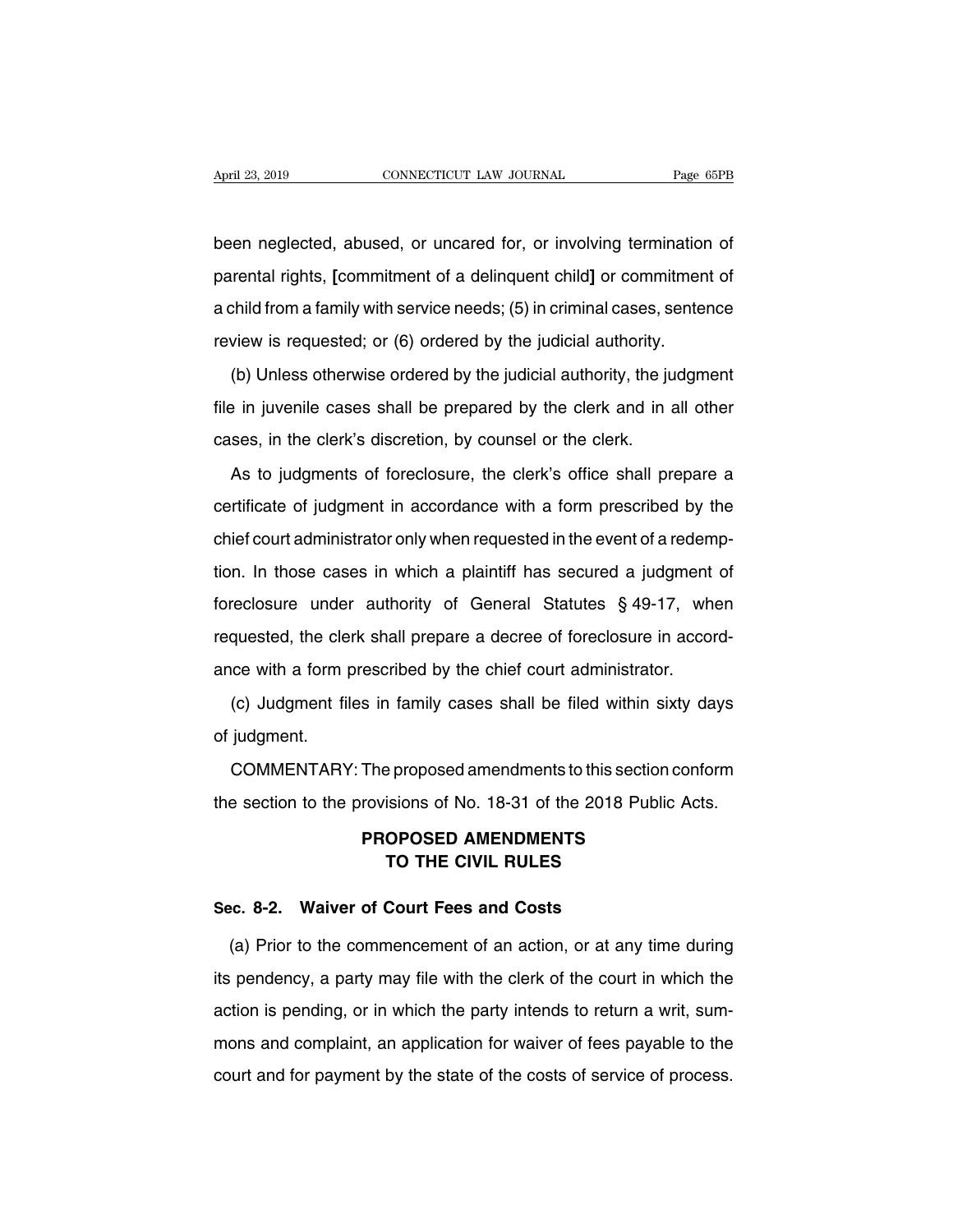been neglected, abused, or uncared for, or involving termination of parental rights, [commitment of a delinquent child] or commitment of a child from a family with service needs; (5) in criminal cases, sentence review is requested; or (6) ordered by the judicial authority.

(b) Unless otherwise ordered by the judicial authority, the judgment file in juvenile cases shall be prepared by the clerk and in all other cases, in the clerk's discretion, by counsel or the clerk.

As to judgments of foreclosure, the clerk's office shall prepare a certificate of judgment in accordance with a form prescribed by the chief court administrator only when requested in the event of a redemption. In those cases in which a plaintiff has secured a judgment of foreclosure under authority of General Statutes § 49-17, when requested, the clerk shall prepare a decree of foreclosure in accordance with a form prescribed by the chief court administrator.

(c) Judgment files in family cases shall be filed within sixty days of judgment.

COMMENTARY: The proposed amendments to this section conform the section to the provisions of No. 18-31 of the 2018 Public Acts.

## PROPOSED AMENDMENTS TO THE CIVIL RULES

### Sec. 8-2. Waiver of Court Fees and Costs

(a) Prior to the commencement of an action, or at any time during its pendency, a party may file with the clerk of the court in which the action is pending, or in which the party intends to return a writ, summons and complaint, an application for waiver of fees payable to the court and for payment by the state of the costs of service of process.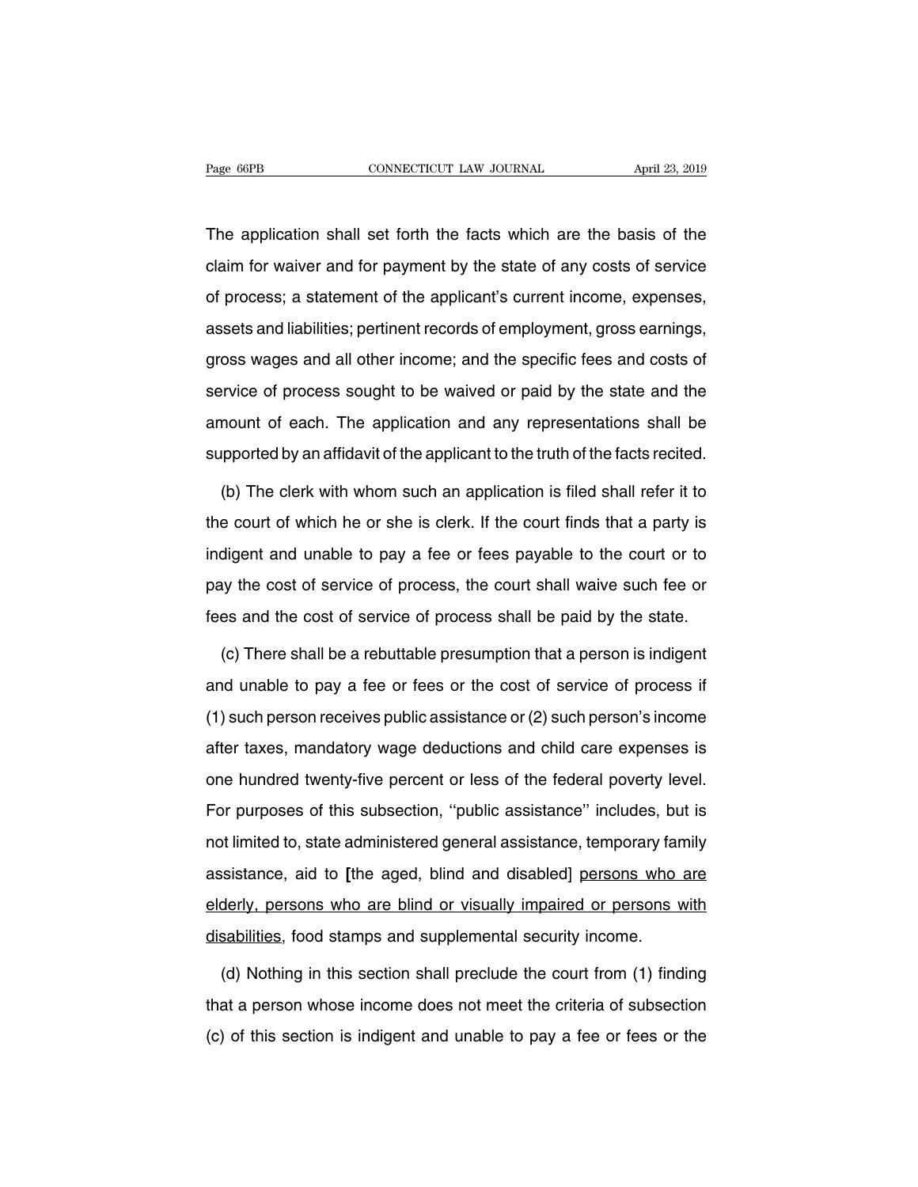The application shall set forth the facts which are the basis of the claim for waiver and for payment by the state of any costs of service of process; a statement of the applicant's current income, expenses, assets and liabilities; pertinent records of employment, gross earnings, gross wages and all other income; and the specific fees and costs of service of process sought to be waived or paid by the state and the amount of each. The application and any representations shall be supported by an affidavit of the applicant to the truth of the facts recited.

(b) The clerk with whom such an application is filed shall refer it to the court of which he or she is clerk. If the court finds that a party is indigent and unable to pay a fee or fees payable to the court or to pay the cost of service of process, the court shall waive such fee or fees and the cost of service of process shall be paid by the state.

(c) There shall be a rebuttable presumption that a person is indigent and unable to pay a fee or fees or the cost of service of process if (1) such person receives public assistance or (2) such person's income after taxes, mandatory wage deductions and child care expenses is one hundred twenty-five percent or less of the federal poverty level. For purposes of this subsection, ''public assistance'' includes, but is not limited to, state administered general assistance, temporary family assistance, aid to **[**the aged, blind and disabled**]** <u>persons who are elderly, persons who are blind or visually impaired or persons with disabilities</u>, food stamps and supplemental security income.

(d) Nothing in this section shall preclude the court from (1) finding that a person whose income does not meet the criteria of subsection (c) of this section is indigent and unable to pay a fee or fees or the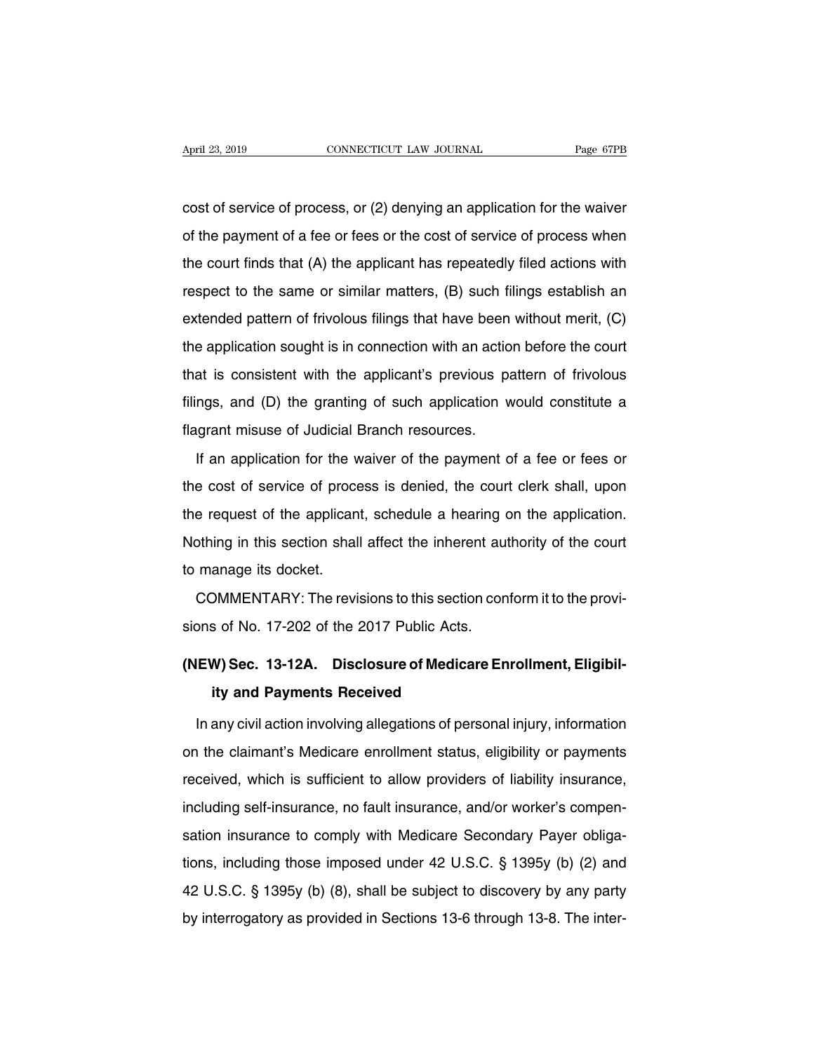cost of service of process, or (2) denying an application for the waiver of the payment of a fee or fees or the cost of service of process when the court finds that (A) the applicant has repeatedly filed actions with respect to the same or similar matters, (B) such filings establish an extended pattern of frivolous filings that have been without merit, (C) the application sought is in connection with an action before the court that is consistent with the applicant's previous pattern of frivolous filings, and (D) the granting of such application would constitute a flagrant misuse of Judicial Branch resources.

If an application for the waiver of the payment of a fee or fees or the cost of service of process is denied, the court clerk shall, upon the request of the applicant, schedule a hearing on the application. Nothing in this section shall affect the inherent authority of the court to manage its docket.

COMMENTARY: The revisions to this section conform it to the provisions of No. 17-202 of the 2017 Public Acts.

## (NEW) Sec. 13-12A. Disclosure of Medicare Enrollment, Eligibility and Payments Received

In any civil action involving allegations of personal injury, information on the claimant's Medicare enrollment status, eligibility or payments received, which is sufficient to allow providers of liability insurance, including self-insurance, no fault insurance, and/or worker's compensation insurance to comply with Medicare Secondary Payer obligations, including those imposed under 42 U.S.C. § 1395y (b) (2) and 42 U.S.C. § 1395y (b) (8), shall be subject to discovery by any party by interrogatory as provided in Sections 13-6 through 13-8. The inter-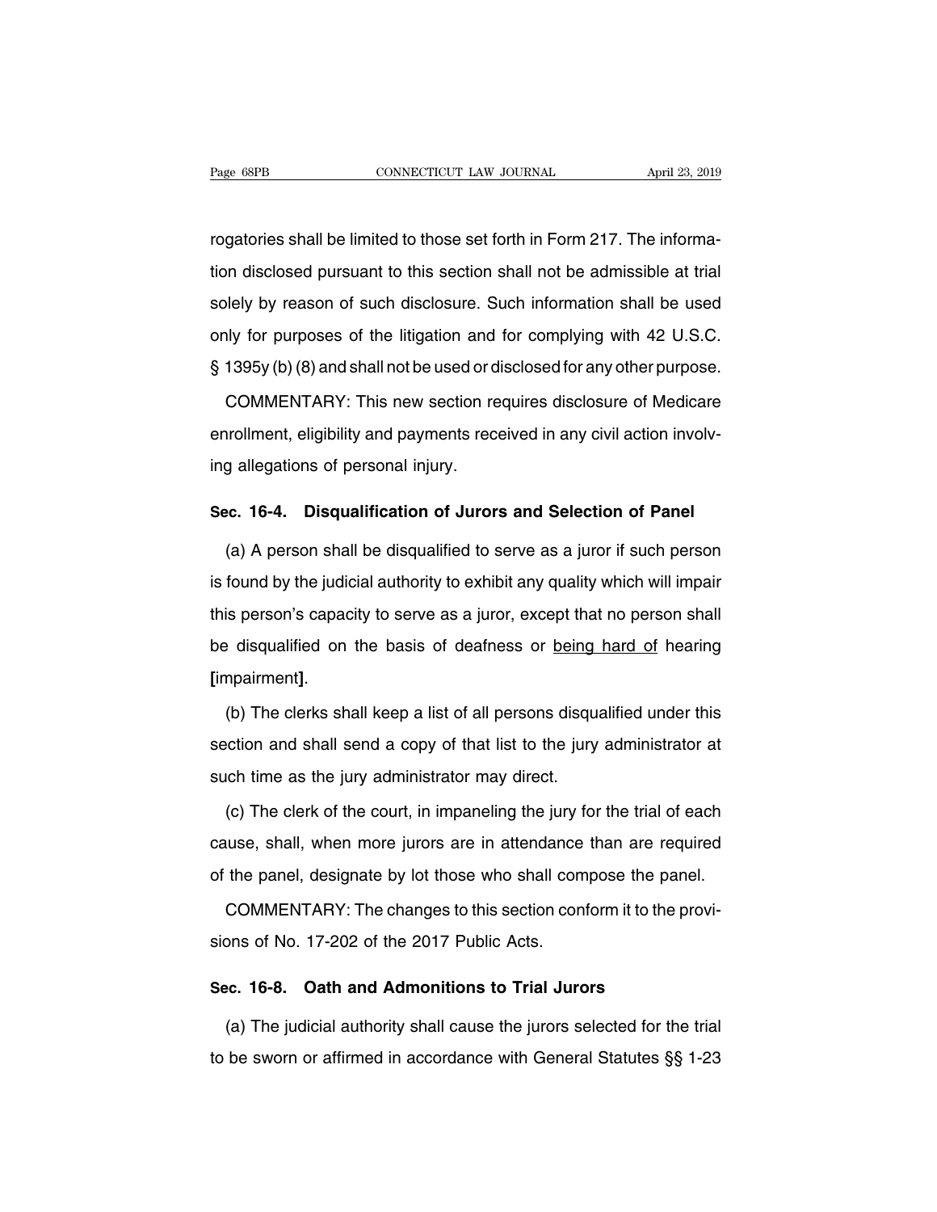rogatories shall be limited to those set forth in Form 217. The information disclosed pursuant to this section shall not be admissible at trial solely by reason of such disclosure. Such information shall be used only for purposes of the litigation and for complying with 42 U.S.C. § 1395y (b) (8) and shall not be used or disclosed for any other purpose.

COMMENTARY: This new section requires disclosure of Medicare enrollment, eligibility and payments received in any civil action involving allegations of personal injury.

## Sec. 16-4. Disqualification of Jurors and Selection of Panel

(a) A person shall be disqualified to serve as a juror if such person is found by the judicial authority to exhibit any quality which will impair this person's capacity to serve as a juror, except that no person shall be disqualified on the basis of deafness or <u>being hard of</u> hearing **[**impairment**]**.

(b) The clerks shall keep a list of all persons disqualified under this section and shall send a copy of that list to the jury administrator at such time as the jury administrator may direct.

(c) The clerk of the court, in impaneling the jury for the trial of each cause, shall, when more jurors are in attendance than are required of the panel, designate by lot those who shall compose the panel.

COMMENTARY: The changes to this section conform it to the provisions of No. 17-202 of the 2017 Public Acts.

## Sec. 16-8. Oath and Admonitions to Trial Jurors

(a) The judicial authority shall cause the jurors selected for the trial to be sworn or affirmed in accordance with General Statutes §§ 1-23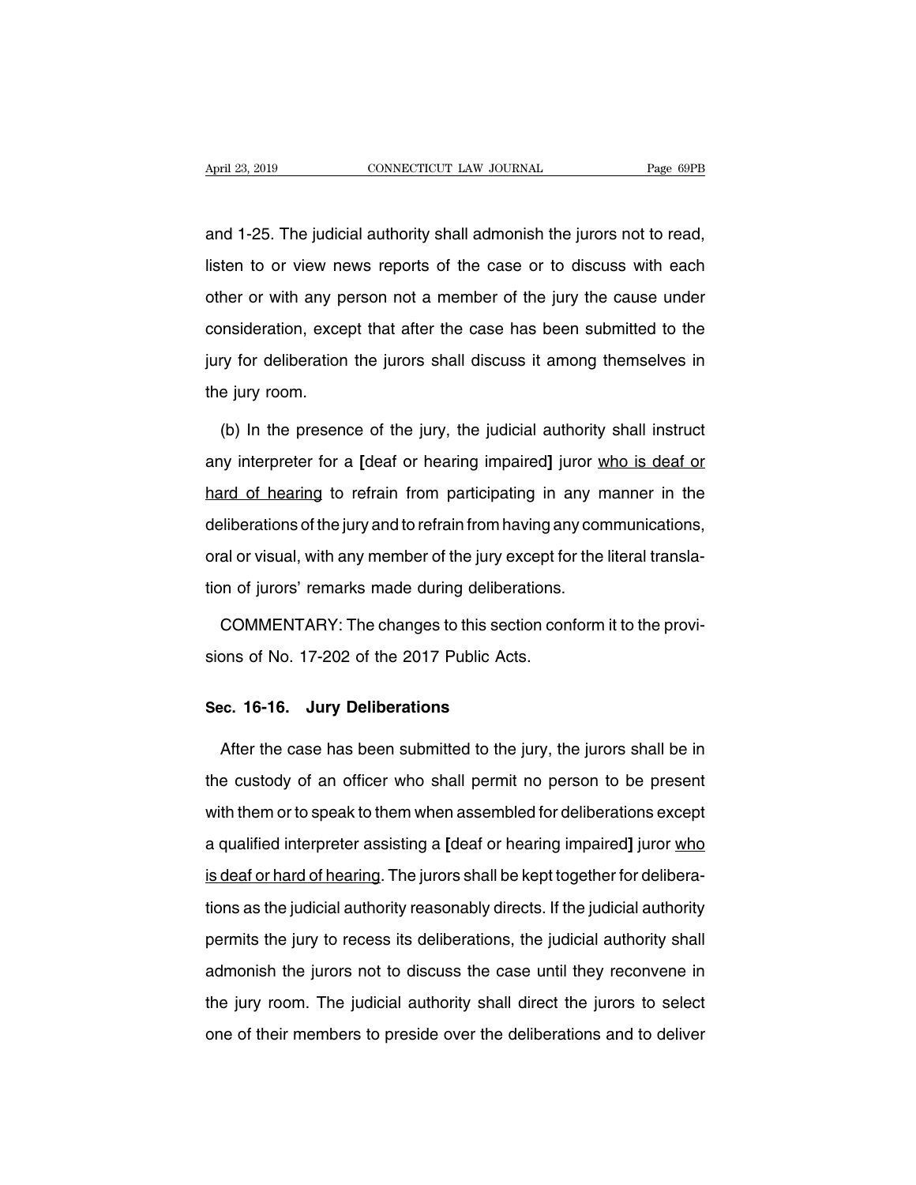and 1-25. The judicial authority shall admonish the jurors not to read, listen to or view news reports of the case or to discuss with each other or with any person not a member of the jury the cause under consideration, except that after the case has been submitted to the jury for deliberation the jurors shall discuss it among themselves in the jury room.

(b) In the presence of the jury, the judicial authority shall instruct any interpreter for a [deaf or hearing impaired] juror <u>who is deaf or hard of hearing</u> to refrain from participating in any manner in the deliberations of the jury and to refrain from having any communications, oral or visual, with any member of the jury except for the literal translation of jurors' remarks made during deliberations.

COMMENTARY: The changes to this section conform it to the provisions of No. 17-202 of the 2017 Public Acts.

### Sec. 16-16. Jury Deliberations

After the case has been submitted to the jury, the jurors shall be in the custody of an officer who shall permit no person to be present with them or to speak to them when assembled for deliberations except a qualified interpreter assisting a [deaf or hearing impaired] juror <u>who is deaf or hard of hearing</u>. The jurors shall be kept together for deliberations as the judicial authority reasonably directs. If the judicial authority permits the jury to recess its deliberations, the judicial authority shall admonish the jurors not to discuss the case until they reconvene in the jury room. The judicial authority shall direct the jurors to select one of their members to preside over the deliberations and to deliver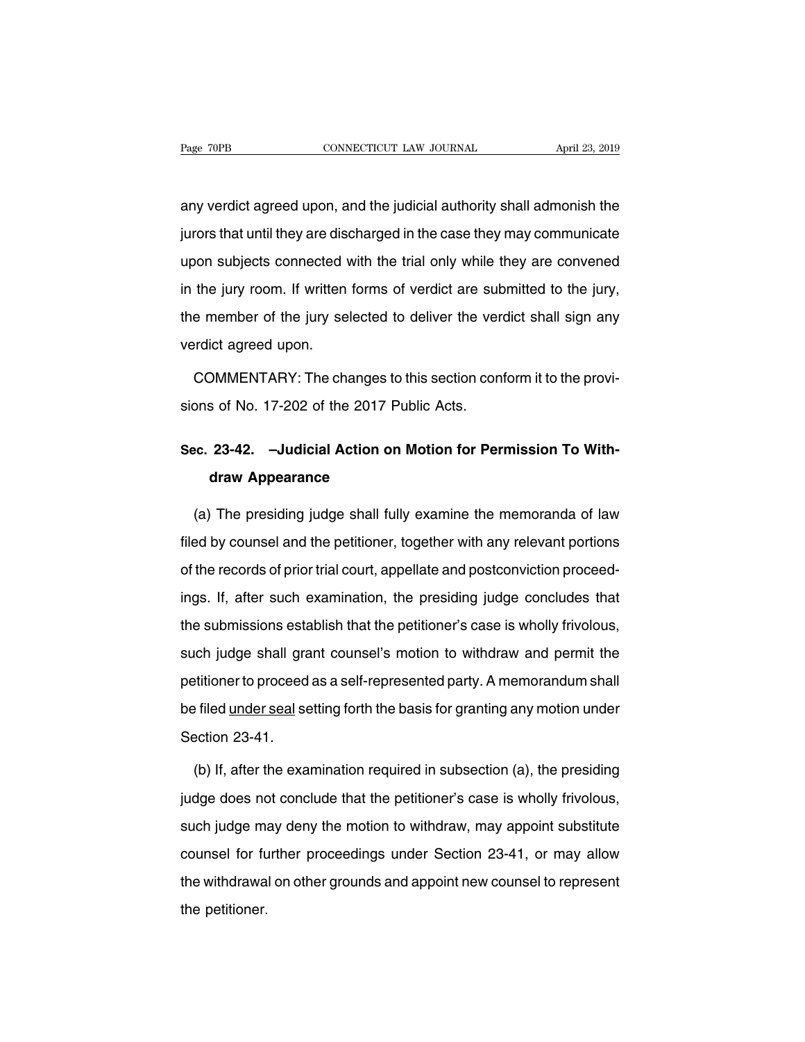any verdict agreed upon, and the judicial authority shall admonish the jurors that until they are discharged in the case they may communicate upon subjects connected with the trial only while they are convened in the jury room. If written forms of verdict are submitted to the jury, the member of the jury selected to deliver the verdict shall sign any verdict agreed upon.

COMMENTARY: The changes to this section conform it to the provisions of No. 17-202 of the 2017 Public Acts.

## Sec. 23-42. —Judicial Action on Motion for Permission To Withdraw Appearance

(a) The presiding judge shall fully examine the memoranda of law filed by counsel and the petitioner, together with any relevant portions of the records of prior trial court, appellate and postconviction proceedings. If, after such examination, the presiding judge concludes that the submissions establish that the petitioner's case is wholly frivolous, such judge shall grant counsel's motion to withdraw and permit the petitioner to proceed as a self-represented party. A memorandum shall be filed <u>under seal</u> setting forth the basis for granting any motion under Section 23-41.

(b) If, after the examination required in subsection (a), the presiding judge does not conclude that the petitioner's case is wholly frivolous, such judge may deny the motion to withdraw, may appoint substitute counsel for further proceedings under Section 23-41, or may allow the withdrawal on other grounds and appoint new counsel to represent the petitioner.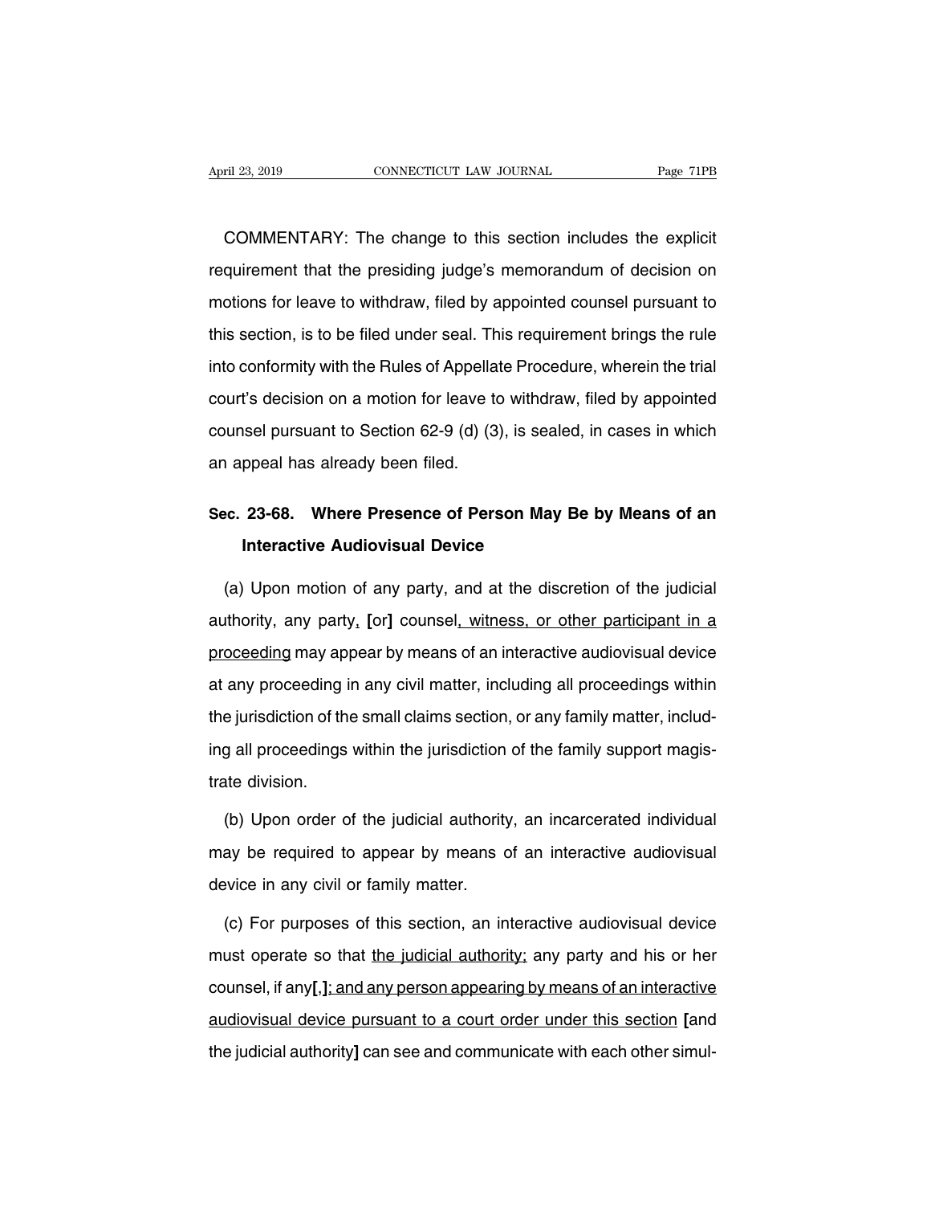COMMENTARY: The change to this section includes the explicit requirement that the presiding judge's memorandum of decision on motions for leave to withdraw, filed by appointed counsel pursuant to this section, is to be filed under seal. This requirement brings the rule into conformity with the Rules of Appellate Procedure, wherein the trial court's decision on a motion for leave to withdraw, filed by appointed counsel pursuant to Section 62-9 (d) (3), is sealed, in cases in which an appeal has already been filed.

## Sec. 23-68. Where Presence of Person May Be by Means of an Interactive Audiovisual Device

(a) Upon motion of any party, and at the discretion of the judicial authority, any party<u>,</u> **[**or**]** counsel<u>, witness, or other participant in a proceeding</u> may appear by means of an interactive audiovisual device at any proceeding in any civil matter, including all proceedings within the jurisdiction of the small claims section, or any family matter, including all proceedings within the jurisdiction of the family support magistrate division.

(b) Upon order of the judicial authority, an incarcerated individual may be required to appear by means of an interactive audiovisual device in any civil or family matter.

(c) For purposes of this section, an interactive audiovisual device must operate so that <u>the judicial authority;</u> any party and his or her counsel, if any**[**,**]**<u>; and any person appearing by means of an interactive audiovisual device pursuant to a court order under this section</u> **[**and the judicial authority**]** can see and communicate with each other simul-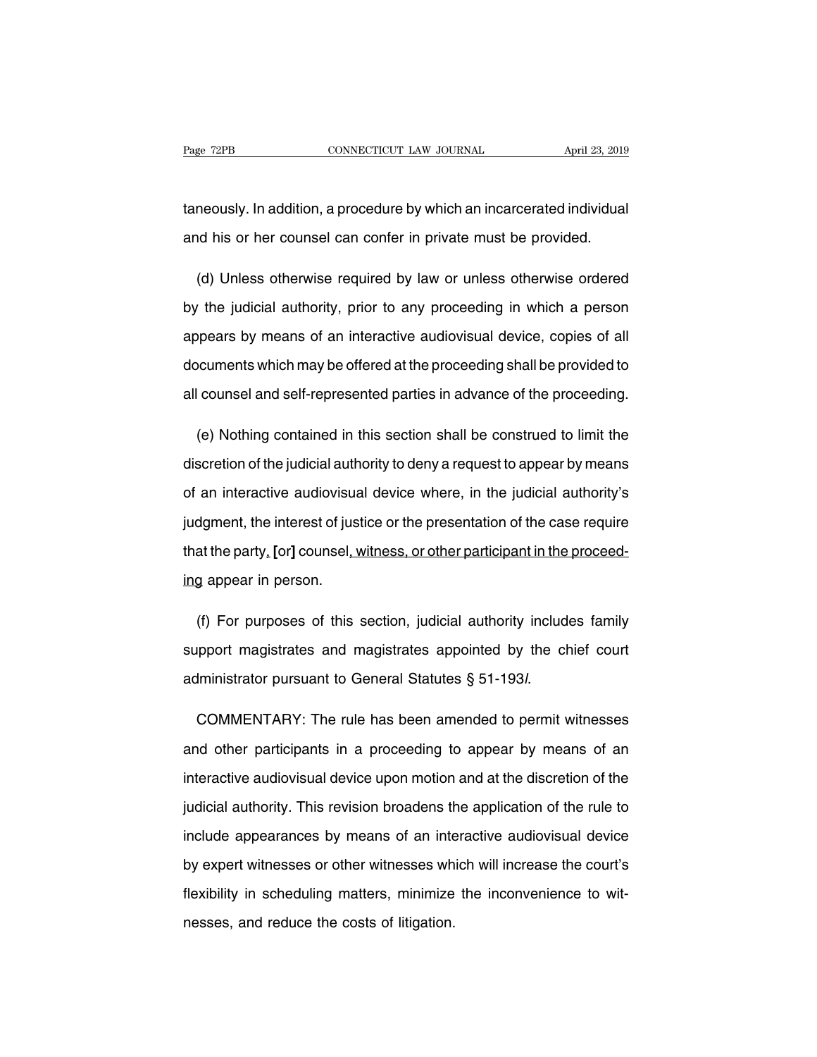taneously. In addition, a procedure by which an incarcerated individual and his or her counsel can confer in private must be provided.

(d) Unless otherwise required by law or unless otherwise ordered by the judicial authority, prior to any proceeding in which a person appears by means of an interactive audiovisual device, copies of all documents which may be offered at the proceeding shall be provided to all counsel and self-represented parties in advance of the proceeding.

(e) Nothing contained in this section shall be construed to limit the discretion of the judicial authority to deny a request to appear by means of an interactive audiovisual device where, in the judicial authority's judgment, the interest of justice or the presentation of the case require that the party, **[**or**]** counsel, witness, or other participant in the proceeding appear in person.

(f) For purposes of this section, judicial authority includes family support magistrates and magistrates appointed by the chief court administrator pursuant to General Statutes § 51-193*l*.

COMMENTARY: The rule has been amended to permit witnesses and other participants in a proceeding to appear by means of an interactive audiovisual device upon motion and at the discretion of the judicial authority. This revision broadens the application of the rule to include appearances by means of an interactive audiovisual device by expert witnesses or other witnesses which will increase the court's flexibility in scheduling matters, minimize the inconvenience to witnesses, and reduce the costs of litigation.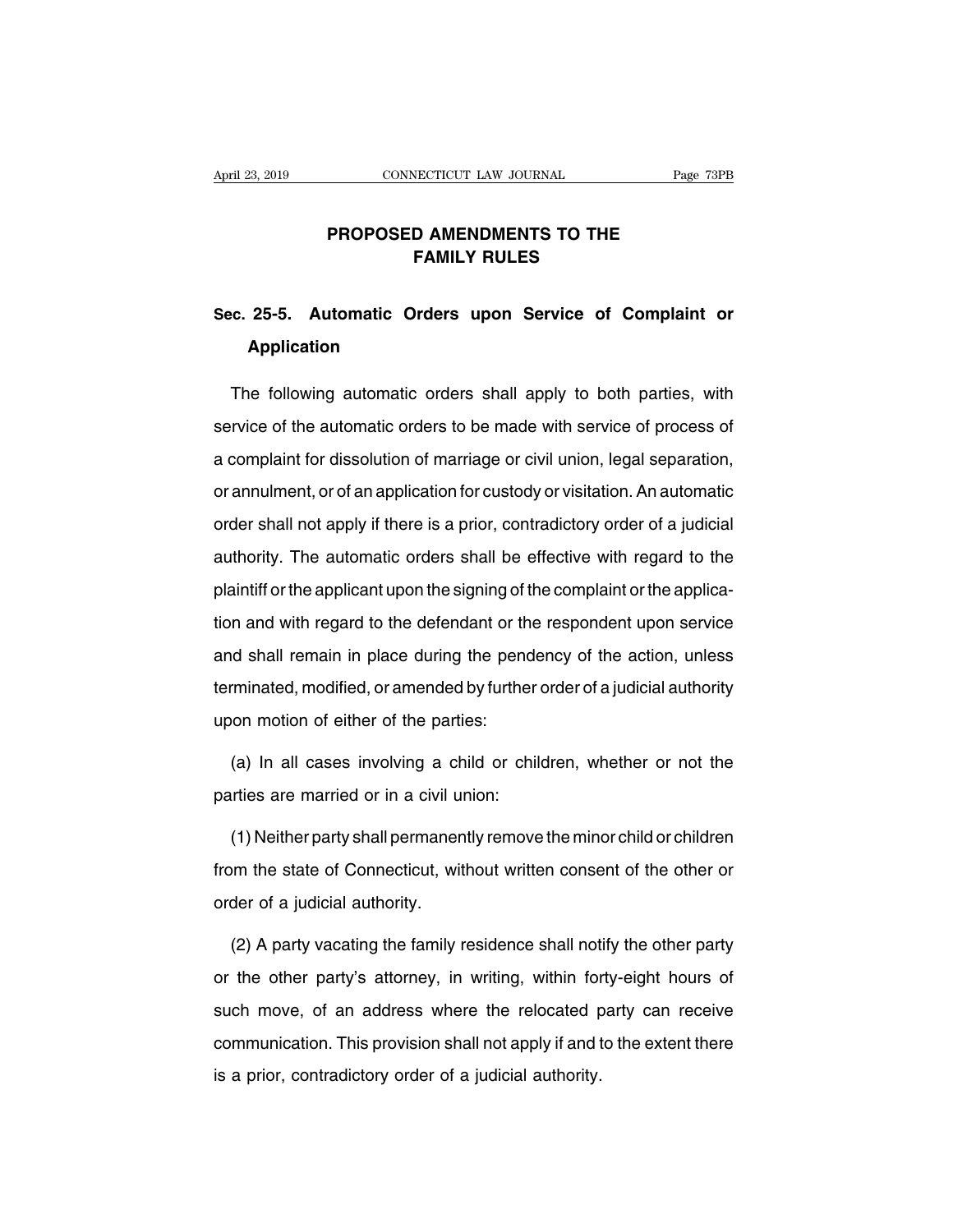# PROPOSED AMENDMENTS TO THE FAMILY RULES

## Sec. 25-5. Automatic Orders upon Service of Complaint or Application

The following automatic orders shall apply to both parties, with service of the automatic orders to be made with service of process of a complaint for dissolution of marriage or civil union, legal separation, or annulment, or of an application for custody or visitation. An automatic order shall not apply if there is a prior, contradictory order of a judicial authority. The automatic orders shall be effective with regard to the plaintiff or the applicant upon the signing of the complaint or the application and with regard to the defendant or the respondent upon service and shall remain in place during the pendency of the action, unless terminated, modified, or amended by further order of a judicial authority upon motion of either of the parties:

(a) In all cases involving a child or children, whether or not the parties are married or in a civil union:

(1) Neither party shall permanently remove the minor child or children from the state of Connecticut, without written consent of the other or order of a judicial authority.

(2) A party vacating the family residence shall notify the other party or the other party's attorney, in writing, within forty-eight hours of such move, of an address where the relocated party can receive communication. This provision shall not apply if and to the extent there is a prior, contradictory order of a judicial authority.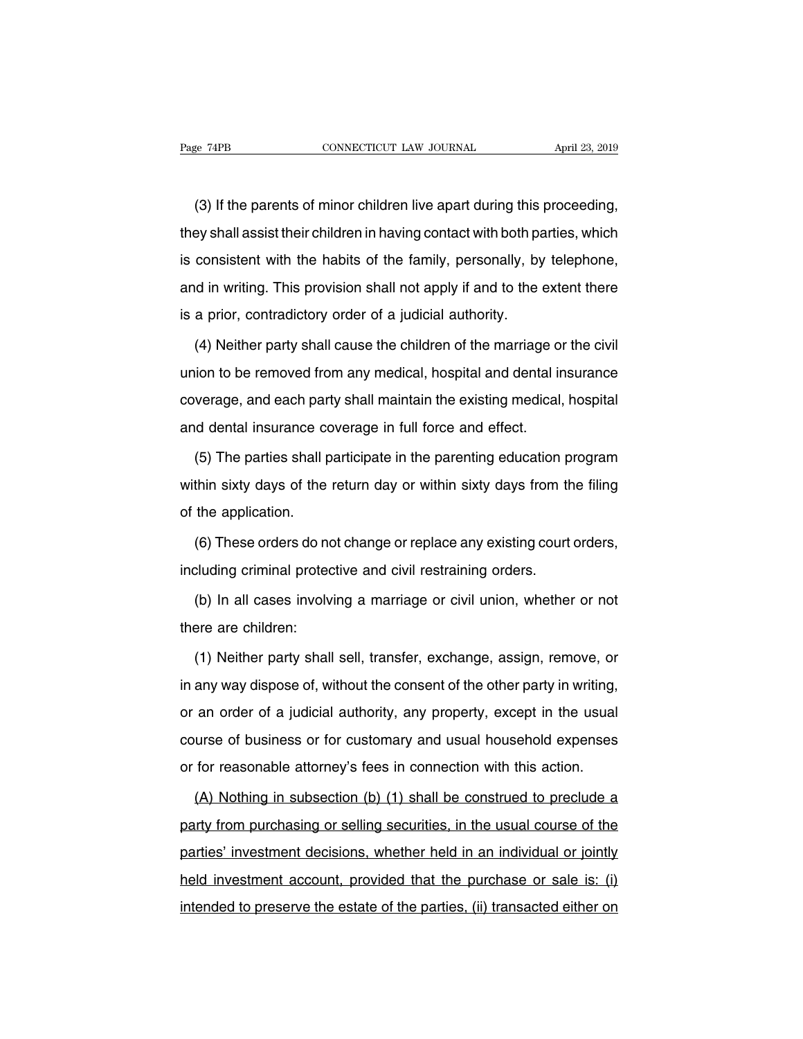(3) If the parents of minor children live apart during this proceeding, they shall assist their children in having contact with both parties, which is consistent with the habits of the family, personally, by telephone, and in writing. This provision shall not apply if and to the extent there is a prior, contradictory order of a judicial authority.

(4) Neither party shall cause the children of the marriage or the civil union to be removed from any medical, hospital and dental insurance coverage, and each party shall maintain the existing medical, hospital and dental insurance coverage in full force and effect.

(5) The parties shall participate in the parenting education program within sixty days of the return day or within sixty days from the filing of the application.

(6) These orders do not change or replace any existing court orders, including criminal protective and civil restraining orders.

(b) In all cases involving a marriage or civil union, whether or not there are children:

(1) Neither party shall sell, transfer, exchange, assign, remove, or in any way dispose of, without the consent of the other party in writing, or an order of a judicial authority, any property, except in the usual course of business or for customary and usual household expenses or for reasonable attorney's fees in connection with this action.

<u>(A) Nothing in subsection (b) (1) shall be construed to preclude a party from purchasing or selling securities, in the usual course of the parties' investment decisions, whether held in an individual or jointly held investment account, provided that the purchase or sale is: (i) intended to preserve the estate of the parties, (ii) transacted either on</u>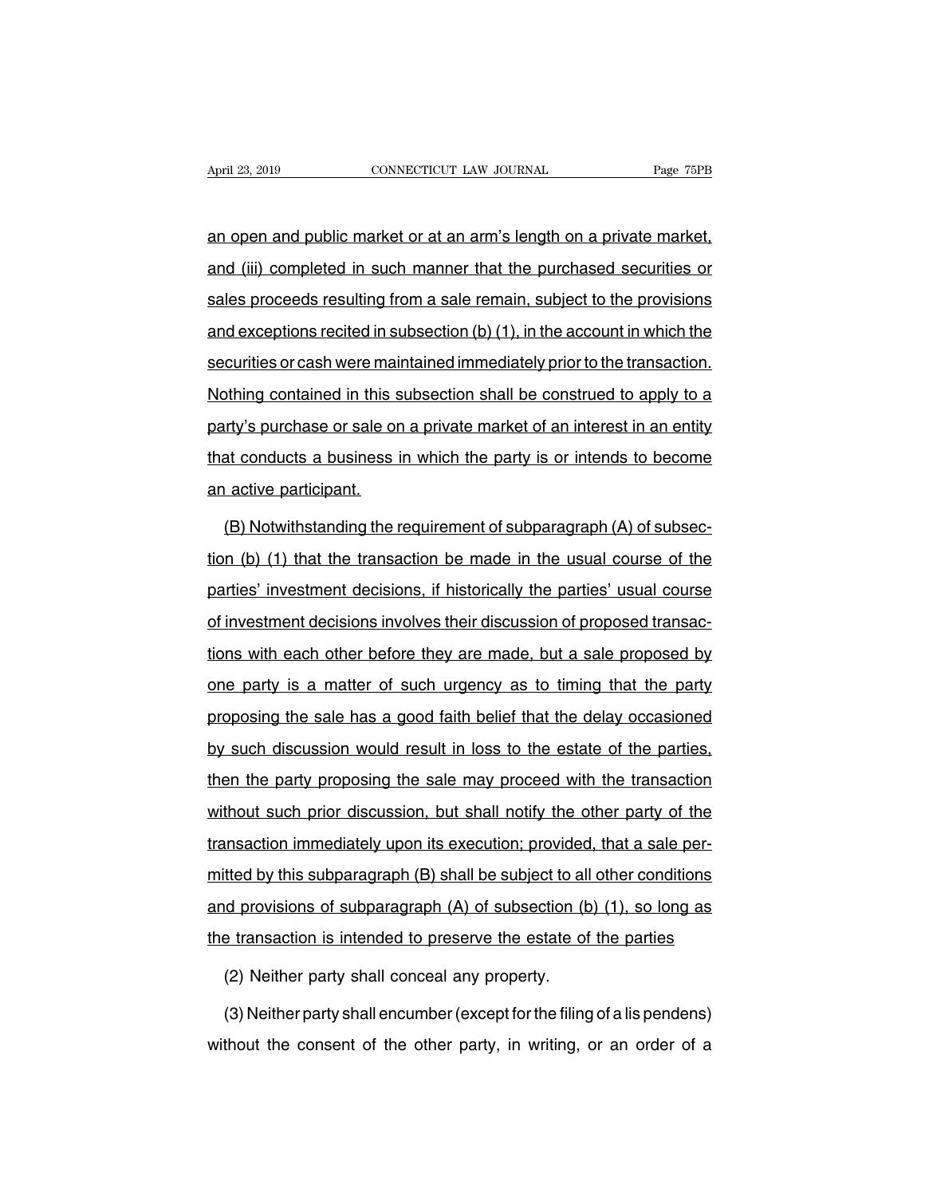an open and public market or at an arm's length on a private market, and (iii) completed in such manner that the purchased securities or sales proceeds resulting from a sale remain, subject to the provisions and exceptions recited in subsection (b) (1), in the account in which the securities or cash were maintained immediately prior to the transaction. Nothing contained in this subsection shall be construed to apply to a party's purchase or sale on a private market of an interest in an entity that conducts a business in which the party is or intends to become an active participant.

(B) Notwithstanding the requirement of subparagraph (A) of subsection (b) (1) that the transaction be made in the usual course of the parties' investment decisions, if historically the parties' usual course of investment decisions involves their discussion of proposed transactions with each other before they are made, but a sale proposed by one party is a matter of such urgency as to timing that the party proposing the sale has a good faith belief that the delay occasioned by such discussion would result in loss to the estate of the parties, then the party proposing the sale may proceed with the transaction without such prior discussion, but shall notify the other party of the transaction immediately upon its execution; provided, that a sale permitted by this subparagraph (B) shall be subject to all other conditions and provisions of subparagraph (A) of subsection (b) (1), so long as the transaction is intended to preserve the estate of the parties

(2) Neither party shall conceal any property.

(3) Neither party shall encumber (except for the filing of a lis pendens) without the consent of the other party, in writing, or an order of a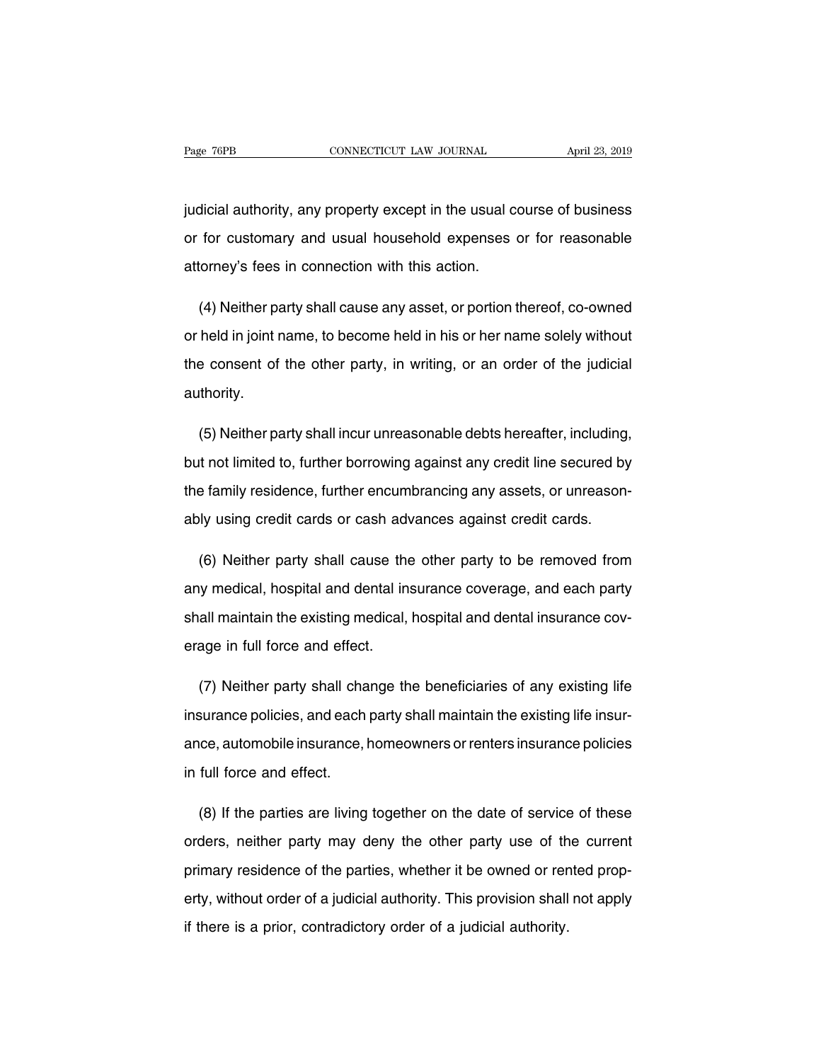judicial authority, any property except in the usual course of business or for customary and usual household expenses or for reasonable attorney's fees in connection with this action.

(4) Neither party shall cause any asset, or portion thereof, co-owned or held in joint name, to become held in his or her name solely without the consent of the other party, in writing, or an order of the judicial authority.

(5) Neither party shall incur unreasonable debts hereafter, including, but not limited to, further borrowing against any credit line secured by the family residence, further encumbrancing any assets, or unreasonably using credit cards or cash advances against credit cards.

(6) Neither party shall cause the other party to be removed from any medical, hospital and dental insurance coverage, and each party shall maintain the existing medical, hospital and dental insurance coverage in full force and effect.

(7) Neither party shall change the beneficiaries of any existing life insurance policies, and each party shall maintain the existing life insurance, automobile insurance, homeowners or renters insurance policies in full force and effect.

(8) If the parties are living together on the date of service of these orders, neither party may deny the other party use of the current primary residence of the parties, whether it be owned or rented property, without order of a judicial authority. This provision shall not apply if there is a prior, contradictory order of a judicial authority.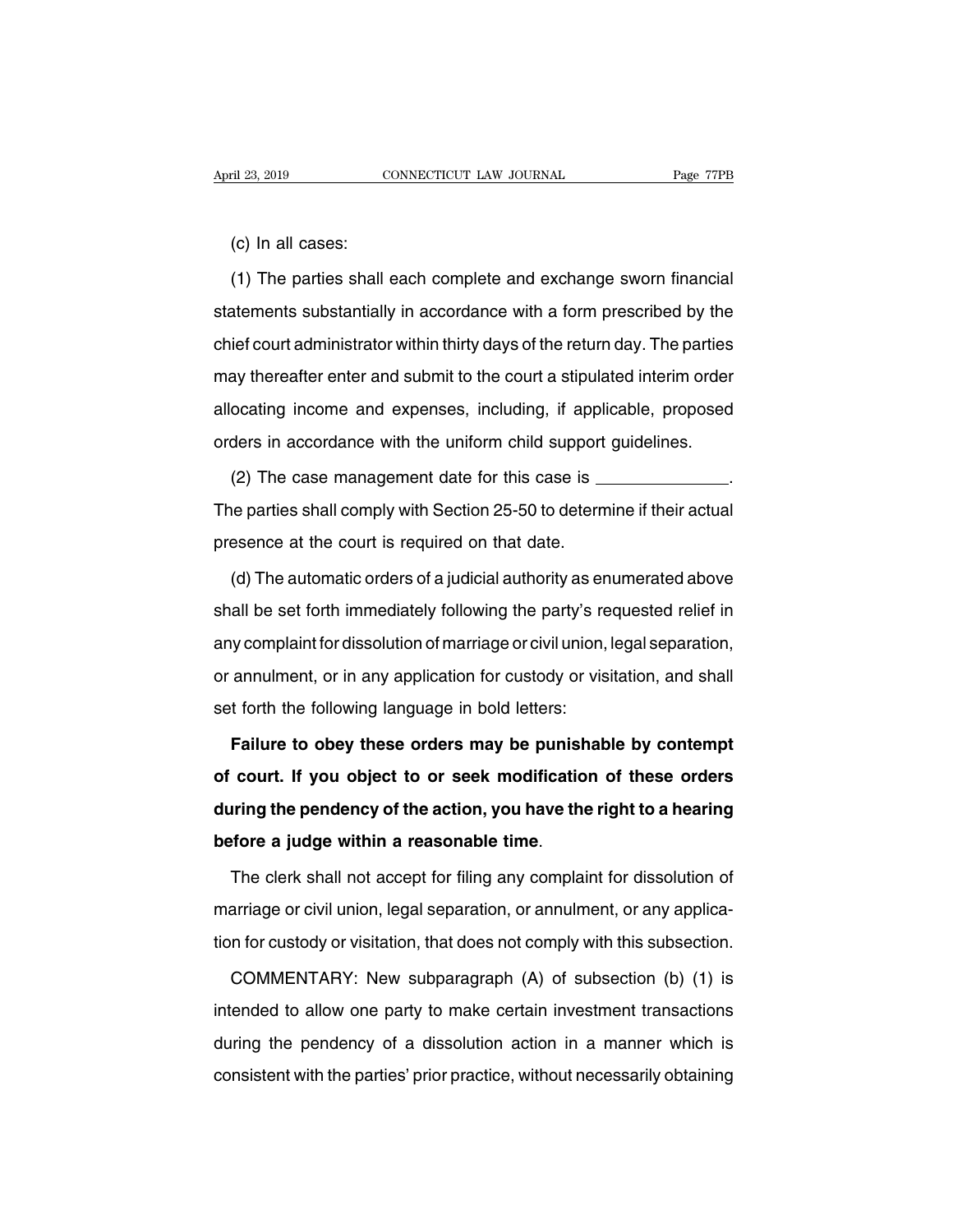(c) In all cases:

(1) The parties shall each complete and exchange sworn financial statements substantially in accordance with a form prescribed by the chief court administrator within thirty days of the return day. The parties may thereafter enter and submit to the court a stipulated interim order allocating income and expenses, including, if applicable, proposed orders in accordance with the uniform child support guidelines.

(2) The case management date for this case is ______________. The parties shall comply with Section 25-50 to determine if their actual presence at the court is required on that date.

(d) The automatic orders of a judicial authority as enumerated above shall be set forth immediately following the party's requested relief in any complaint for dissolution of marriage or civil union, legal separation, or annulment, or in any application for custody or visitation, and shall set forth the following language in bold letters:

**Failure to obey these orders may be punishable by contempt of court. If you object to or seek modification of these orders during the pendency of the action, you have the right to a hearing before a judge within a reasonable time**.

The clerk shall not accept for filing any complaint for dissolution of marriage or civil union, legal separation, or annulment, or any application for custody or visitation, that does not comply with this subsection.

COMMENTARY: New subparagraph (A) of subsection (b) (1) is intended to allow one party to make certain investment transactions during the pendency of a dissolution action in a manner which is consistent with the parties' prior practice, without necessarily obtaining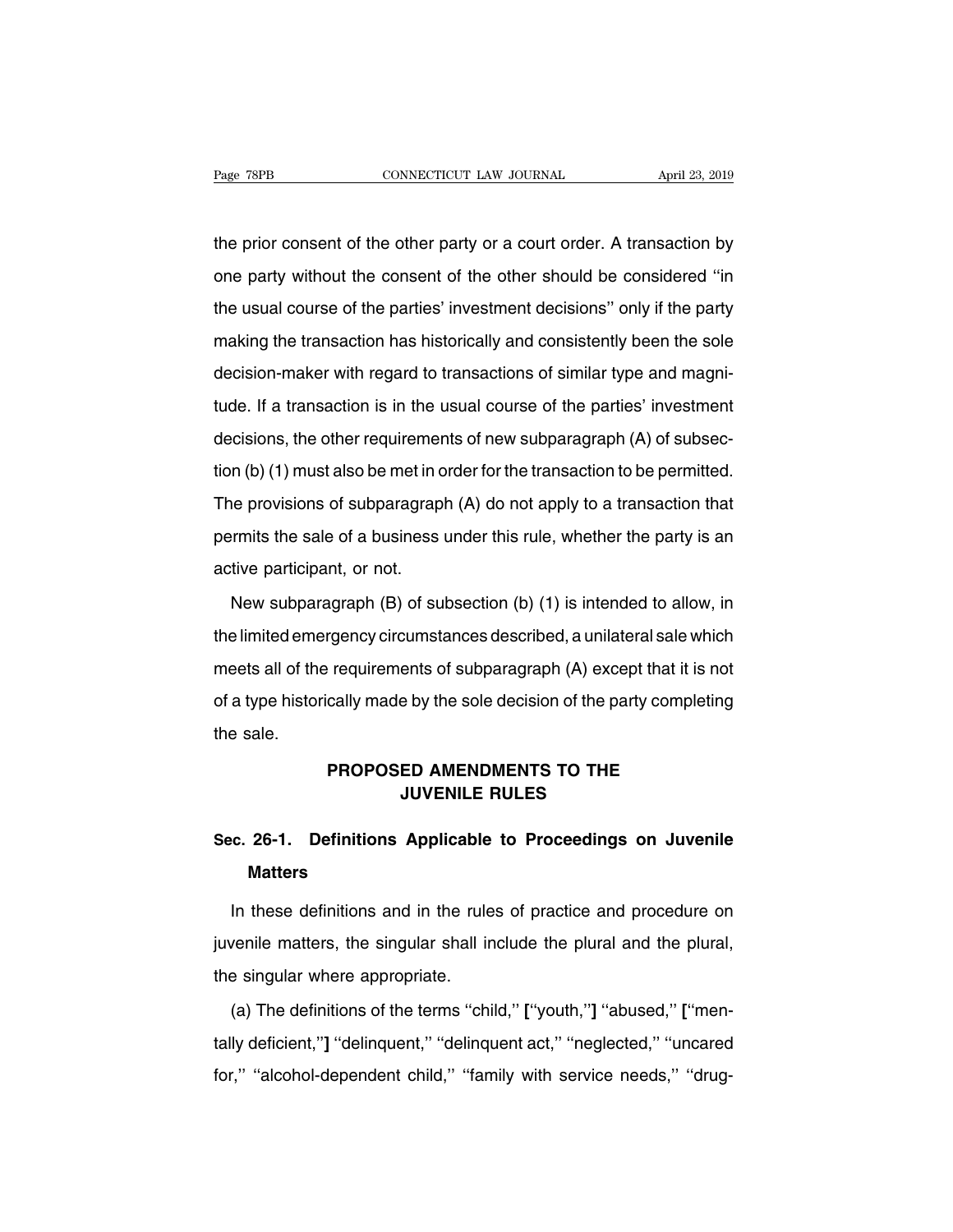the prior consent of the other party or a court order. A transaction by one party without the consent of the other should be considered ''in the usual course of the parties' investment decisions'' only if the party making the transaction has historically and consistently been the sole decision-maker with regard to transactions of similar type and magnitude. If a transaction is in the usual course of the parties' investment decisions, the other requirements of new subparagraph (A) of subsection (b) (1) must also be met in order for the transaction to be permitted. The provisions of subparagraph (A) do not apply to a transaction that permits the sale of a business under this rule, whether the party is an active participant, or not.

New subparagraph (B) of subsection (b) (1) is intended to allow, in the limited emergency circumstances described, a unilateral sale which meets all of the requirements of subparagraph (A) except that it is not of a type historically made by the sole decision of the party completing the sale.

## PROPOSED AMENDMENTS TO THE JUVENILE RULES

### Sec. 26-1. Definitions Applicable to Proceedings on Juvenile Matters

In these definitions and in the rules of practice and procedure on juvenile matters, the singular shall include the plural and the plural, the singular where appropriate.

(a) The definitions of the terms ''child,'' **[**''youth,''**]** ''abused,'' **[**''mentally deficient,''**]** ''delinquent,'' ''delinquent act,'' ''neglected,'' ''uncared for,'' ''alcohol-dependent child,'' ''family with service needs,'' ''drug-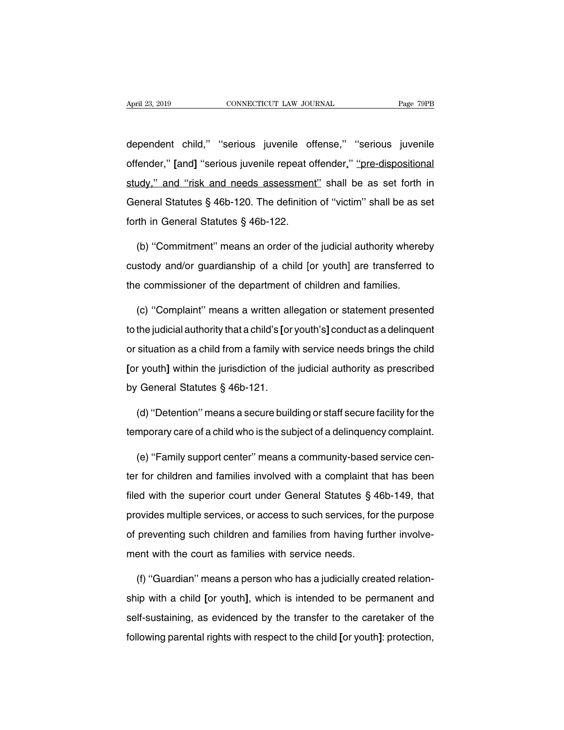dependent child,'' ''serious juvenile offense,'' ''serious juvenile offender,'' **[**and**]** ''serious juvenile repeat offender<u>,</u>'' <u>''pre-dispositional study,'' and ''risk and needs assessment''</u> shall be as set forth in General Statutes § 46b-120. The definition of ''victim'' shall be as set forth in General Statutes § 46b-122.

(b) ''Commitment'' means an order of the judicial authority whereby custody and/or guardianship of a child [or youth] are transferred to the commissioner of the department of children and families.

(c) ''Complaint'' means a written allegation or statement presented to the judicial authority that a child's **[**or youth's**]** conduct as a delinquent or situation as a child from a family with service needs brings the child **[**or youth**]** within the jurisdiction of the judicial authority as prescribed by General Statutes § 46b-121.

(d) ''Detention'' means a secure building or staff secure facility for the temporary care of a child who is the subject of a delinquency complaint.

(e) ''Family support center'' means a community-based service center for children and families involved with a complaint that has been filed with the superior court under General Statutes § 46b-149, that provides multiple services, or access to such services, for the purpose of preventing such children and families from having further involvement with the court as families with service needs.

(f) ''Guardian'' means a person who has a judicially created relationship with a child **[**or youth**]**, which is intended to be permanent and self-sustaining, as evidenced by the transfer to the caretaker of the following parental rights with respect to the child **[**or youth**]**: protection,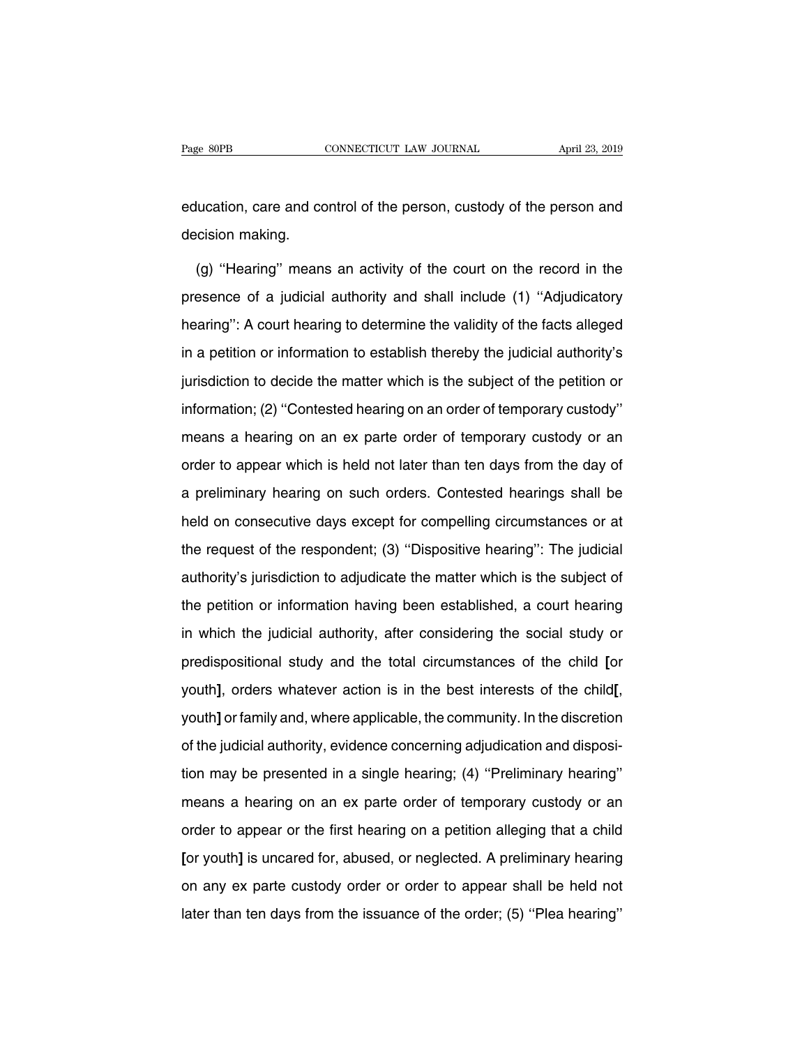education, care and control of the person, custody of the person and decision making.

(g) ''Hearing'' means an activity of the court on the record in the presence of a judicial authority and shall include (1) ''Adjudicatory hearing'': A court hearing to determine the validity of the facts alleged in a petition or information to establish thereby the judicial authority's jurisdiction to decide the matter which is the subject of the petition or information; (2) ''Contested hearing on an order of temporary custody'' means a hearing on an ex parte order of temporary custody or an order to appear which is held not later than ten days from the day of a preliminary hearing on such orders. Contested hearings shall be held on consecutive days except for compelling circumstances or at the request of the respondent; (3) ''Dispositive hearing'': The judicial authority's jurisdiction to adjudicate the matter which is the subject of the petition or information having been established, a court hearing in which the judicial authority, after considering the social study or predispositional study and the total circumstances of the child **[**or youth**]**, orders whatever action is in the best interests of the child**[**, youth**]** or family and, where applicable, the community. In the discretion of the judicial authority, evidence concerning adjudication and disposition may be presented in a single hearing; (4) ''Preliminary hearing'' means a hearing on an ex parte order of temporary custody or an order to appear or the first hearing on a petition alleging that a child **[**or youth**]** is uncared for, abused, or neglected. A preliminary hearing on any ex parte custody order or order to appear shall be held not later than ten days from the issuance of the order; (5) ''Plea hearing''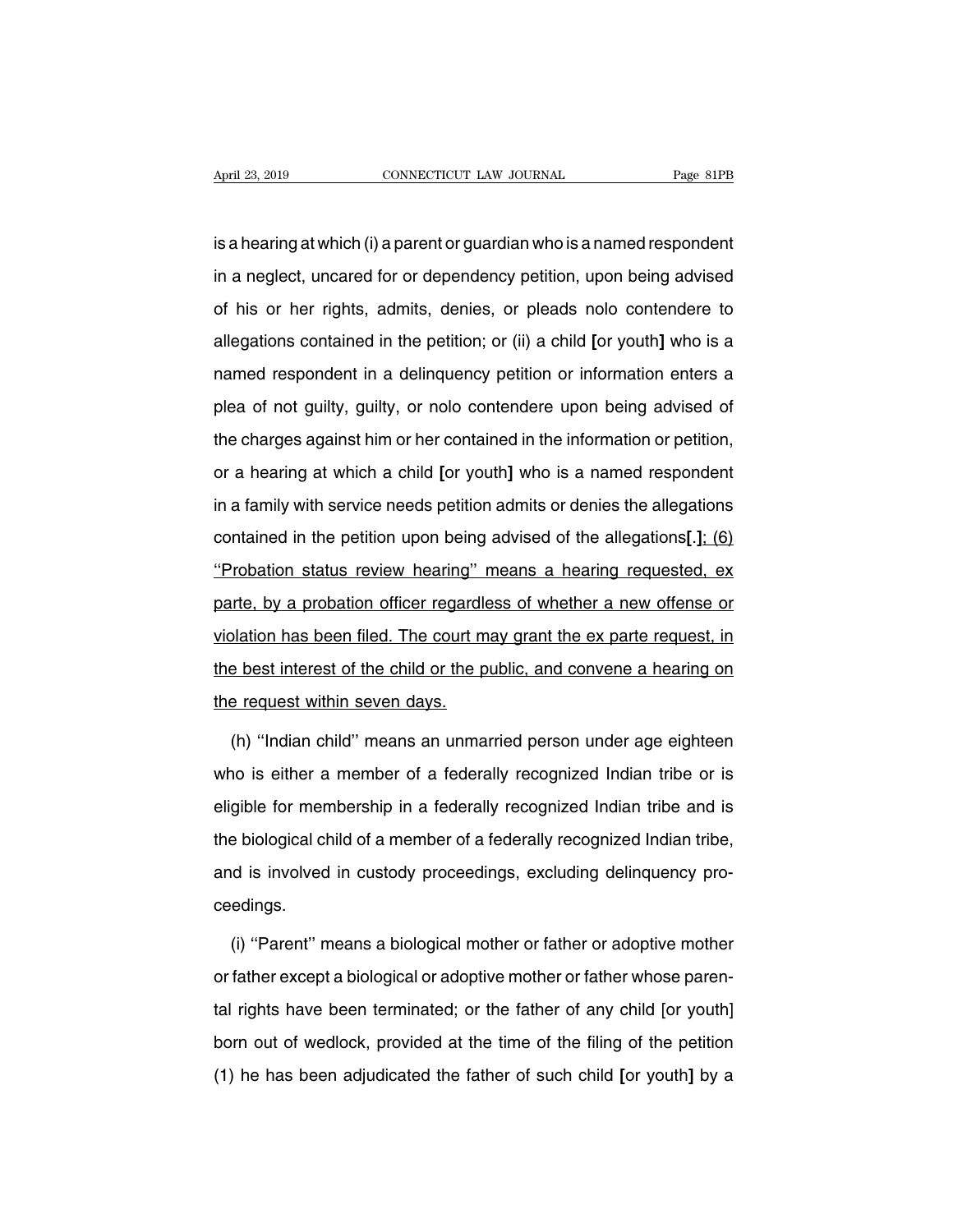is a hearing at which (i) a parent or guardian who is a named respondent in a neglect, uncared for or dependency petition, upon being advised of his or her rights, admits, denies, or pleads nolo contendere to allegations contained in the petition; or (ii) a child **[**or youth**]** who is a named respondent in a delinquency petition or information enters a plea of not guilty, guilty, or nolo contendere upon being advised of the charges against him or her contained in the information or petition, or a hearing at which a child **[**or youth**]** who is a named respondent in a family with service needs petition admits or denies the allegations contained in the petition upon being advised of the allegations**[**.**]**<u>; (6) ''Probation status review hearing'' means a hearing requested, ex parte, by a probation officer regardless of whether a new offense or violation has been filed. The court may grant the ex parte request, in the best interest of the child or the public, and convene a hearing on the request within seven days.</u>

(h) ''Indian child'' means an unmarried person under age eighteen who is either a member of a federally recognized Indian tribe or is eligible for membership in a federally recognized Indian tribe and is the biological child of a member of a federally recognized Indian tribe, and is involved in custody proceedings, excluding delinquency proceedings.

(i) ''Parent'' means a biological mother or father or adoptive mother or father except a biological or adoptive mother or father whose parental rights have been terminated; or the father of any child [or youth] born out of wedlock, provided at the time of the filing of the petition (1) he has been adjudicated the father of such child **[**or youth**]** by a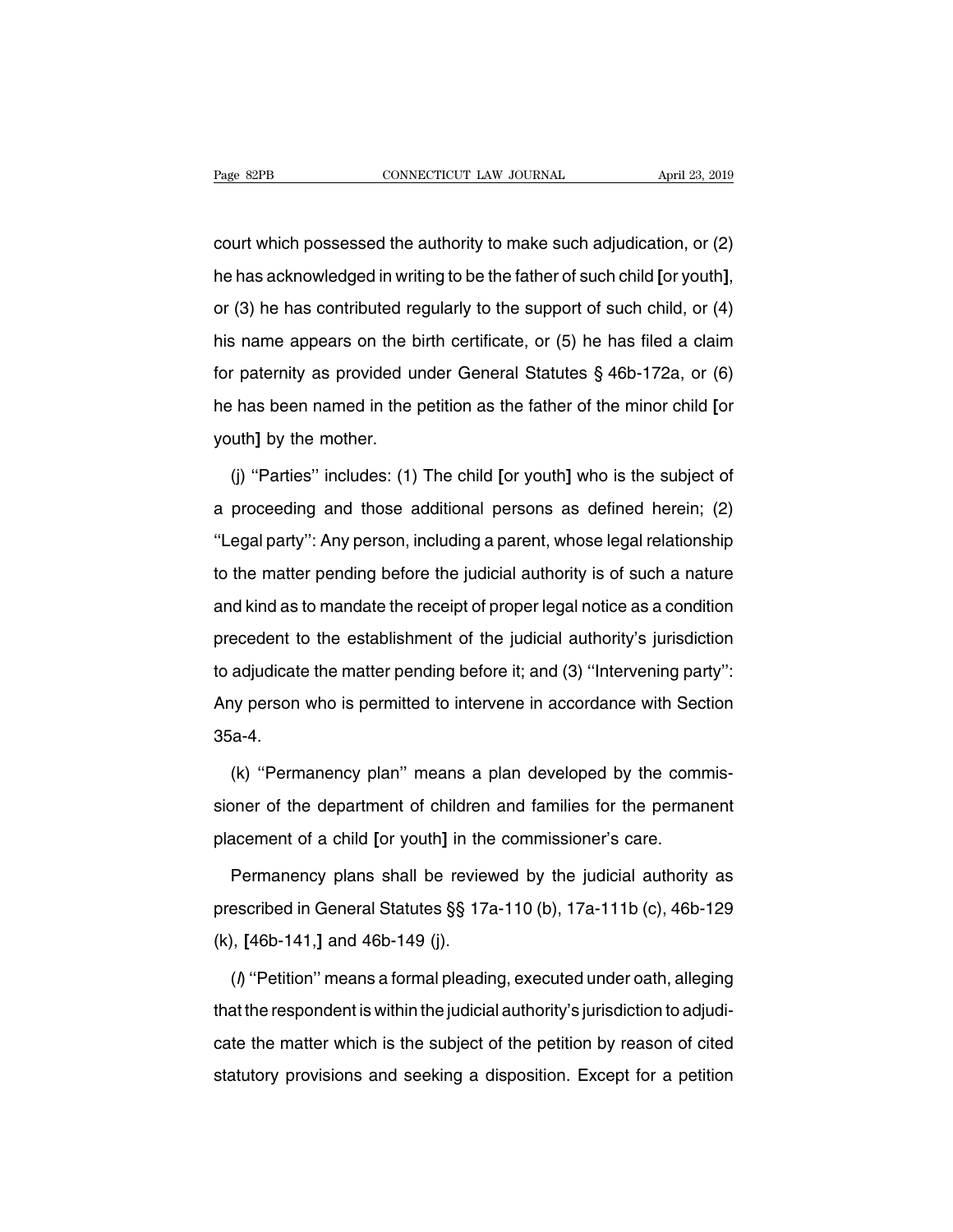court which possessed the authority to make such adjudication, or (2) he has acknowledged in writing to be the father of such child [or youth], or (3) he has contributed regularly to the support of such child, or (4) his name appears on the birth certificate, or (5) he has filed a claim for paternity as provided under General Statutes § 46b-172a, or (6) he has been named in the petition as the father of the minor child [or youth] by the mother.

(j) ''Parties'' includes: (1) The child [or youth] who is the subject of a proceeding and those additional persons as defined herein; (2) ''Legal party'': Any person, including a parent, whose legal relationship to the matter pending before the judicial authority is of such a nature and kind as to mandate the receipt of proper legal notice as a condition precedent to the establishment of the judicial authority's jurisdiction to adjudicate the matter pending before it; and (3) ''Intervening party'': Any person who is permitted to intervene in accordance with Section 35a-4.

(k) ''Permanency plan'' means a plan developed by the commissioner of the department of children and families for the permanent placement of a child [or youth] in the commissioner's care.

Permanency plans shall be reviewed by the judicial authority as prescribed in General Statutes §§ 17a-110 (b), 17a-111b (c), 46b-129 (k), [46b-141,] and 46b-149 (j).

(*l*) ''Petition'' means a formal pleading, executed under oath, alleging that the respondent is within the judicial authority's jurisdiction to adjudicate the matter which is the subject of the petition by reason of cited statutory provisions and seeking a disposition. Except for a petition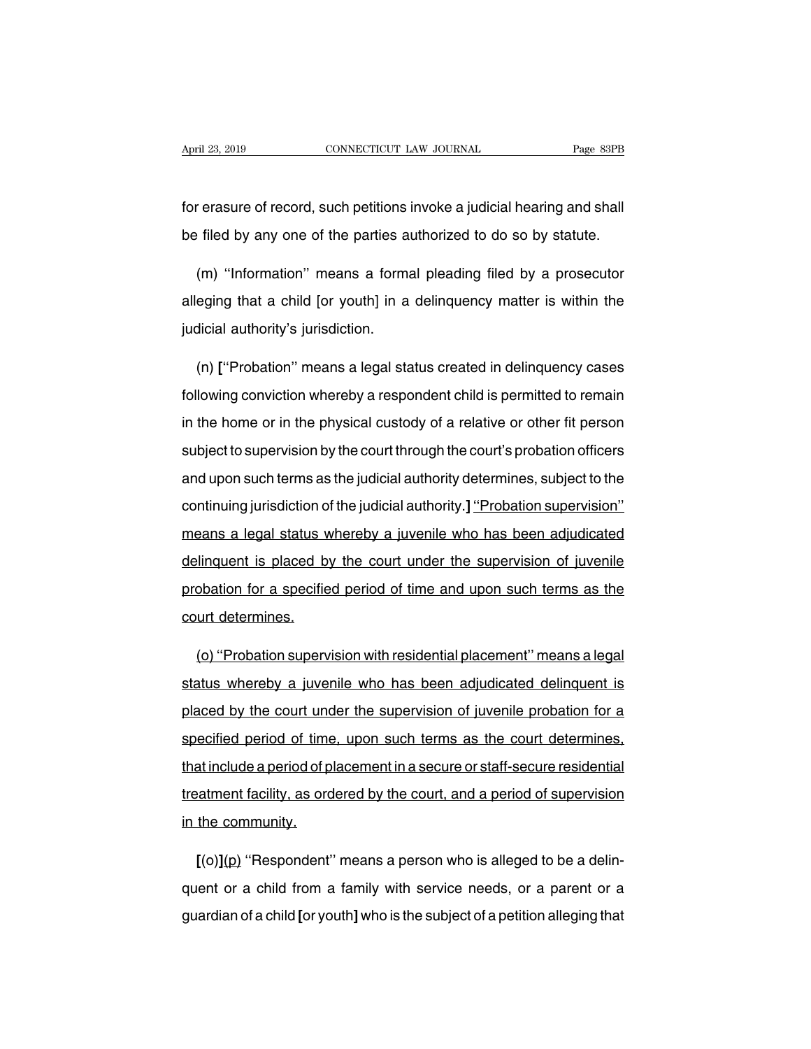for erasure of record, such petitions invoke a judicial hearing and shall be filed by any one of the parties authorized to do so by statute.

(m) ''Information'' means a formal pleading filed by a prosecutor alleging that a child [or youth] in a delinquency matter is within the judicial authority's jurisdiction.

(n) **[**''Probation'' means a legal status created in delinquency cases following conviction whereby a respondent child is permitted to remain in the home or in the physical custody of a relative or other fit person subject to supervision by the court through the court's probation officers and upon such terms as the judicial authority determines, subject to the continuing jurisdiction of the judicial authority.**]** <u>''Probation supervision'' means a legal status whereby a juvenile who has been adjudicated delinquent is placed by the court under the supervision of juvenile probation for a specified period of time and upon such terms as the court determines.</u>

<u>(o) ''Probation supervision with residential placement'' means a legal status whereby a juvenile who has been adjudicated delinquent is placed by the court under the supervision of juvenile probation for a specified period of time, upon such terms as the court determines, that include a period of placement in a secure or staff-secure residential treatment facility, as ordered by the court, and a period of supervision in the community.</u>

**[**(o)**]**<u>(p)</u> ''Respondent'' means a person who is alleged to be a delinquent or a child from a family with service needs, or a parent or a guardian of a child **[**or youth**]** who is the subject of a petition alleging that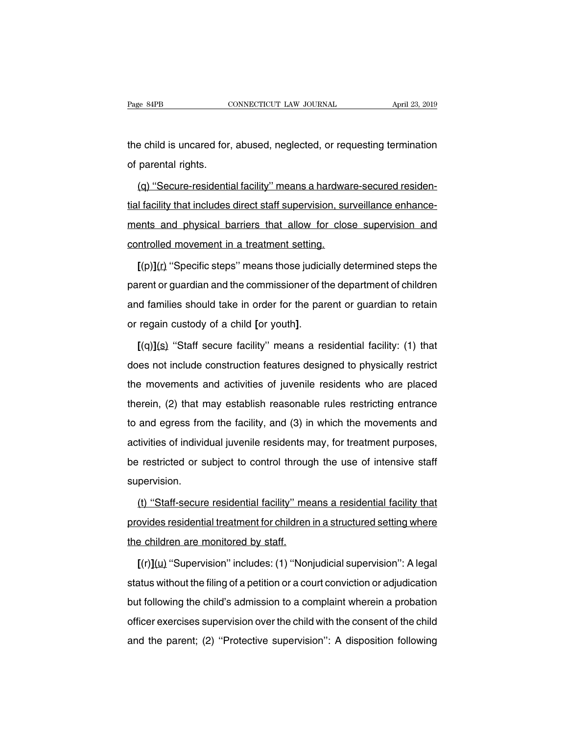the child is uncared for, abused, neglected, or requesting termination of parental rights.

(q) ''Secure-residential facility'' means a hardware-secured residential facility that includes direct staff supervision, surveillance enhancements and physical barriers that allow for close supervision and controlled movement in a treatment setting.

**[**(p)**]**(r) ''Specific steps'' means those judicially determined steps the parent or guardian and the commissioner of the department of children and families should take in order for the parent or guardian to retain or regain custody of a child **[**or youth**]**.

**[**(q)**]**(s) ''Staff secure facility'' means a residential facility: (1) that does not include construction features designed to physically restrict the movements and activities of juvenile residents who are placed therein, (2) that may establish reasonable rules restricting entrance to and egress from the facility, and (3) in which the movements and activities of individual juvenile residents may, for treatment purposes, be restricted or subject to control through the use of intensive staff supervision.

(t) ''Staff-secure residential facility'' means a residential facility that provides residential treatment for children in a structured setting where the children are monitored by staff.

**[**(r)**]**(u) ''Supervision'' includes: (1) ''Nonjudicial supervision'': A legal status without the filing of a petition or a court conviction or adjudication but following the child's admission to a complaint wherein a probation officer exercises supervision over the child with the consent of the child and the parent; (2) ''Protective supervision'': A disposition following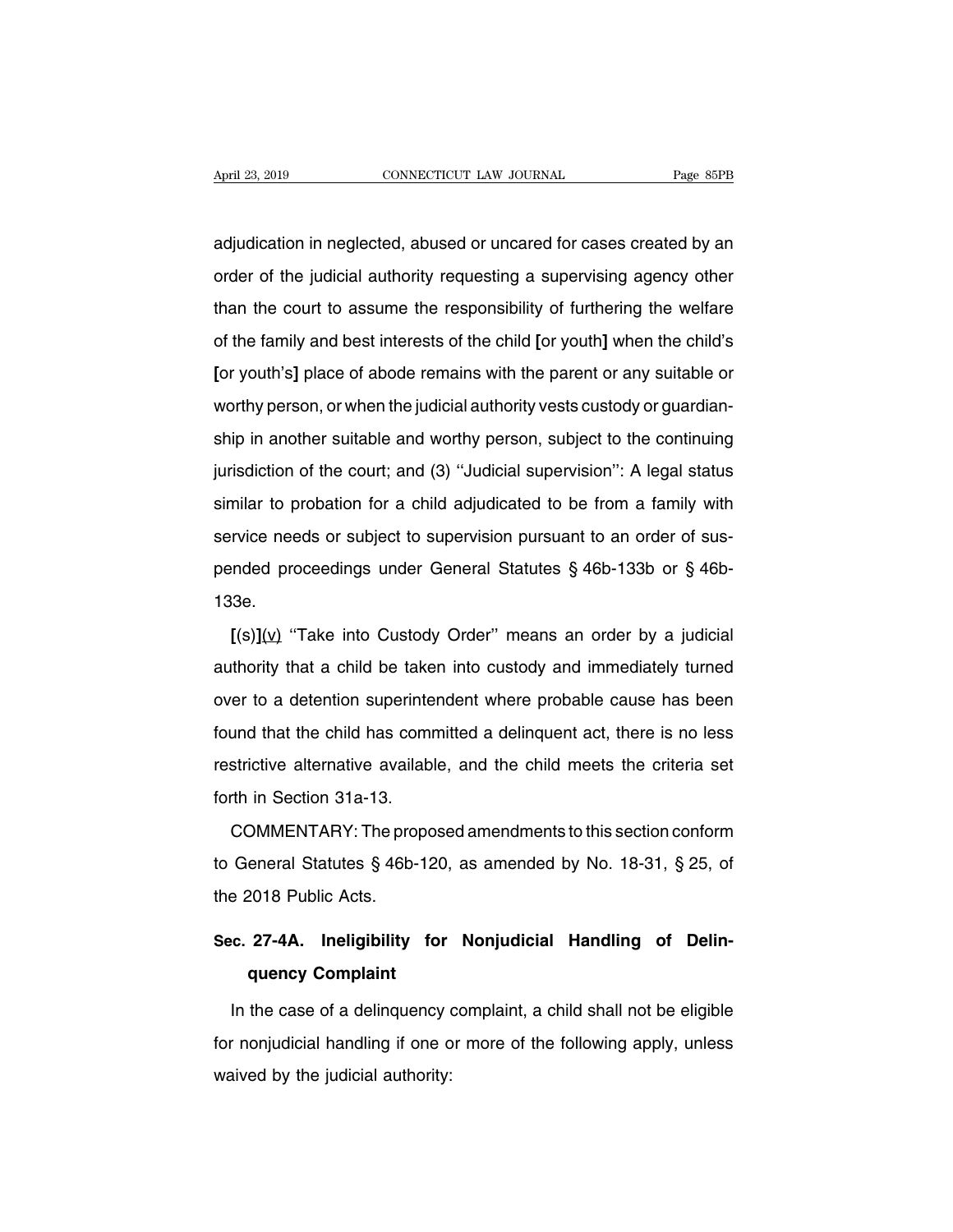adjudication in neglected, abused or uncared for cases created by an order of the judicial authority requesting a supervising agency other than the court to assume the responsibility of furthering the welfare of the family and best interests of the child [or youth] when the child's [or youth's] place of abode remains with the parent or any suitable or worthy person, or when the judicial authority vests custody or guardianship in another suitable and worthy person, subject to the continuing jurisdiction of the court; and (3) ''Judicial supervision'': A legal status similar to probation for a child adjudicated to be from a family with service needs or subject to supervision pursuant to an order of suspended proceedings under General Statutes § 46b-133b or § 46b-133e.

[(s)](v) ''Take into Custody Order'' means an order by a judicial authority that a child be taken into custody and immediately turned over to a detention superintendent where probable cause has been found that the child has committed a delinquent act, there is no less restrictive alternative available, and the child meets the criteria set forth in Section 31a-13.

COMMENTARY: The proposed amendments to this section conform to General Statutes § 46b-120, as amended by No. 18-31, § 25, of the 2018 Public Acts.

## Sec. 27-4A. Ineligibility for Nonjudicial Handling of Delinquency Complaint

In the case of a delinquency complaint, a child shall not be eligible for nonjudicial handling if one or more of the following apply, unless waived by the judicial authority: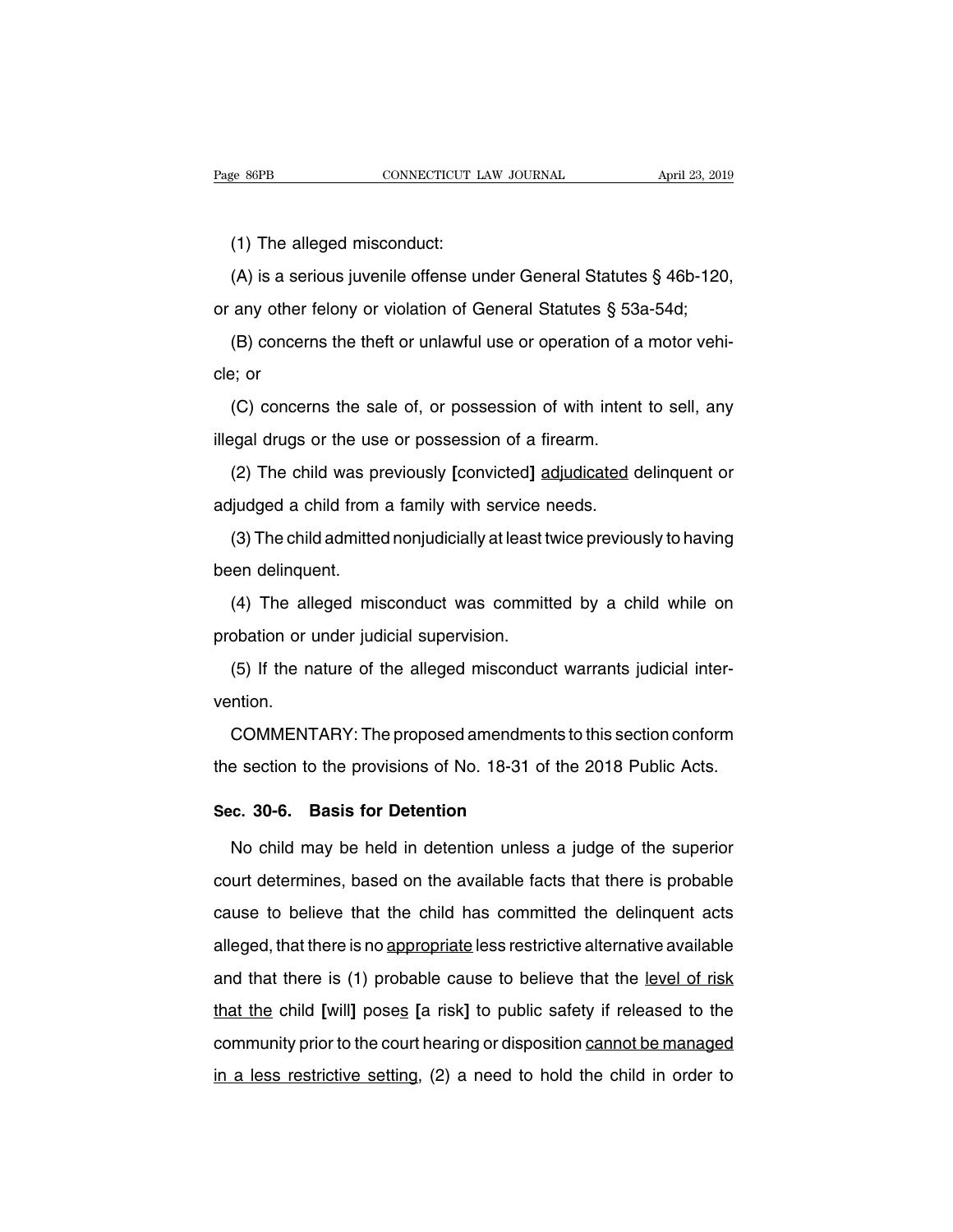(1) The alleged misconduct:

(A) is a serious juvenile offense under General Statutes § 46b-120, or any other felony or violation of General Statutes § 53a-54d;

(B) concerns the theft or unlawful use or operation of a motor vehicle; or

(C) concerns the sale of, or possession of with intent to sell, any illegal drugs or the use or possession of a firearm.

(2) The child was previously **[**convicted**]** <u>adjudicated</u> delinquent or adjudged a child from a family with service needs.

(3) The child admitted nonjudicially at least twice previously to having been delinquent.

(4) The alleged misconduct was committed by a child while on probation or under judicial supervision.

(5) If the nature of the alleged misconduct warrants judicial intervention.

COMMENTARY: The proposed amendments to this section conform the section to the provisions of No. 18-31 of the 2018 Public Acts.

### Sec. 30-6. Basis for Detention

No child may be held in detention unless a judge of the superior court determines, based on the available facts that there is probable cause to believe that the child has committed the delinquent acts alleged, that there is no <u>appropriate</u> less restrictive alternative available and that there is (1) probable cause to believe that the <u>level of risk that the</u> child **[**will**]** pose<u>s</u> **[**a risk**]** to public safety if released to the community prior to the court hearing or disposition <u>cannot be managed in a less restrictive setting</u>, (2) a need to hold the child in order to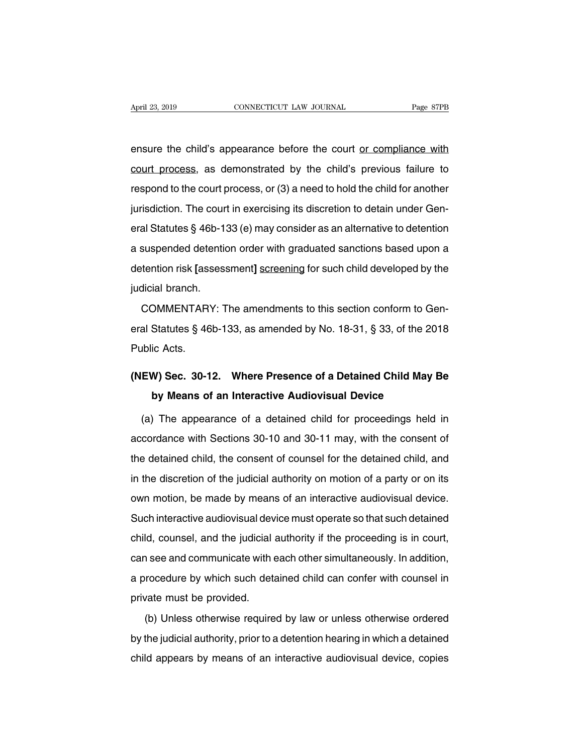ensure the child's appearance before the court <u>or compliance with court process</u>, as demonstrated by the child's previous failure to respond to the court process, or (3) a need to hold the child for another jurisdiction. The court in exercising its discretion to detain under General Statutes § 46b-133 (e) may consider as an alternative to detention a suspended detention order with graduated sanctions based upon a detention risk **[**assessment**]** <u>screening</u> for such child developed by the judicial branch.

COMMENTARY: The amendments to this section conform to General Statutes § 46b-133, as amended by No. 18-31, § 33, of the 2018 Public Acts.

## (NEW) Sec. 30-12. Where Presence of a Detained Child May Be by Means of an Interactive Audiovisual Device

(a) The appearance of a detained child for proceedings held in accordance with Sections 30-10 and 30-11 may, with the consent of the detained child, the consent of counsel for the detained child, and in the discretion of the judicial authority on motion of a party or on its own motion, be made by means of an interactive audiovisual device. Such interactive audiovisual device must operate so that such detained child, counsel, and the judicial authority if the proceeding is in court, can see and communicate with each other simultaneously. In addition, a procedure by which such detained child can confer with counsel in private must be provided.

(b) Unless otherwise required by law or unless otherwise ordered by the judicial authority, prior to a detention hearing in which a detained child appears by means of an interactive audiovisual device, copies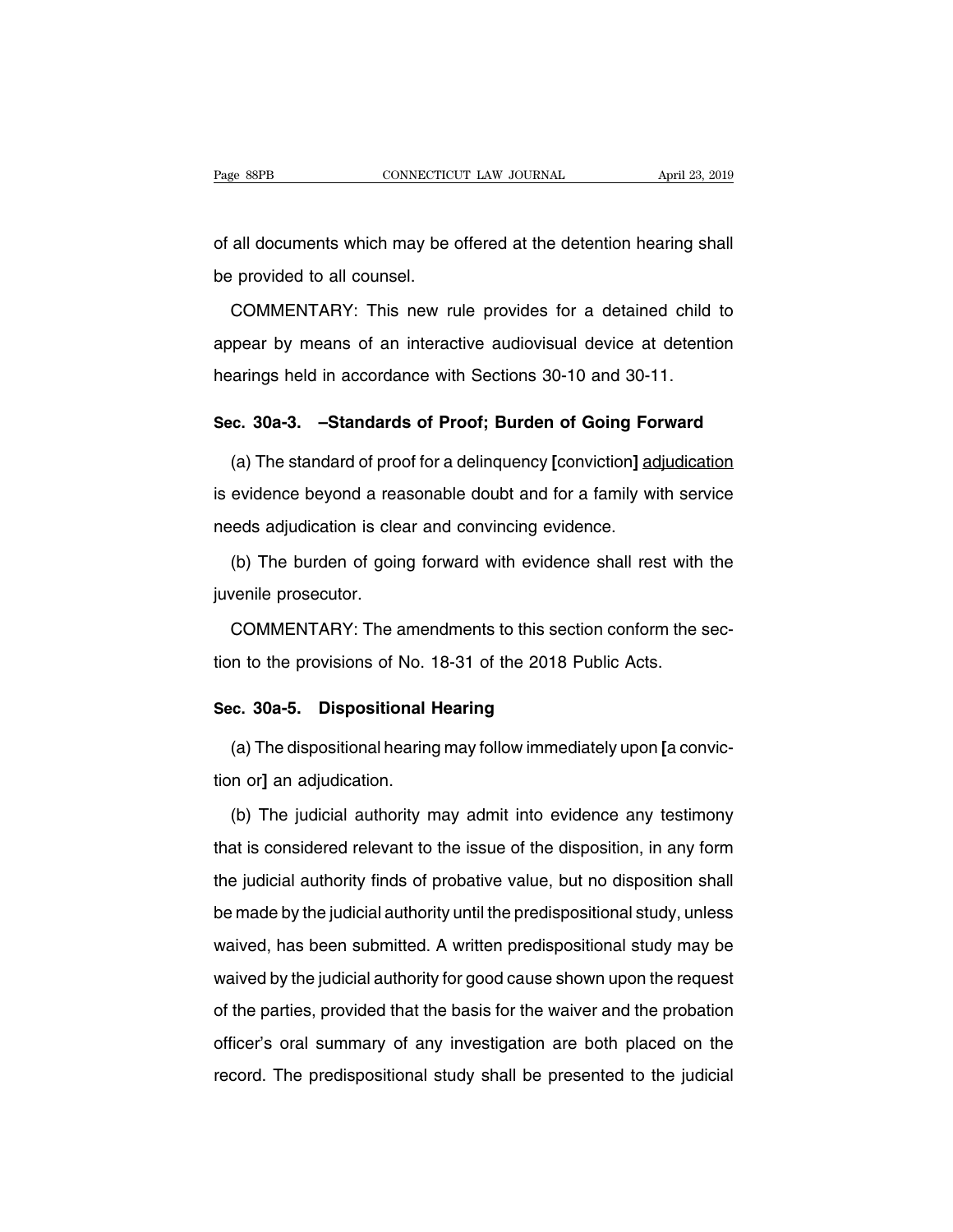of all documents which may be offered at the detention hearing shall be provided to all counsel.

COMMENTARY: This new rule provides for a detained child to appear by means of an interactive audiovisual device at detention hearings held in accordance with Sections 30-10 and 30-11.

## Sec. 30a-3. –Standards of Proof; Burden of Going Forward

(a) The standard of proof for a delinquency **[**conviction**]** <u>adjudication</u> is evidence beyond a reasonable doubt and for a family with service needs adjudication is clear and convincing evidence.

(b) The burden of going forward with evidence shall rest with the juvenile prosecutor.

COMMENTARY: The amendments to this section conform the section to the provisions of No. 18-31 of the 2018 Public Acts.

## Sec. 30a-5. Dispositional Hearing

(a) The dispositional hearing may follow immediately upon **[**a conviction or**]** an adjudication.

(b) The judicial authority may admit into evidence any testimony that is considered relevant to the issue of the disposition, in any form the judicial authority finds of probative value, but no disposition shall be made by the judicial authority until the predispositional study, unless waived, has been submitted. A written predispositional study may be waived by the judicial authority for good cause shown upon the request of the parties, provided that the basis for the waiver and the probation officer's oral summary of any investigation are both placed on the record. The predispositional study shall be presented to the judicial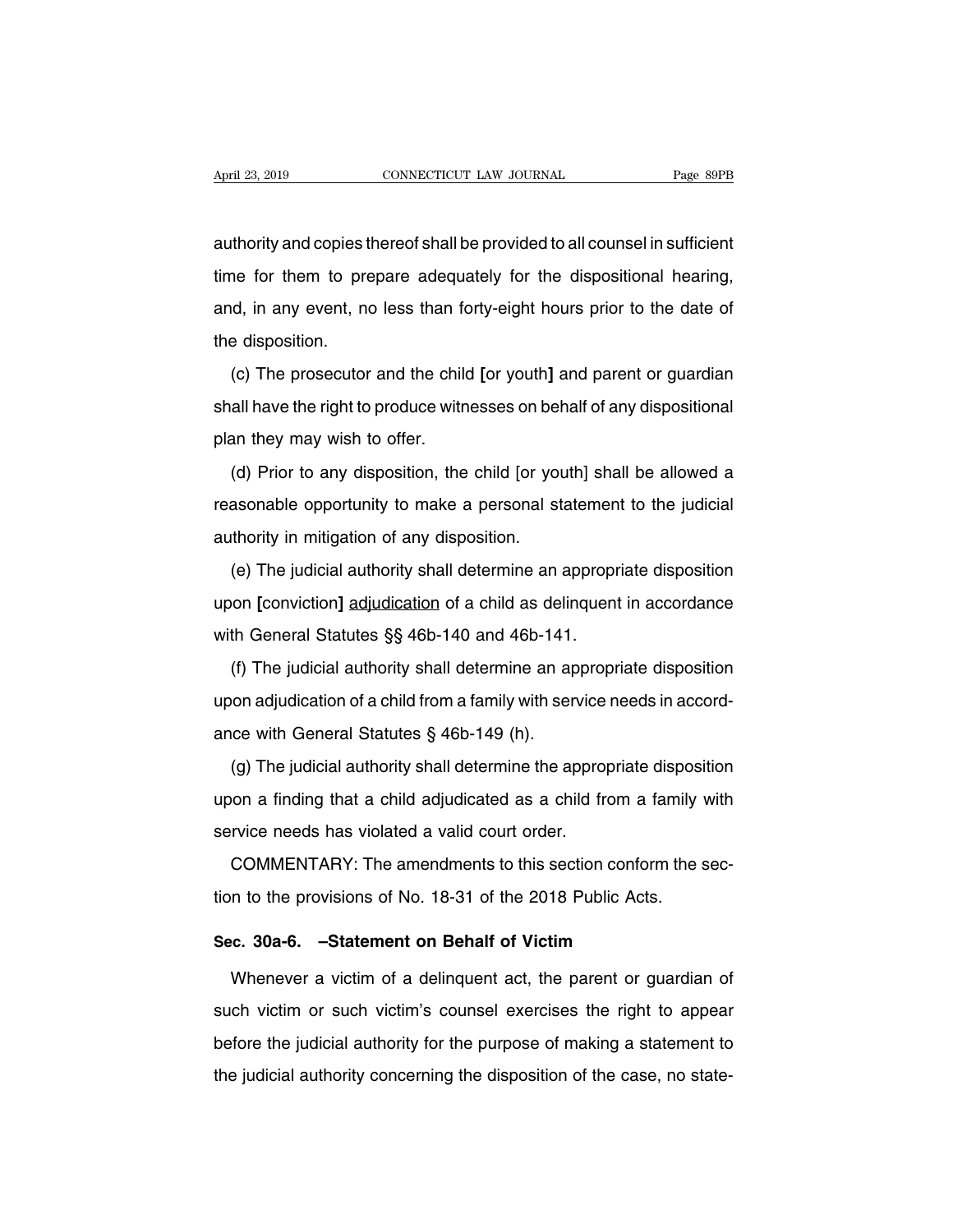authority and copies thereof shall be provided to all counsel in sufficient time for them to prepare adequately for the dispositional hearing, and, in any event, no less than forty-eight hours prior to the date of the disposition.

(c) The prosecutor and the child **[**or youth**]** and parent or guardian shall have the right to produce witnesses on behalf of any dispositional plan they may wish to offer.

(d) Prior to any disposition, the child [or youth] shall be allowed a reasonable opportunity to make a personal statement to the judicial authority in mitigation of any disposition.

(e) The judicial authority shall determine an appropriate disposition upon **[**conviction**]** <u>adjudication</u> of a child as delinquent in accordance with General Statutes §§ 46b-140 and 46b-141.

(f) The judicial authority shall determine an appropriate disposition upon adjudication of a child from a family with service needs in accordance with General Statutes § 46b-149 (h).

(g) The judicial authority shall determine the appropriate disposition upon a finding that a child adjudicated as a child from a family with service needs has violated a valid court order.

COMMENTARY: The amendments to this section conform the section to the provisions of No. 18-31 of the 2018 Public Acts.

**Sec. 30a-6. –Statement on Behalf of Victim**

Whenever a victim of a delinquent act, the parent or guardian of such victim or such victim's counsel exercises the right to appear before the judicial authority for the purpose of making a statement to the judicial authority concerning the disposition of the case, no state-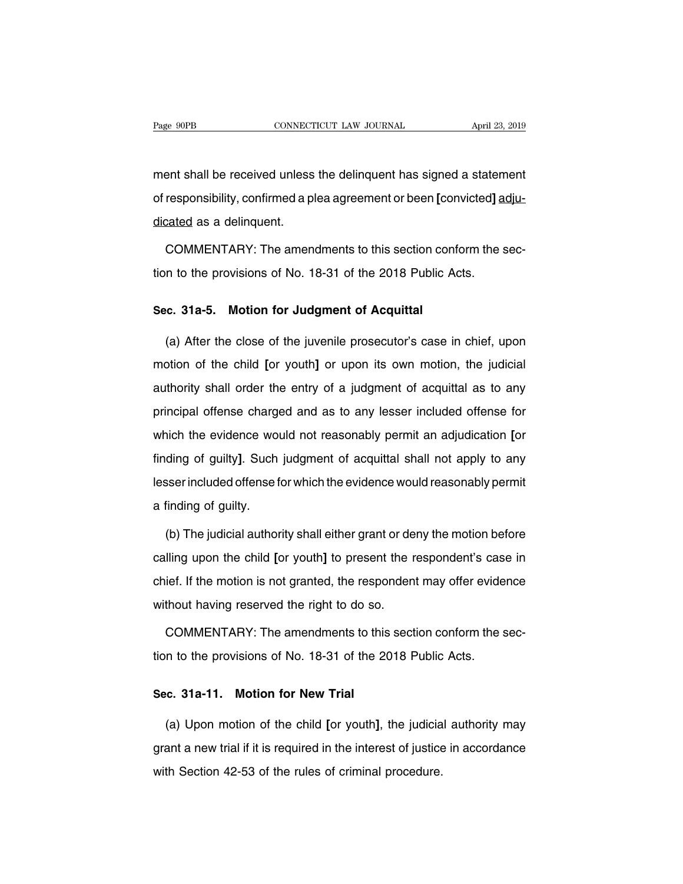ment shall be received unless the delinquent has signed a statement of responsibility, confirmed a plea agreement or been [convicted] <u>adjudicated</u> as a delinquent.

COMMENTARY: The amendments to this section conform the section to the provisions of No. 18-31 of the 2018 Public Acts.

**Sec. 31a-5. Motion for Judgment of Acquittal**

(a) After the close of the juvenile prosecutor's case in chief, upon motion of the child **[**or youth**]** or upon its own motion, the judicial authority shall order the entry of a judgment of acquittal as to any principal offense charged and as to any lesser included offense for which the evidence would not reasonably permit an adjudication **[**or finding of guilty**]**. Such judgment of acquittal shall not apply to any lesser included offense for which the evidence would reasonably permit a finding of guilty.

(b) The judicial authority shall either grant or deny the motion before calling upon the child **[**or youth**]** to present the respondent's case in chief. If the motion is not granted, the respondent may offer evidence without having reserved the right to do so.

COMMENTARY: The amendments to this section conform the section to the provisions of No. 18-31 of the 2018 Public Acts.

**Sec. 31a-11. Motion for New Trial**

(a) Upon motion of the child **[**or youth**]**, the judicial authority may grant a new trial if it is required in the interest of justice in accordance with Section 42-53 of the rules of criminal procedure.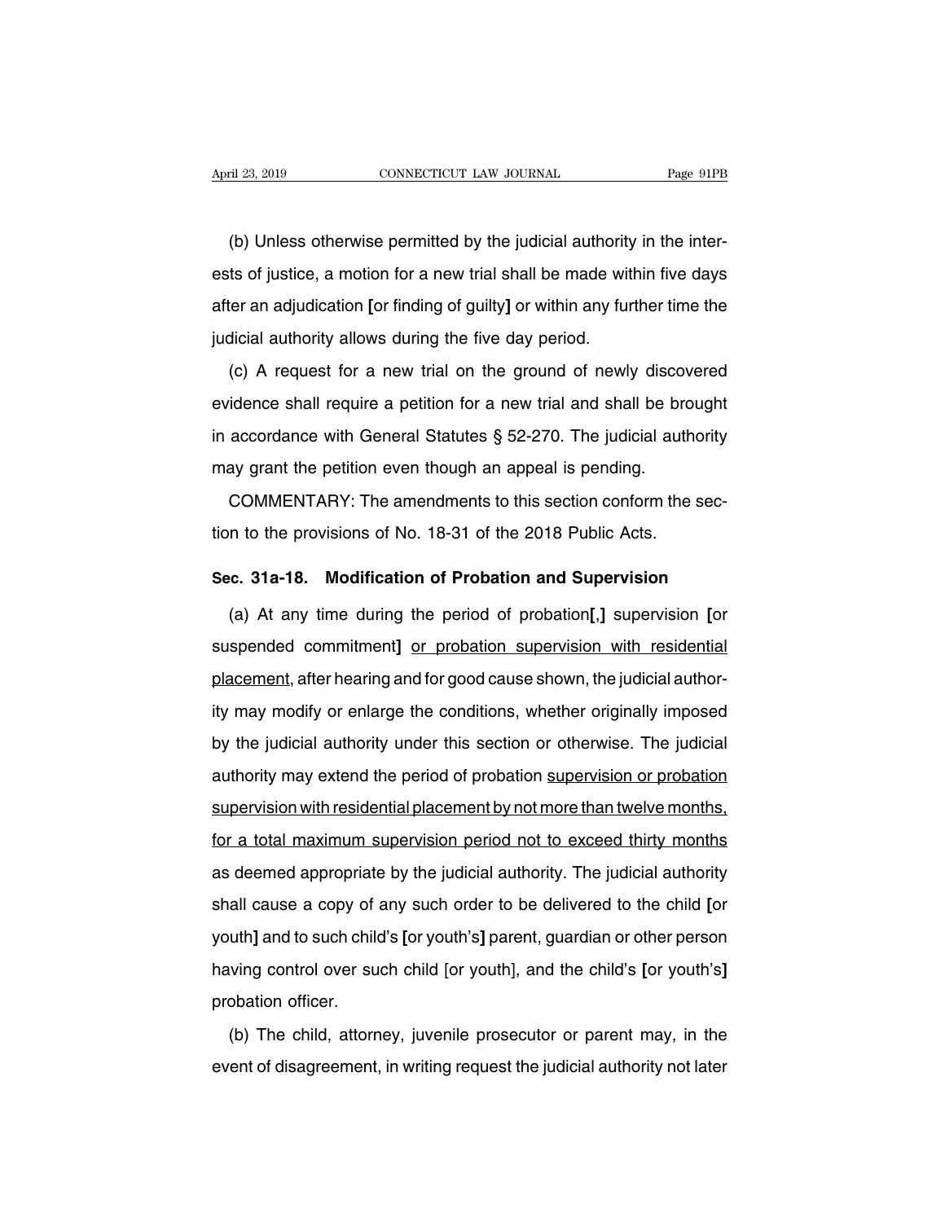(b) Unless otherwise permitted by the judicial authority in the interests of justice, a motion for a new trial shall be made within five days after an adjudication **[**or finding of guilty**]** or within any further time the judicial authority allows during the five day period.

(c) A request for a new trial on the ground of newly discovered evidence shall require a petition for a new trial and shall be brought in accordance with General Statutes § 52-270. The judicial authority may grant the petition even though an appeal is pending.

COMMENTARY: The amendments to this section conform the section to the provisions of No. 18-31 of the 2018 Public Acts.

### Sec. 31a-18. Modification of Probation and Supervision

(a) At any time during the period of probation**[**,**]** supervision **[**or suspended commitment**]** <u>or probation supervision with residential placement</u>, after hearing and for good cause shown, the judicial authority may modify or enlarge the conditions, whether originally imposed by the judicial authority under this section or otherwise. The judicial authority may extend the period of probation <u>supervision or probation supervision with residential placement by not more than twelve months, for a total maximum supervision period not to exceed thirty months</u> as deemed appropriate by the judicial authority. The judicial authority shall cause a copy of any such order to be delivered to the child **[**or youth**]** and to such child's **[**or youth's**]** parent, guardian or other person having control over such child [or youth], and the child's **[**or youth's**]** probation officer.

(b) The child, attorney, juvenile prosecutor or parent may, in the event of disagreement, in writing request the judicial authority not later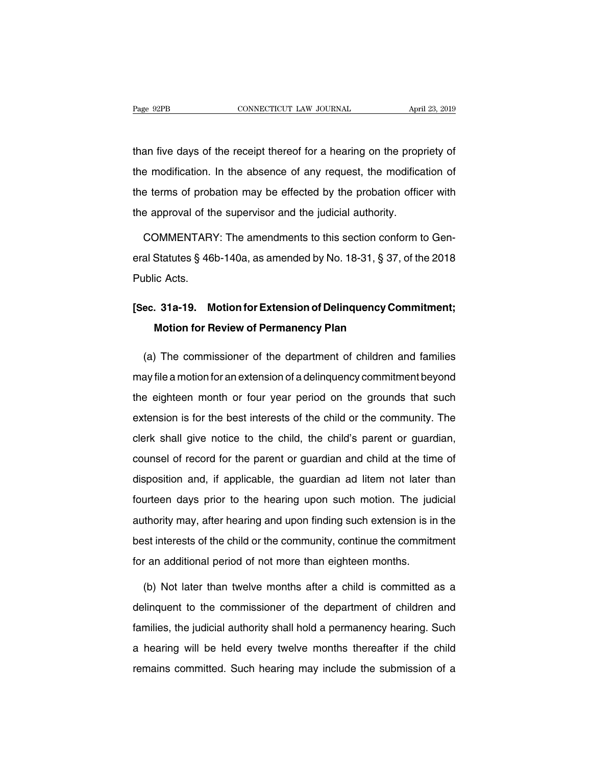than five days of the receipt thereof for a hearing on the propriety of the modification. In the absence of any request, the modification of the terms of probation may be effected by the probation officer with the approval of the supervisor and the judicial authority.

COMMENTARY: The amendments to this section conform to General Statutes § 46b-140a, as amended by No. 18-31, § 37, of the 2018 Public Acts.

**[Sec. 31a-19. Motion for Extension of Delinquency Commitment; Motion for Review of Permanency Plan**

(a) The commissioner of the department of children and families may file a motion for an extension of a delinquency commitment beyond the eighteen month or four year period on the grounds that such extension is for the best interests of the child or the community. The clerk shall give notice to the child, the child's parent or guardian, counsel of record for the parent or guardian and child at the time of disposition and, if applicable, the guardian ad litem not later than fourteen days prior to the hearing upon such motion. The judicial authority may, after hearing and upon finding such extension is in the best interests of the child or the community, continue the commitment for an additional period of not more than eighteen months.

(b) Not later than twelve months after a child is committed as a delinquent to the commissioner of the department of children and families, the judicial authority shall hold a permanency hearing. Such a hearing will be held every twelve months thereafter if the child remains committed. Such hearing may include the submission of a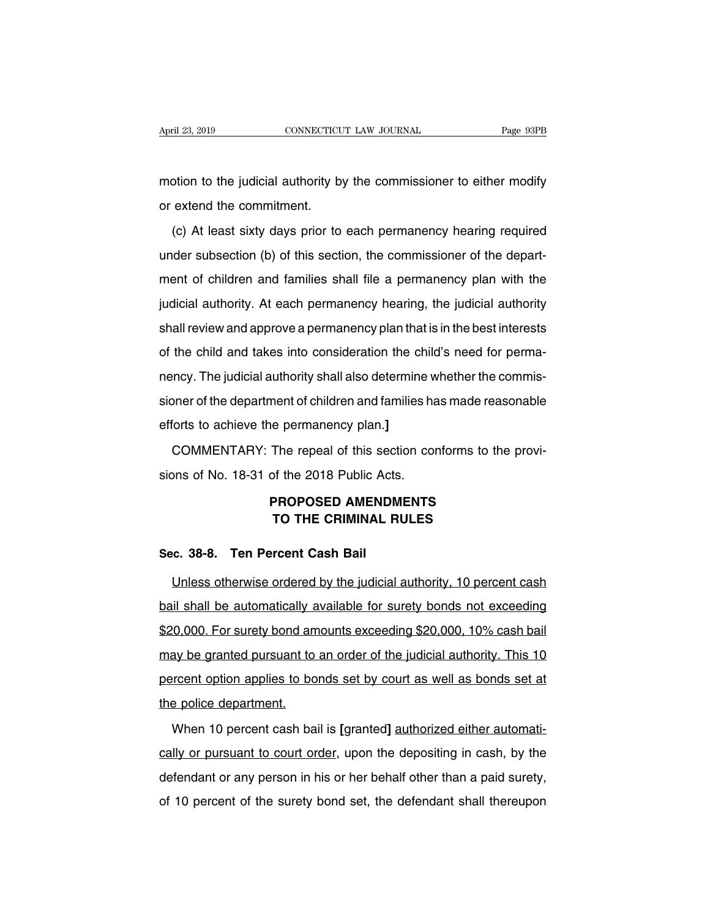motion to the judicial authority by the commissioner to either modify or extend the commitment.

(c) At least sixty days prior to each permanency hearing required under subsection (b) of this section, the commissioner of the department of children and families shall file a permanency plan with the judicial authority. At each permanency hearing, the judicial authority shall review and approve a permanency plan that is in the best interests of the child and takes into consideration the child's need for permanency. The judicial authority shall also determine whether the commissioner of the department of children and families has made reasonable efforts to achieve the permanency plan.**]**

COMMENTARY: The repeal of this section conforms to the provisions of No. 18-31 of the 2018 Public Acts.

## PROPOSED AMENDMENTS TO THE CRIMINAL RULES

### Sec. 38-8. Ten Percent Cash Bail

Unless otherwise ordered by the judicial authority, 10 percent cash bail shall be automatically available for surety bonds not exceeding $20,000. For surety bond amounts exceeding $20,000, 10% cash bail may be granted pursuant to an order of the judicial authority. This 10 percent option applies to bonds set by court as well as bonds set at the police department.

When 10 percent cash bail is **[**granted**]** authorized either automatically or pursuant to court order, upon the depositing in cash, by the defendant or any person in his or her behalf other than a paid surety, of 10 percent of the surety bond set, the defendant shall thereupon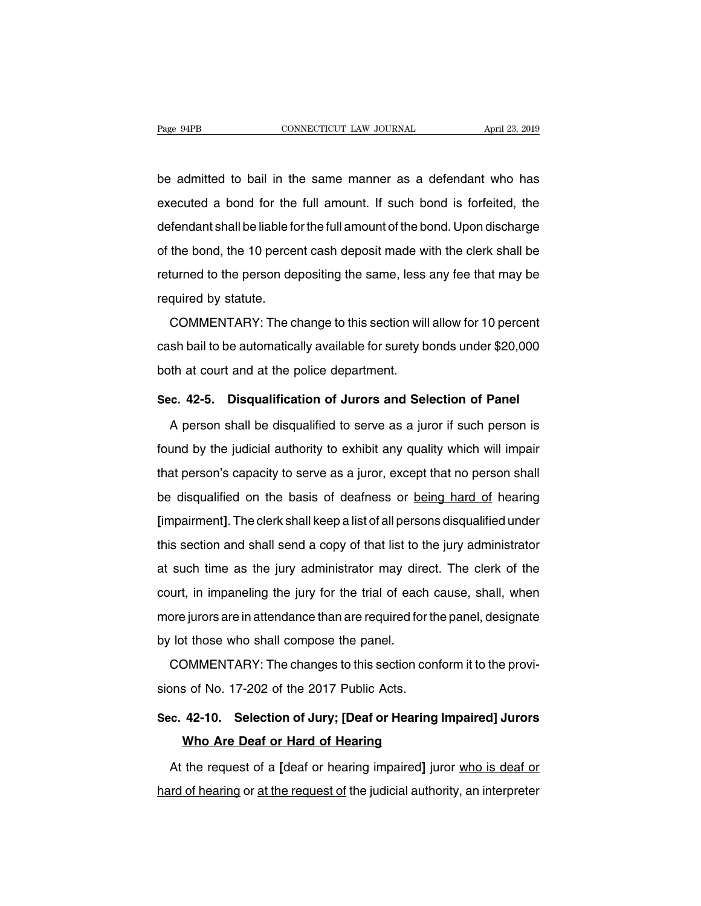be admitted to bail in the same manner as a defendant who has executed a bond for the full amount. If such bond is forfeited, the defendant shall be liable for the full amount of the bond. Upon discharge of the bond, the 10 percent cash deposit made with the clerk shall be returned to the person depositing the same, less any fee that may be required by statute.

COMMENTARY: The change to this section will allow for 10 percent cash bail to be automatically available for surety bonds under $20,000 both at court and at the police department.

### Sec. 42-5. Disqualification of Jurors and Selection of Panel

A person shall be disqualified to serve as a juror if such person is found by the judicial authority to exhibit any quality which will impair that person's capacity to serve as a juror, except that no person shall be disqualified on the basis of deafness or <u>being hard of</u> hearing **[**impairment**]**. The clerk shall keep a list of all persons disqualified under this section and shall send a copy of that list to the jury administrator at such time as the jury administrator may direct. The clerk of the court, in impaneling the jury for the trial of each cause, shall, when more jurors are in attendance than are required for the panel, designate by lot those who shall compose the panel.

COMMENTARY: The changes to this section conform it to the provisions of No. 17-202 of the 2017 Public Acts.

### Sec. 42-10. Selection of Jury; [Deaf or Hearing Impaired] Jurors <u>Who Are Deaf or Hard of Hearing</u>

At the request of a **[**deaf or hearing impaired**]** juror <u>who is deaf or hard of hearing</u> or <u>at the request of</u> the judicial authority, an interpreter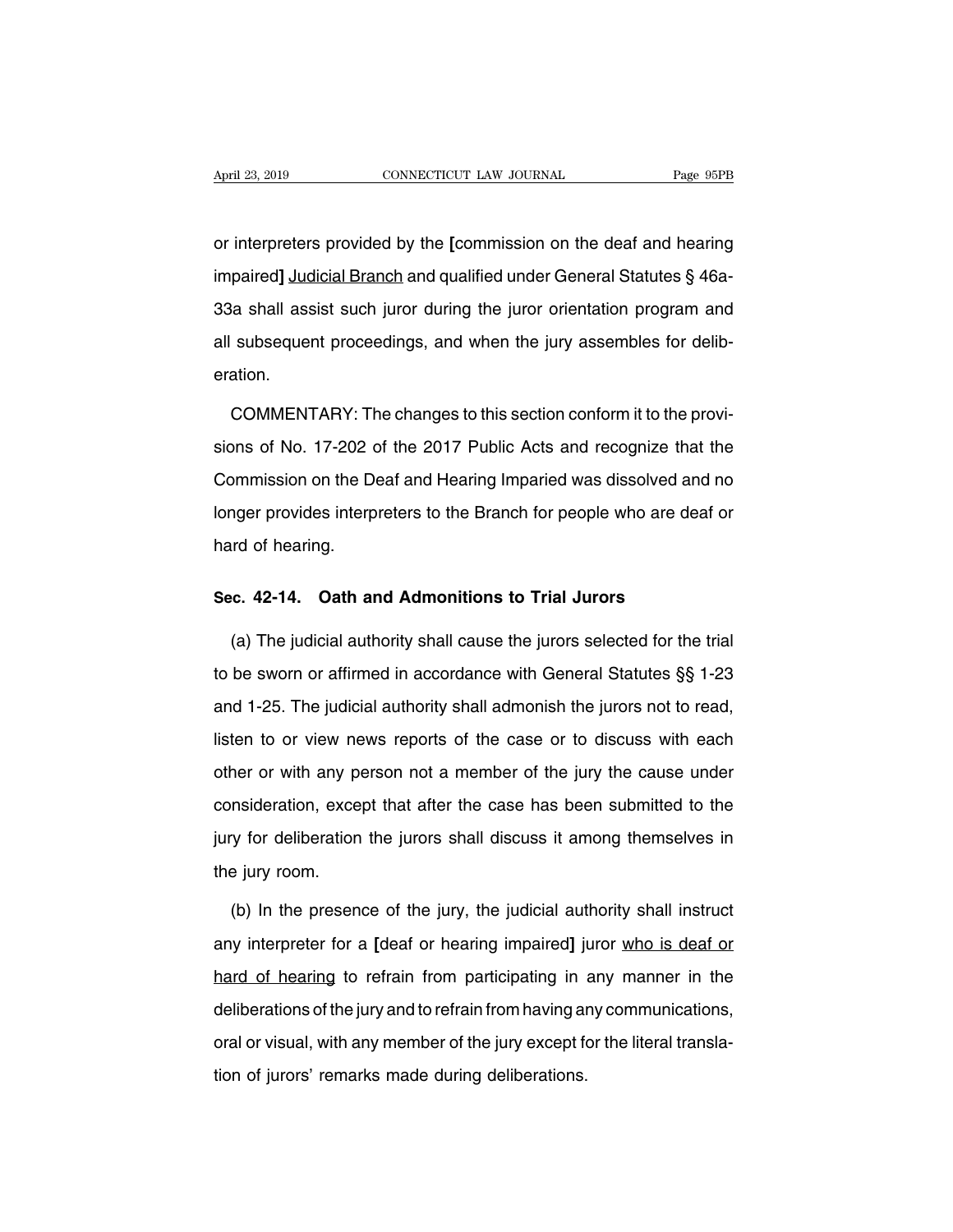or interpreters provided by the [commission on the deaf and hearing impaired] <u>Judicial Branch</u> and qualified under General Statutes § 46a-33a shall assist such juror during the juror orientation program and all subsequent proceedings, and when the jury assembles for deliberation.

COMMENTARY: The changes to this section conform it to the provisions of No. 17-202 of the 2017 Public Acts and recognize that the Commission on the Deaf and Hearing Imparied was dissolved and no longer provides interpreters to the Branch for people who are deaf or hard of hearing.

## Sec. 42-14. Oath and Admonitions to Trial Jurors

(a) The judicial authority shall cause the jurors selected for the trial to be sworn or affirmed in accordance with General Statutes §§ 1-23 and 1-25. The judicial authority shall admonish the jurors not to read, listen to or view news reports of the case or to discuss with each other or with any person not a member of the jury the cause under consideration, except that after the case has been submitted to the jury for deliberation the jurors shall discuss it among themselves in the jury room.

(b) In the presence of the jury, the judicial authority shall instruct any interpreter for a [deaf or hearing impaired] juror <u>who is deaf or hard of hearing</u> to refrain from participating in any manner in the deliberations of the jury and to refrain from having any communications, oral or visual, with any member of the jury except for the literal translation of jurors' remarks made during deliberations.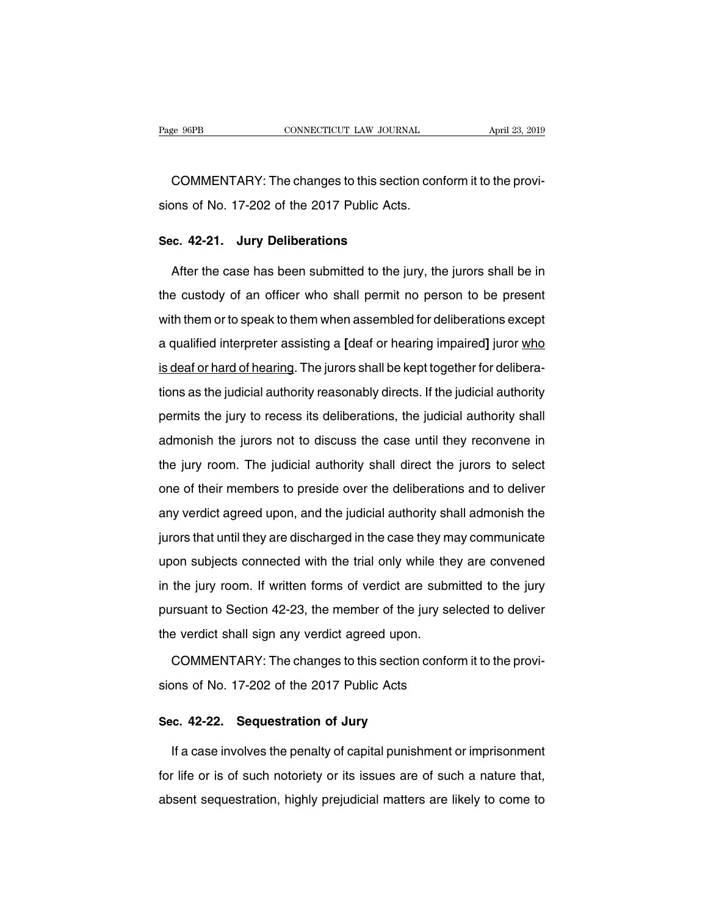COMMENTARY: The changes to this section conform it to the provisions of No. 17-202 of the 2017 Public Acts.

## Sec. 42-21. Jury Deliberations

After the case has been submitted to the jury, the jurors shall be in the custody of an officer who shall permit no person to be present with them or to speak to them when assembled for deliberations except a qualified interpreter assisting a [deaf or hearing impaired] juror <u>who is deaf or hard of hearing</u>. The jurors shall be kept together for deliberations as the judicial authority reasonably directs. If the judicial authority permits the jury to recess its deliberations, the judicial authority shall admonish the jurors not to discuss the case until they reconvene in the jury room. The judicial authority shall direct the jurors to select one of their members to preside over the deliberations and to deliver any verdict agreed upon, and the judicial authority shall admonish the jurors that until they are discharged in the case they may communicate upon subjects connected with the trial only while they are convened in the jury room. If written forms of verdict are submitted to the jury pursuant to Section 42-23, the member of the jury selected to deliver the verdict shall sign any verdict agreed upon.

COMMENTARY: The changes to this section conform it to the provisions of No. 17-202 of the 2017 Public Acts

## Sec. 42-22. Sequestration of Jury

If a case involves the penalty of capital punishment or imprisonment for life or is of such notoriety or its issues are of such a nature that, absent sequestration, highly prejudicial matters are likely to come to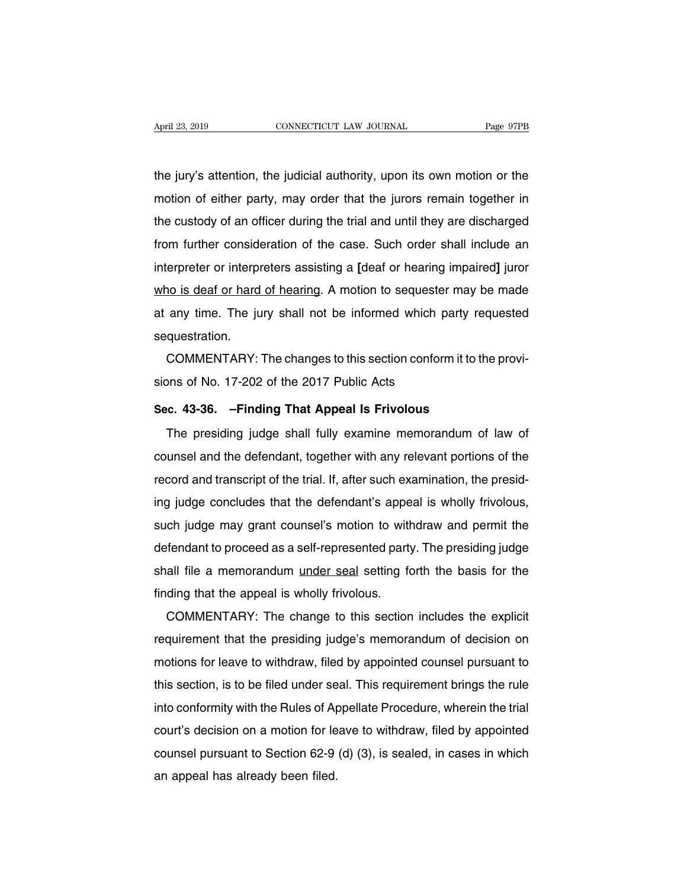the jury's attention, the judicial authority, upon its own motion or the motion of either party, may order that the jurors remain together in the custody of an officer during the trial and until they are discharged from further consideration of the case. Such order shall include an interpreter or interpreters assisting a **[**deaf or hearing impaired**]** juror <u>who is deaf or hard of hearing</u>. A motion to sequester may be made at any time. The jury shall not be informed which party requested sequestration.

COMMENTARY: The changes to this section conform it to the provisions of No. 17-202 of the 2017 Public Acts

**Sec. 43-36. –Finding That Appeal Is Frivolous**

The presiding judge shall fully examine memorandum of law of counsel and the defendant, together with any relevant portions of the record and transcript of the trial. If, after such examination, the presiding judge concludes that the defendant's appeal is wholly frivolous, such judge may grant counsel's motion to withdraw and permit the defendant to proceed as a self-represented party. The presiding judge shall file a memorandum <u>under seal</u> setting forth the basis for the finding that the appeal is wholly frivolous.

COMMENTARY: The change to this section includes the explicit requirement that the presiding judge's memorandum of decision on motions for leave to withdraw, filed by appointed counsel pursuant to this section, is to be filed under seal. This requirement brings the rule into conformity with the Rules of Appellate Procedure, wherein the trial court's decision on a motion for leave to withdraw, filed by appointed counsel pursuant to Section 62-9 (d) (3), is sealed, in cases in which an appeal has already been filed.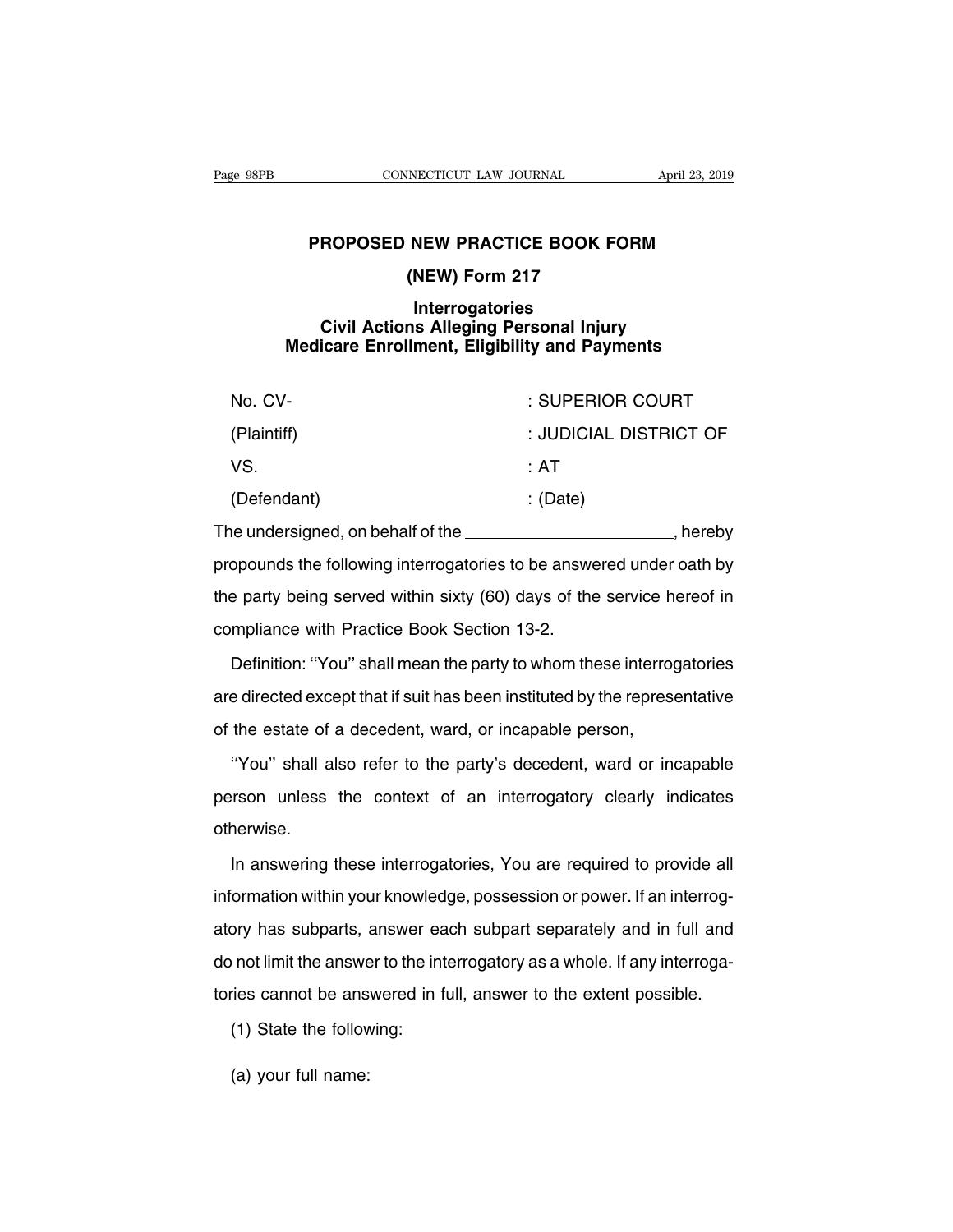## PROPOSED NEW PRACTICE BOOK FORM

### (NEW) Form 217

### Interrogatories
### Civil Actions Alleging Personal Injury
### Medicare Enrollment, Eligibility and Payments

| | |
|---|---|
| No. CV- | : SUPERIOR COURT |
| (Plaintiff) | : JUDICIAL DISTRICT OF |
| VS. | : AT |
| (Defendant) | : (Date) |

The undersigned, on behalf of the ______________________, hereby propounds the following interrogatories to be answered under oath by the party being served within sixty (60) days of the service hereof in compliance with Practice Book Section 13-2.

Definition: ''You'' shall mean the party to whom these interrogatories are directed except that if suit has been instituted by the representative of the estate of a decedent, ward, or incapable person,

''You'' shall also refer to the party's decedent, ward or incapable person unless the context of an interrogatory clearly indicates otherwise.

In answering these interrogatories, You are required to provide all information within your knowledge, possession or power. If an interrogatory has subparts, answer each subpart separately and in full and do not limit the answer to the interrogatory as a whole. If any interrogatories cannot be answered in full, answer to the extent possible.

(1) State the following:

(a) your full name: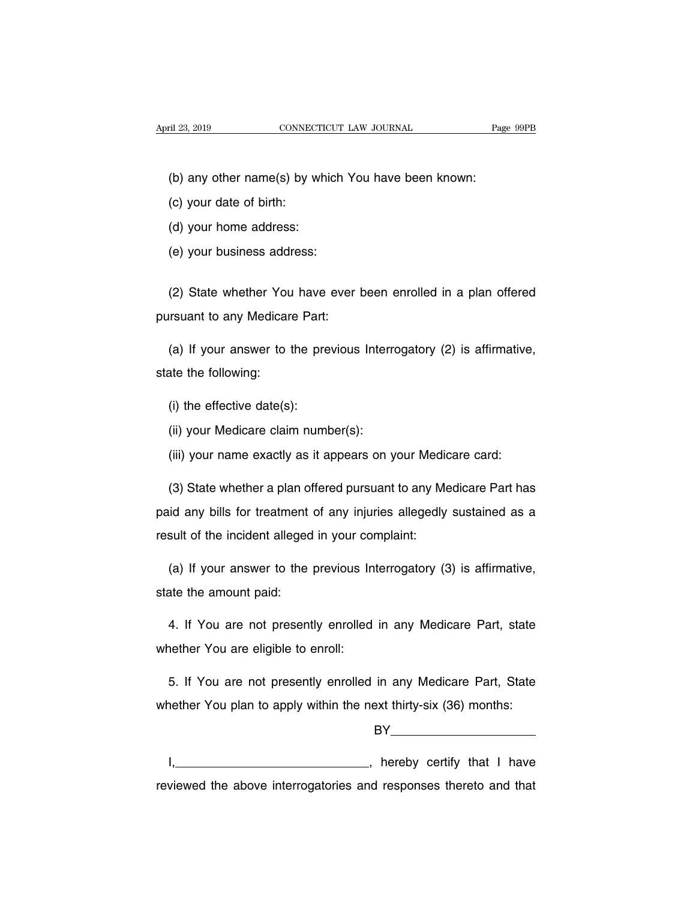(b) any other name(s) by which You have been known:

(c) your date of birth:

(d) your home address:

(e) your business address:

(2) State whether You have ever been enrolled in a plan offered pursuant to any Medicare Part:

(a) If your answer to the previous Interrogatory (2) is affirmative, state the following:

(i) the effective date(s):

(ii) your Medicare claim number(s):

(iii) your name exactly as it appears on your Medicare card:

(3) State whether a plan offered pursuant to any Medicare Part has paid any bills for treatment of any injuries allegedly sustained as a result of the incident alleged in your complaint:

(a) If your answer to the previous Interrogatory (3) is affirmative, state the amount paid:

4. If You are not presently enrolled in any Medicare Part, state whether You are eligible to enroll:

5. If You are not presently enrolled in any Medicare Part, State whether You plan to apply within the next thirty-six (36) months:

BY____________________

I,____________________________, hereby certify that I have reviewed the above interrogatories and responses thereto and that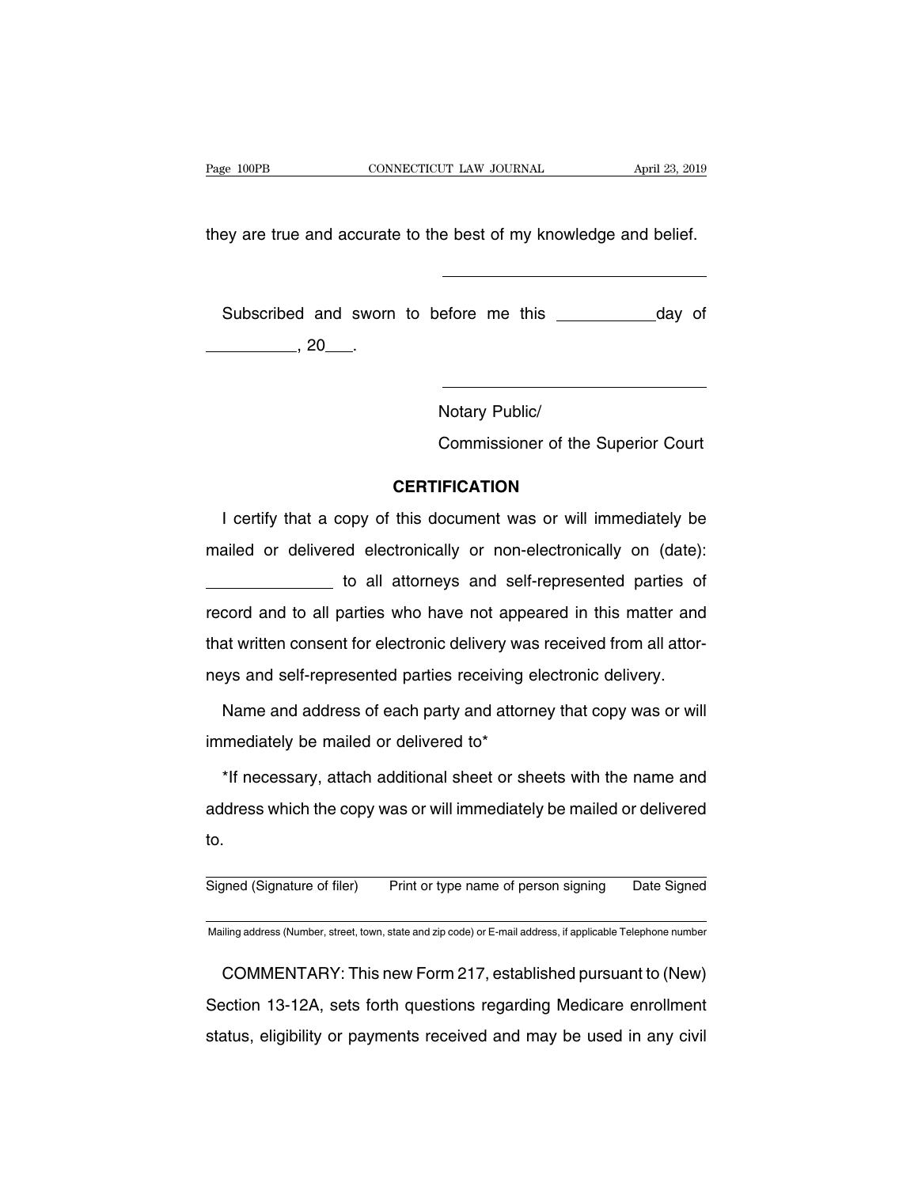they are true and accurate to the best of my knowledge and belief.

\_\_\_\_\_\_\_\_\_\_\_\_\_\_\_\_\_\_\_\_\_\_\_\_\_\_\_\_\_\_

Subscribed and sworn to before me this \_\_\_\_\_\_\_\_\_\_\_day of \_\_\_\_\_\_\_\_\_\_\_, 20\_\_\_.

\_\_\_\_\_\_\_\_\_\_\_\_\_\_\_\_\_\_\_\_\_\_\_\_\_\_\_\_\_\_

Notary Public/
Commissioner of the Superior Court

## CERTIFICATION

I certify that a copy of this document was or will immediately be mailed or delivered electronically or non-electronically on (date): \_\_\_\_\_\_\_\_\_\_\_\_\_\_\_ to all attorneys and self-represented parties of record and to all parties who have not appeared in this matter and that written consent for electronic delivery was received from all attorneys and self-represented parties receiving electronic delivery.

Name and address of each party and attorney that copy was or will immediately be mailed or delivered to*

*If necessary, attach additional sheet or sheets with the name and address which the copy was or will immediately be mailed or delivered to.

\_\_\_\_\_\_\_\_\_\_\_\_\_\_\_\_\_\_\_\_\_\_\_\_\_\_\_\_\_\_\_\_\_\_\_\_\_\_\_\_\_\_\_\_\_\_\_\_\_\_\_\_\_\_\_\_\_\_\_\_

Signed (Signature of filer)   Print or type name of person signing   Date Signed

\_\_\_\_\_\_\_\_\_\_\_\_\_\_\_\_\_\_\_\_\_\_\_\_\_\_\_\_\_\_\_\_\_\_\_\_\_\_\_\_\_\_\_\_\_\_\_\_\_\_\_\_\_\_\_\_\_\_\_\_

Mailing address (Number, street, town, state and zip code) or E-mail address, if applicable Telephone number

COMMENTARY: This new Form 217, established pursuant to (New) Section 13-12A, sets forth questions regarding Medicare enrollment status, eligibility or payments received and may be used in any civil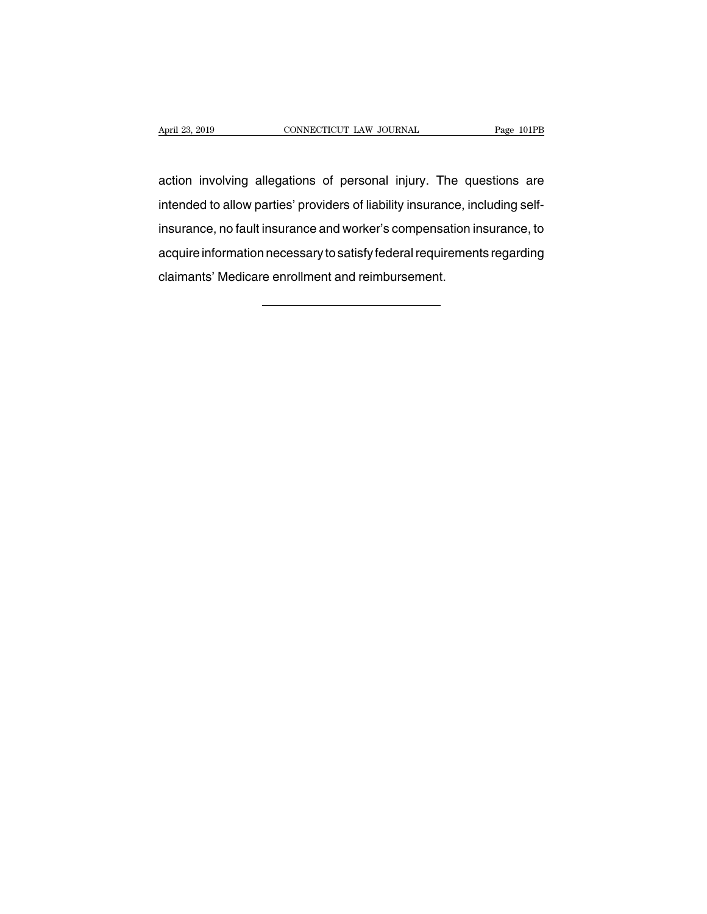action involving allegations of personal injury. The questions are intended to allow parties' providers of liability insurance, including self-insurance, no fault insurance and worker's compensation insurance, to acquire information necessary to satisfy federal requirements regarding claimants' Medicare enrollment and reimbursement.

---